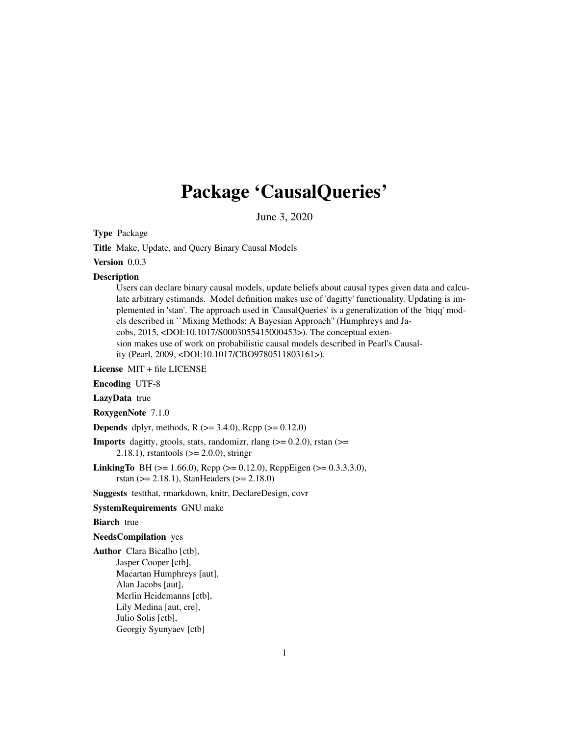# Package 'CausalQueries'

June 3, 2020

**Type** Package

**Title** Make, Update, and Query Binary Causal Models

**Version** 0.0.3

**Description**
Users can declare binary causal models, update beliefs about causal types given data and calculate arbitrary estimands. Model definition makes use of 'dagitty' functionality. Updating is implemented in 'stan'. The approach used in 'CausalQueries' is a generalization of the 'biqq' models described in ``Mixing Methods: A Bayesian Approach'' (Humphreys and Jacobs, 2015, <DOI:10.1017/S0003055415000453>). The conceptual extension makes use of work on probabilistic causal models described in Pearl's Causality (Pearl, 2009, <DOI:10.1017/CBO9780511803161>).

**License** MIT + file LICENSE

**Encoding** UTF-8

**LazyData** true

**RoxygenNote** 7.1.0

**Depends** dplyr, methods, R (>= 3.4.0), Rcpp (>= 0.12.0)

**Imports** dagitty, gtools, stats, randomizr, rlang (>= 0.2.0), rstan (>= 2.18.1), rstantools (>= 2.0.0), stringr

**LinkingTo** BH (>= 1.66.0), Rcpp (>= 0.12.0), RcppEigen (>= 0.3.3.3.0), rstan (>= 2.18.1), StanHeaders (>= 2.18.0)

**Suggests** testthat, rmarkdown, knitr, DeclareDesign, covr

**SystemRequirements** GNU make

**Biarch** true

**NeedsCompilation** yes

**Author** Clara Bicalho [ctb],
Jasper Cooper [ctb],
Macartan Humphreys [aut],
Alan Jacobs [aut],
Merlin Heidemanns [ctb],
Lily Medina [aut, cre],
Julio Solis [ctb],
Georgiy Syunyaev [ctb]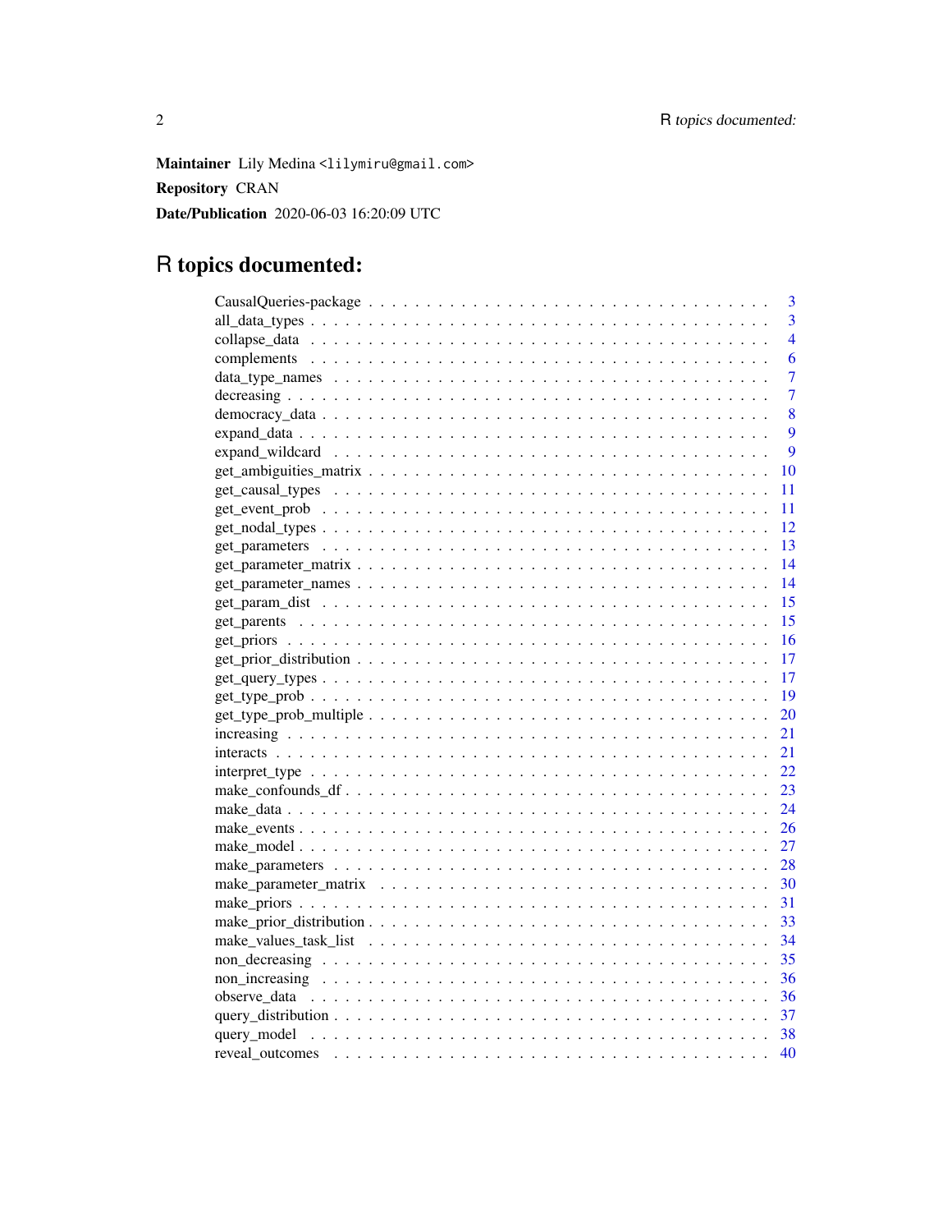**Maintainer** Lily Medina <lilymiru@gmail.com>

**Repository** CRAN

**Date/Publication** 2020-06-03 16:20:09 UTC

# R topics documented:

| | |
|---|---|
| CausalQueries-package | 3 |
| all_data_types | 3 |
| collapse_data | 4 |
| complements | 6 |
| data_type_names | 7 |
| decreasing | 7 |
| democracy_data | 8 |
| expand_data | 9 |
| expand_wildcard | 9 |
| get_ambiguities_matrix | 10 |
| get_causal_types | 11 |
| get_event_prob | 11 |
| get_nodal_types | 12 |
| get_parameters | 13 |
| get_parameter_matrix | 14 |
| get_parameter_names | 14 |
| get_param_dist | 15 |
| get_parents | 15 |
| get_priors | 16 |
| get_prior_distribution | 17 |
| get_query_types | 17 |
| get_type_prob | 19 |
| get_type_prob_multiple | 20 |
| increasing | 21 |
| interacts | 21 |
| interpret_type | 22 |
| make_confounds_df | 23 |
| make_data | 24 |
| make_events | 26 |
| make_model | 27 |
| make_parameters | 28 |
| make_parameter_matrix | 30 |
| make_priors | 31 |
| make_prior_distribution | 33 |
| make_values_task_list | 34 |
| non_decreasing | 35 |
| non_increasing | 36 |
| observe_data | 36 |
| query_distribution | 37 |
| query_model | 38 |
| reveal_outcomes | 40 |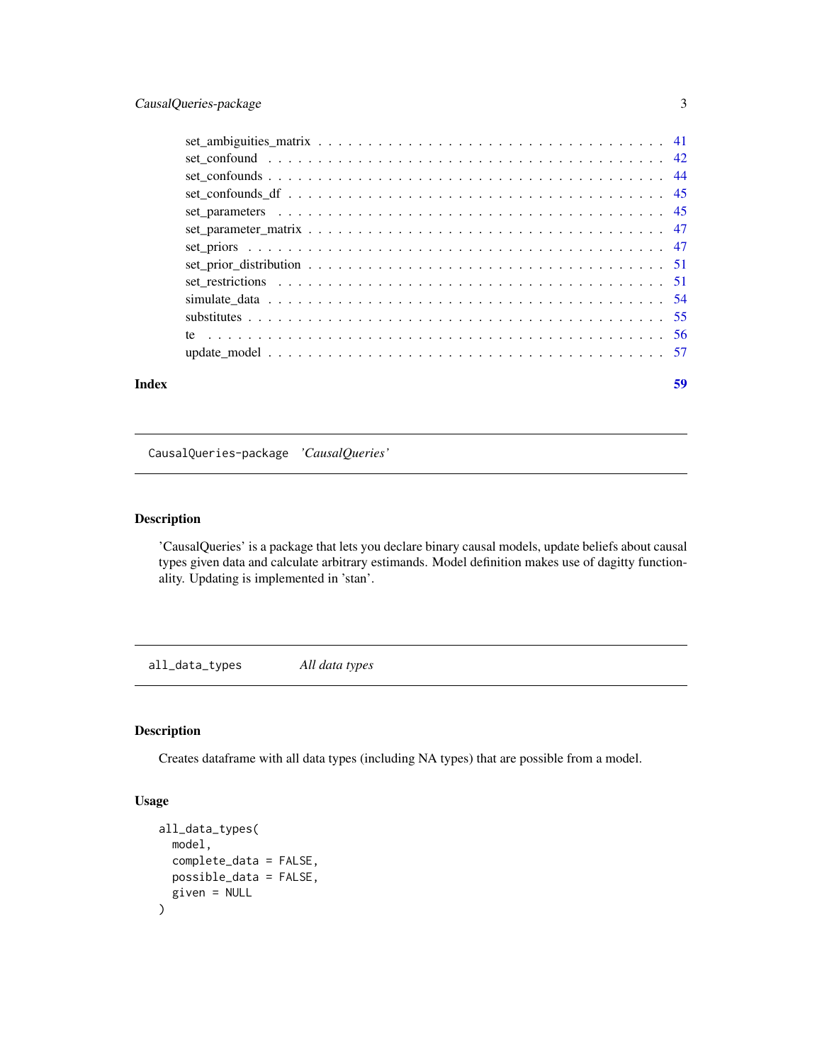set_ambiguities_matrix . . . . . . . . . . . . . . . . . . . . . . . . . . . . . . . . . 41
set_confound . . . . . . . . . . . . . . . . . . . . . . . . . . . . . . . . . . . . . . 42
set_confounds . . . . . . . . . . . . . . . . . . . . . . . . . . . . . . . . . . . . . 44
set_confounds_df . . . . . . . . . . . . . . . . . . . . . . . . . . . . . . . . . . . . 45
set_parameters . . . . . . . . . . . . . . . . . . . . . . . . . . . . . . . . . . . . . 45
set_parameter_matrix . . . . . . . . . . . . . . . . . . . . . . . . . . . . . . . . . . 47
set_priors . . . . . . . . . . . . . . . . . . . . . . . . . . . . . . . . . . . . . . . 47
set_prior_distribution . . . . . . . . . . . . . . . . . . . . . . . . . . . . . . . . . 51
set_restrictions . . . . . . . . . . . . . . . . . . . . . . . . . . . . . . . . . . . . 51
simulate_data . . . . . . . . . . . . . . . . . . . . . . . . . . . . . . . . . . . . . 54
substitutes . . . . . . . . . . . . . . . . . . . . . . . . . . . . . . . . . . . . . . . 55
te . . . . . . . . . . . . . . . . . . . . . . . . . . . . . . . . . . . . . . . . . . . 56
update_model . . . . . . . . . . . . . . . . . . . . . . . . . . . . . . . . . . . . . . 57

**Index** **59**

---

## CausalQueries-package *'CausalQueries'*

### Description

'CausalQueries' is a package that lets you declare binary causal models, update beliefs about causal types given data and calculate arbitrary estimands. Model definition makes use of dagitty functionality. Updating is implemented in 'stan'.

---

## all_data_types *All data types*

### Description

Creates dataframe with all data types (including NA types) that are possible from a model.

### Usage

```
all_data_types(
  model,
  complete_data = FALSE,
  possible_data = FALSE,
  given = NULL
)
```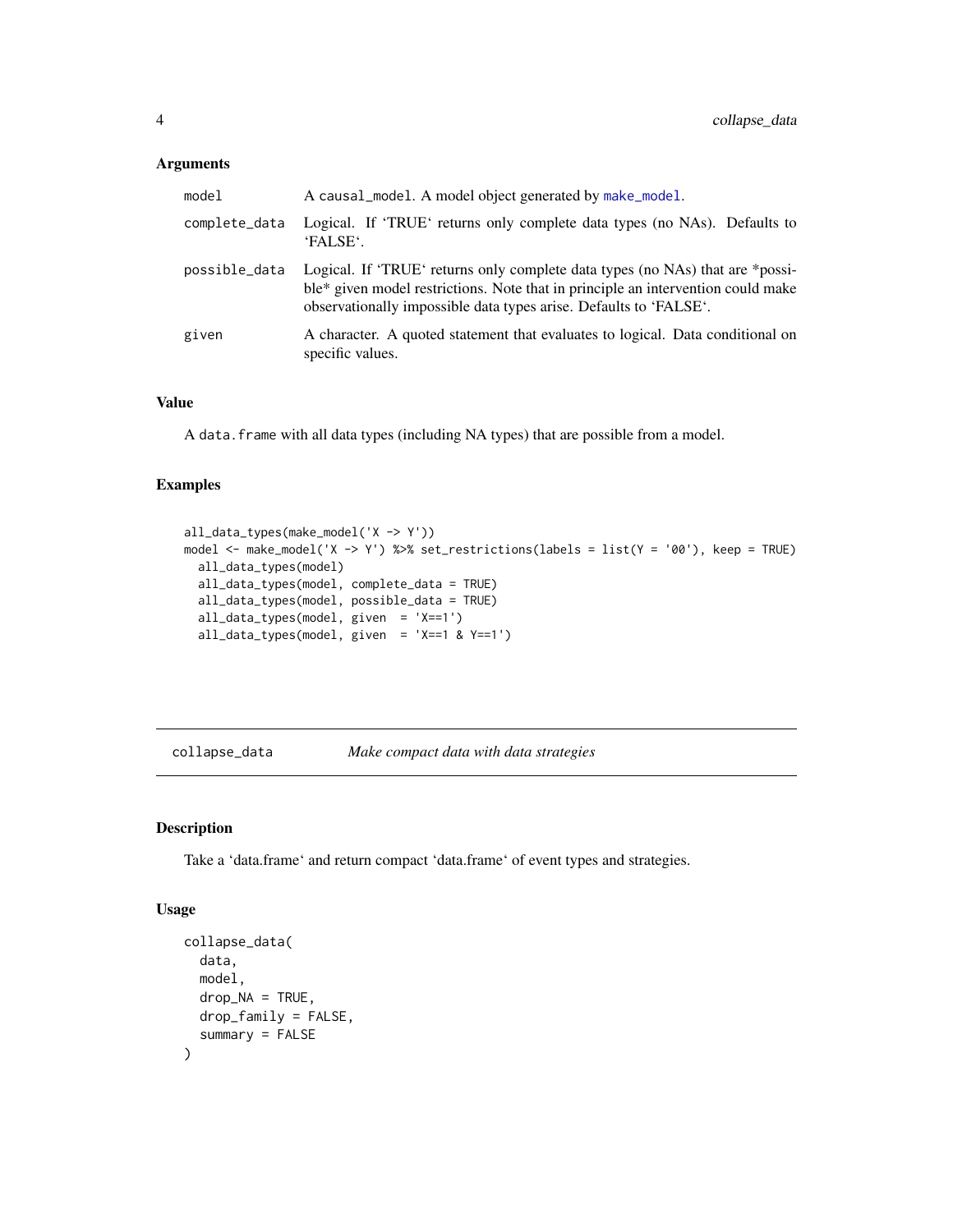### Arguments

| | |
|---|---|
| model | A causal_model. A model object generated by make_model. |
| complete_data | Logical. If 'TRUE' returns only complete data types (no NAs). Defaults to 'FALSE'. |
| possible_data | Logical. If 'TRUE' returns only complete data types (no NAs) that are *possible* given model restrictions. Note that in principle an intervention could make observationally impossible data types arise. Defaults to 'FALSE'. |
| given | A character. A quoted statement that evaluates to logical. Data conditional on specific values. |

### Value

A data.frame with all data types (including NA types) that are possible from a model.

### Examples

```
all_data_types(make_model('X -> Y'))
model <- make_model('X -> Y') %>% set_restrictions(labels = list(Y = '00'), keep = TRUE)
  all_data_types(model)
  all_data_types(model, complete_data = TRUE)
  all_data_types(model, possible_data = TRUE)
  all_data_types(model, given  = 'X==1')
  all_data_types(model, given  = 'X==1 & Y==1')
```

---

## collapse_data *Make compact data with data strategies*

### Description

Take a 'data.frame' and return compact 'data.frame' of event types and strategies.

### Usage

```
collapse_data(
  data,
  model,
  drop_NA = TRUE,
  drop_family = FALSE,
  summary = FALSE
)
```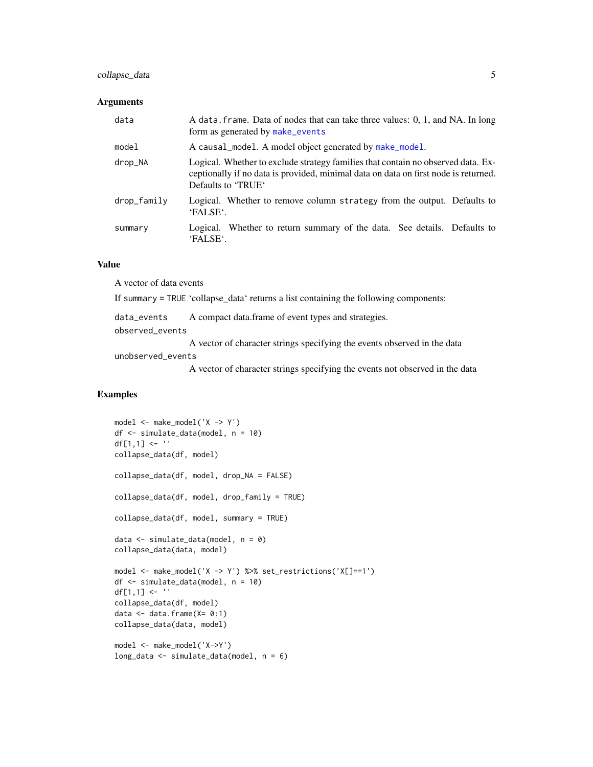## Arguments

| | |
|---|---|
| data | A `data.frame`. Data of nodes that can take three values: 0, 1, and NA. In long form as generated by `make_events` |
| model | A `causal_model`. A model object generated by `make_model`. |
| drop_NA | Logical. Whether to exclude strategy families that contain no observed data. Exceptionally if no data is provided, minimal data on data on first node is returned. Defaults to 'TRUE' |
| drop_family | Logical. Whether to remove column `strategy` from the output. Defaults to 'FALSE'. |
| summary | Logical. Whether to return summary of the data. See details. Defaults to 'FALSE'. |

## Value

A vector of data events

If `summary = TRUE` 'collapse_data' returns a list containing the following components:

| | |
|---|---|
| data_events | A compact data.frame of event types and strategies. |
| observed_events | A vector of character strings specifying the events observed in the data |
| unobserved_events | A vector of character strings specifying the events not observed in the data |

## Examples

```
model <- make_model('X -> Y')
df <- simulate_data(model, n = 10)
df[1,1] <- ''
collapse_data(df, model)

collapse_data(df, model, drop_NA = FALSE)

collapse_data(df, model, drop_family = TRUE)

collapse_data(df, model, summary = TRUE)

data <- simulate_data(model, n = 0)
collapse_data(data, model)

model <- make_model('X -> Y') %>% set_restrictions('X[]==1')
df <- simulate_data(model, n = 10)
df[1,1] <- ''
collapse_data(df, model)
data <- data.frame(X= 0:1)
collapse_data(data, model)

model <- make_model('X->Y')
long_data <- simulate_data(model, n = 6)
```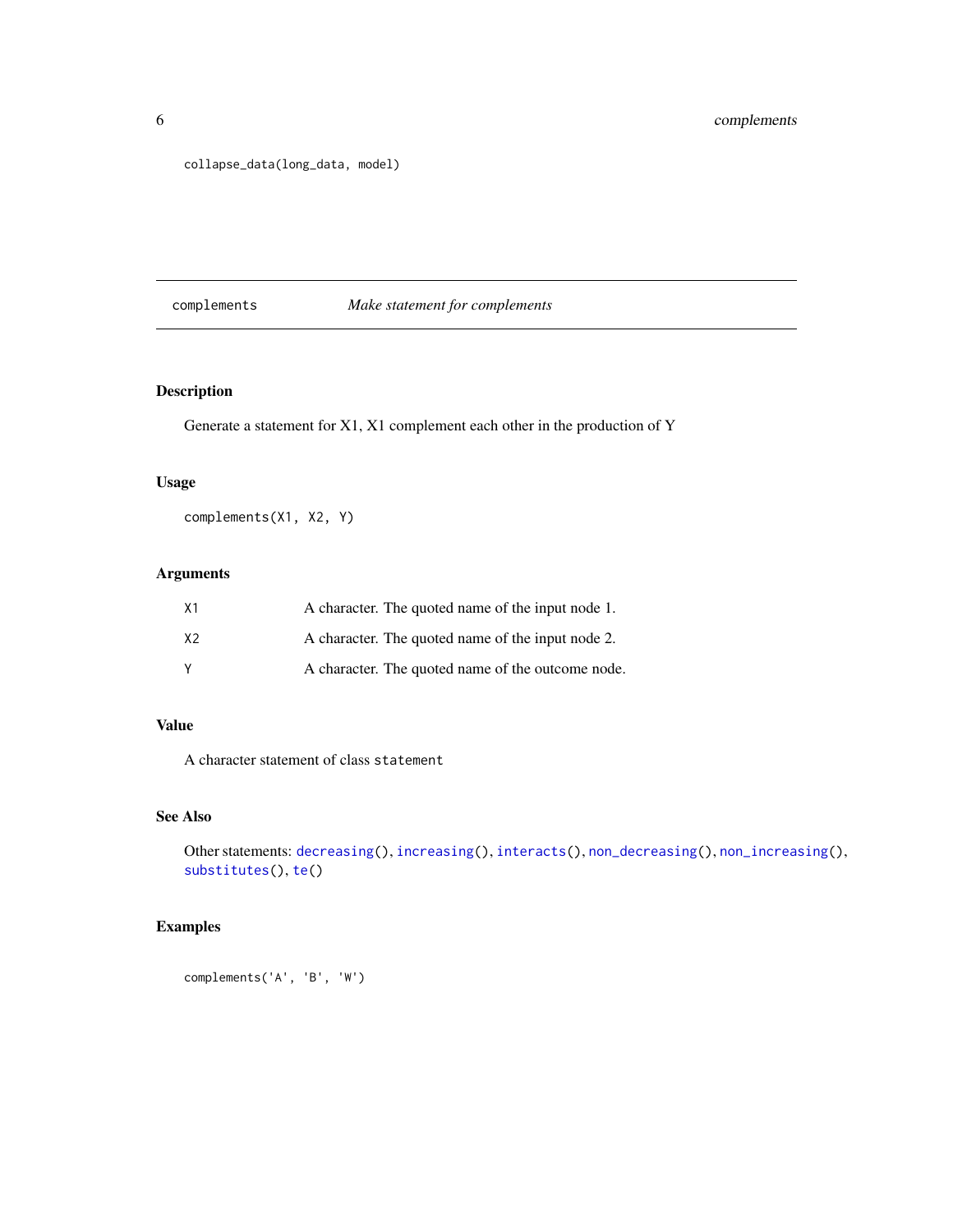```
collapse_data(long_data, model)
```

## complements — *Make statement for complements*

### Description

Generate a statement for X1, X1 complement each other in the production of Y

### Usage

```
complements(X1, X2, Y)
```

### Arguments

| | |
|---|---|
| X1 | A character. The quoted name of the input node 1. |
| X2 | A character. The quoted name of the input node 2. |
| Y | A character. The quoted name of the outcome node. |

### Value

A character statement of class `statement`

### See Also

Other statements: `decreasing()`, `increasing()`, `interacts()`, `non_decreasing()`, `non_increasing()`, `substitutes()`, `te()`

### Examples

```
complements('A', 'B', 'W')
```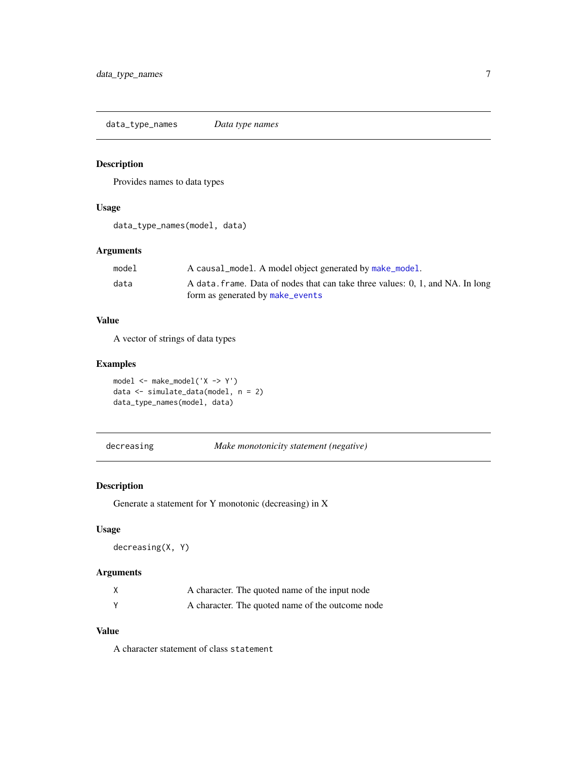## data_type_names — *Data type names*

### Description

Provides names to data types

### Usage

```
data_type_names(model, data)
```

### Arguments

| | |
|---|---|
| model | A causal_model. A model object generated by make_model. |
| data | A data.frame. Data of nodes that can take three values: 0, 1, and NA. In long form as generated by make_events |

### Value

A vector of strings of data types

### Examples

```
model <- make_model('X -> Y')
data <- simulate_data(model, n = 2)
data_type_names(model, data)
```

## decreasing — *Make monotonicity statement (negative)*

### Description

Generate a statement for Y monotonic (decreasing) in X

### Usage

```
decreasing(X, Y)
```

### Arguments

| | |
|---|---|
| X | A character. The quoted name of the input node |
| Y | A character. The quoted name of the outcome node |

### Value

A character statement of class statement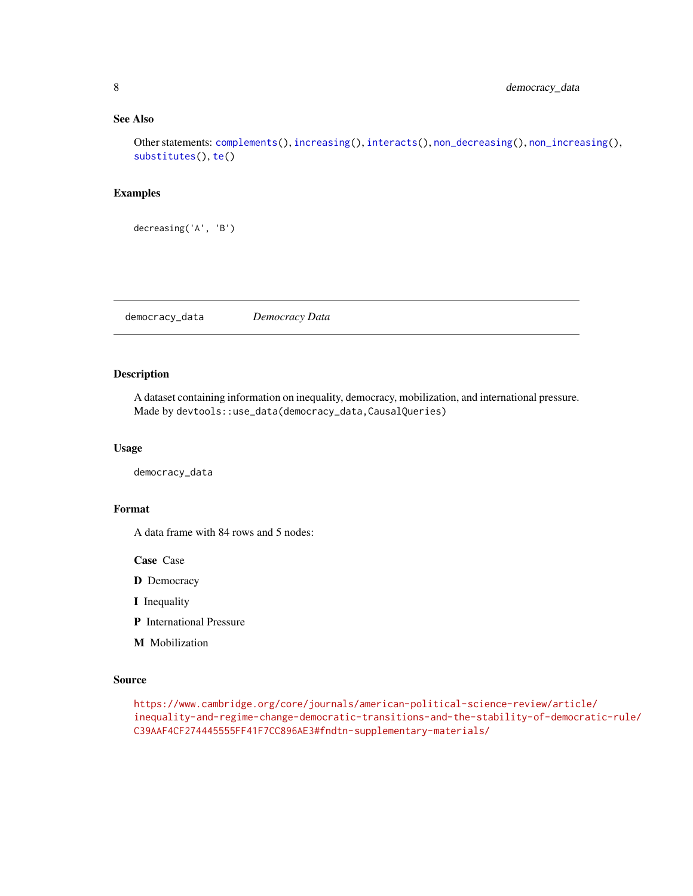## See Also

Other statements: complements(), increasing(), interacts(), non_decreasing(), non_increasing(), substitutes(), te()

## Examples

```
decreasing('A', 'B')
```

---

# democracy_data *Democracy Data*

---

## Description

A dataset containing information on inequality, democracy, mobilization, and international pressure. Made by `devtools::use_data(democracy_data,CausalQueries)`

## Usage

```
democracy_data
```

## Format

A data frame with 84 rows and 5 nodes:

**Case** Case

**D** Democracy

**I** Inequality

**P** International Pressure

**M** Mobilization

## Source

https://www.cambridge.org/core/journals/american-political-science-review/article/inequality-and-regime-change-democratic-transitions-and-the-stability-of-democratic-rule/C39AAF4CF274445555FF41F7CC896AE3#fndtn-supplementary-materials/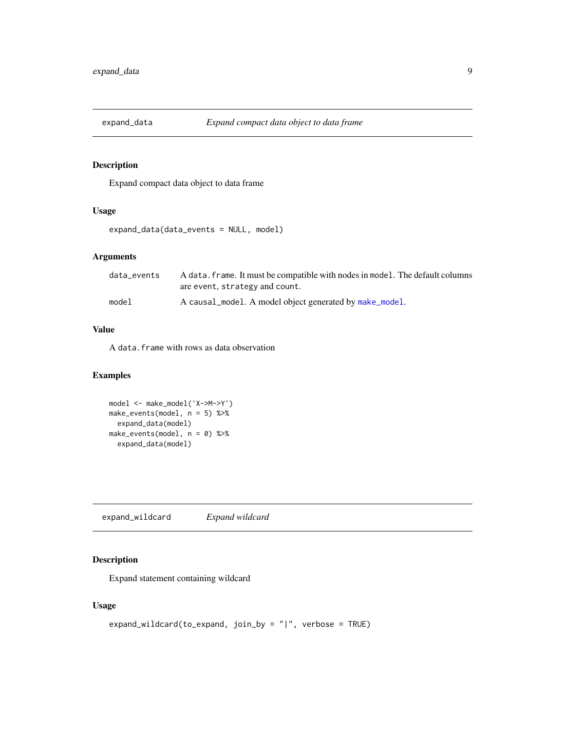## expand_data — *Expand compact data object to data frame*

### Description

Expand compact data object to data frame

### Usage

```
expand_data(data_events = NULL, model)
```

### Arguments

| | |
|---|---|
| data_events | A `data.frame`. It must be compatible with nodes in `model`. The default columns are `event`, `strategy` and `count`. |
| model | A `causal_model`. A model object generated by `make_model`. |

### Value

A `data.frame` with rows as data observation

### Examples

```
model <- make_model('X->M->Y')
make_events(model, n = 5) %>%
  expand_data(model)
make_events(model, n = 0) %>%
  expand_data(model)
```

## expand_wildcard — *Expand wildcard*

### Description

Expand statement containing wildcard

### Usage

```
expand_wildcard(to_expand, join_by = "|", verbose = TRUE)
```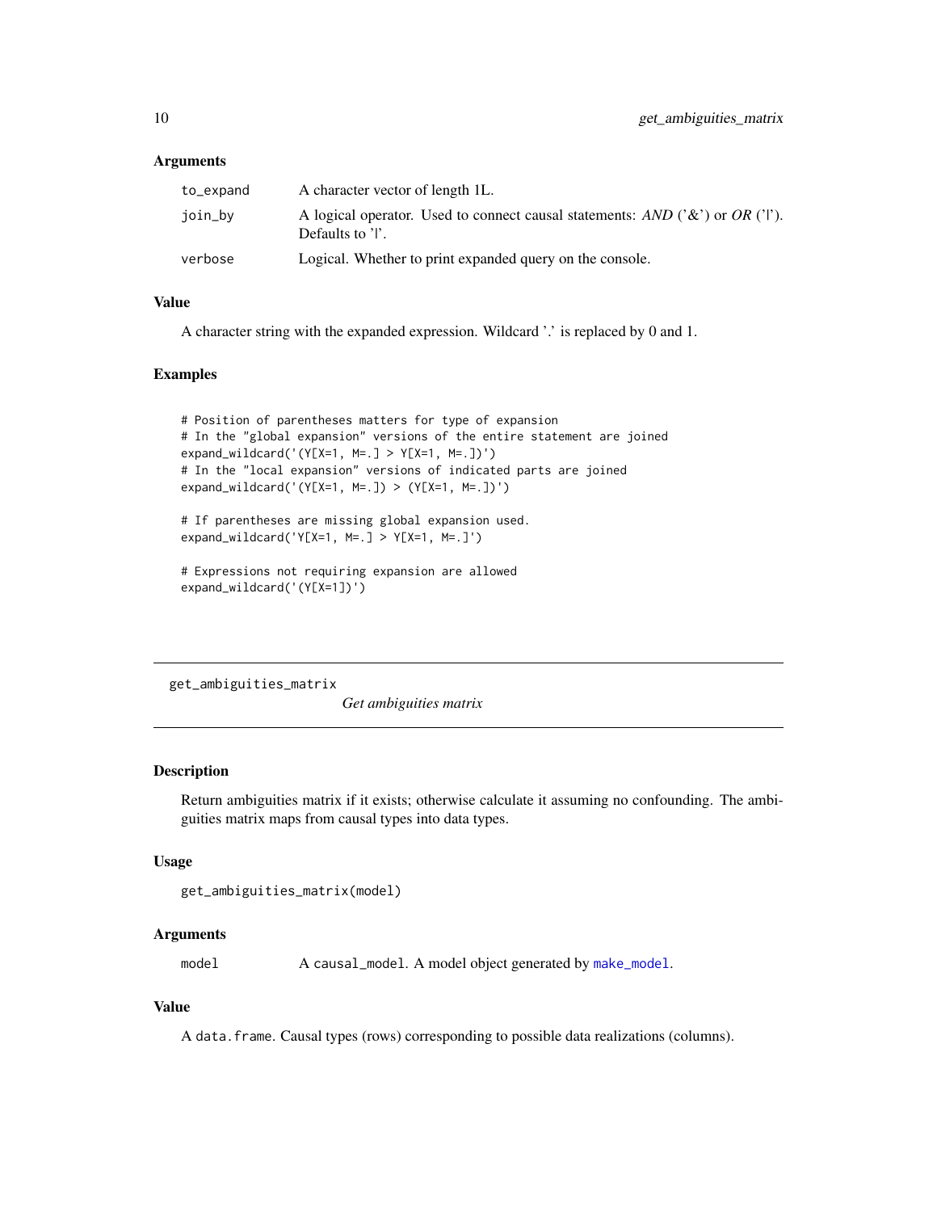### Arguments

| | |
|---|---|
| to_expand | A character vector of length 1L. |
| join_by | A logical operator. Used to connect causal statements: *AND* ('&') or *OR* ('\|'). Defaults to '\|'. |
| verbose | Logical. Whether to print expanded query on the console. |

### Value

A character string with the expanded expression. Wildcard '.' is replaced by 0 and 1.

### Examples

```
# Position of parentheses matters for type of expansion
# In the "global expansion" versions of the entire statement are joined
expand_wildcard('(Y[X=1, M=.] > Y[X=1, M=.])')
# In the "local expansion" versions of indicated parts are joined
expand_wildcard('(Y[X=1, M=.]) > (Y[X=1, M=.])')

# If parentheses are missing global expansion used.
expand_wildcard('Y[X=1, M=.] > Y[X=1, M=.]')

# Expressions not requiring expansion are allowed
expand_wildcard('(Y[X=1])')
```

---

## get_ambiguities_matrix

*Get ambiguities matrix*

### Description

Return ambiguities matrix if it exists; otherwise calculate it assuming no confounding. The ambiguities matrix maps from causal types into data types.

### Usage

```
get_ambiguities_matrix(model)
```

### Arguments

| | |
|---|---|
| model | A causal_model. A model object generated by make_model. |

### Value

A data.frame. Causal types (rows) corresponding to possible data realizations (columns).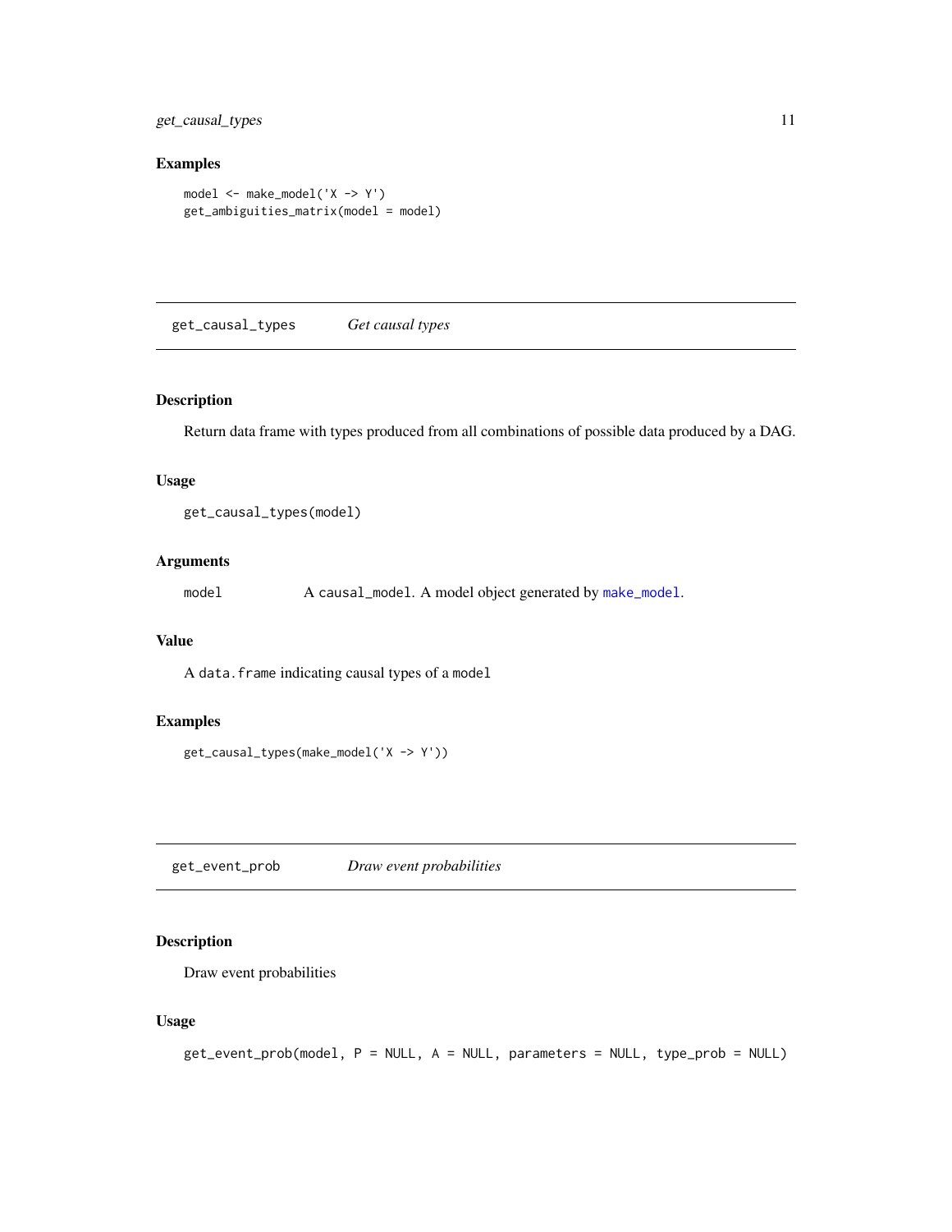### Examples

```
model <- make_model('X -> Y')
get_ambiguities_matrix(model = model)
```

---

## get_causal_types *Get causal types*

---

### Description

Return data frame with types produced from all combinations of possible data produced by a DAG.

### Usage

```
get_causal_types(model)
```

### Arguments

`model` A `causal_model`. A model object generated by `make_model`.

### Value

A `data.frame` indicating causal types of a `model`

### Examples

```
get_causal_types(make_model('X -> Y'))
```

---

## get_event_prob *Draw event probabilities*

---

### Description

Draw event probabilities

### Usage

```
get_event_prob(model, P = NULL, A = NULL, parameters = NULL, type_prob = NULL)
```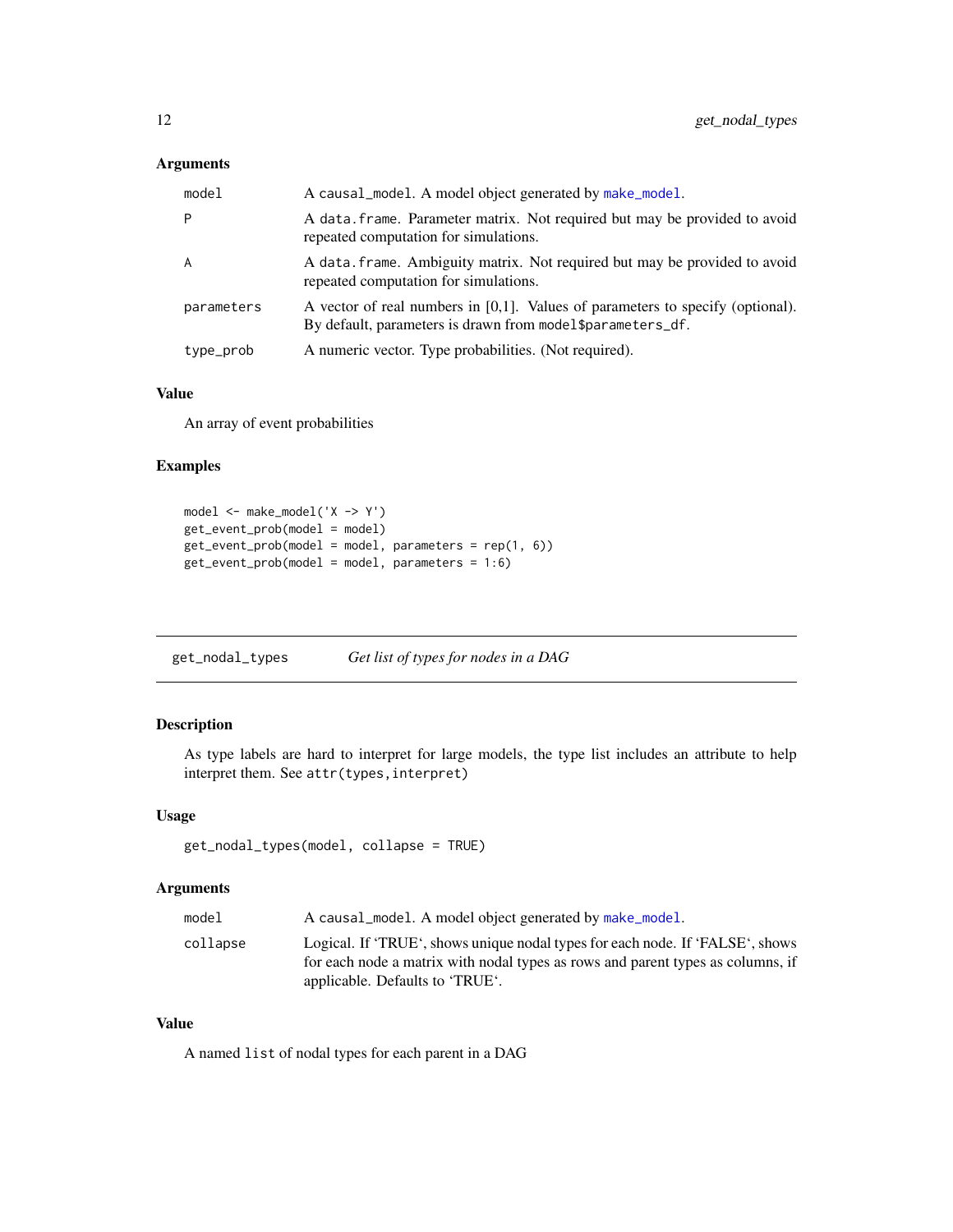### Arguments

| | |
|---|---|
| model | A causal_model. A model object generated by make_model. |
| P | A data.frame. Parameter matrix. Not required but may be provided to avoid repeated computation for simulations. |
| A | A data.frame. Ambiguity matrix. Not required but may be provided to avoid repeated computation for simulations. |
| parameters | A vector of real numbers in [0,1]. Values of parameters to specify (optional). By default, parameters is drawn from model$parameters_df. |
| type_prob | A numeric vector. Type probabilities. (Not required). |

### Value

An array of event probabilities

### Examples

```
model <- make_model('X -> Y')
get_event_prob(model = model)
get_event_prob(model = model, parameters = rep(1, 6))
get_event_prob(model = model, parameters = 1:6)
```

---

## get_nodal_types — *Get list of types for nodes in a DAG*

### Description

As type labels are hard to interpret for large models, the type list includes an attribute to help interpret them. See attr(types,interpret)

### Usage

```
get_nodal_types(model, collapse = TRUE)
```

### Arguments

| | |
|---|---|
| model | A causal_model. A model object generated by make_model. |
| collapse | Logical. If 'TRUE', shows unique nodal types for each node. If 'FALSE', shows for each node a matrix with nodal types as rows and parent types as columns, if applicable. Defaults to 'TRUE'. |

### Value

A named list of nodal types for each parent in a DAG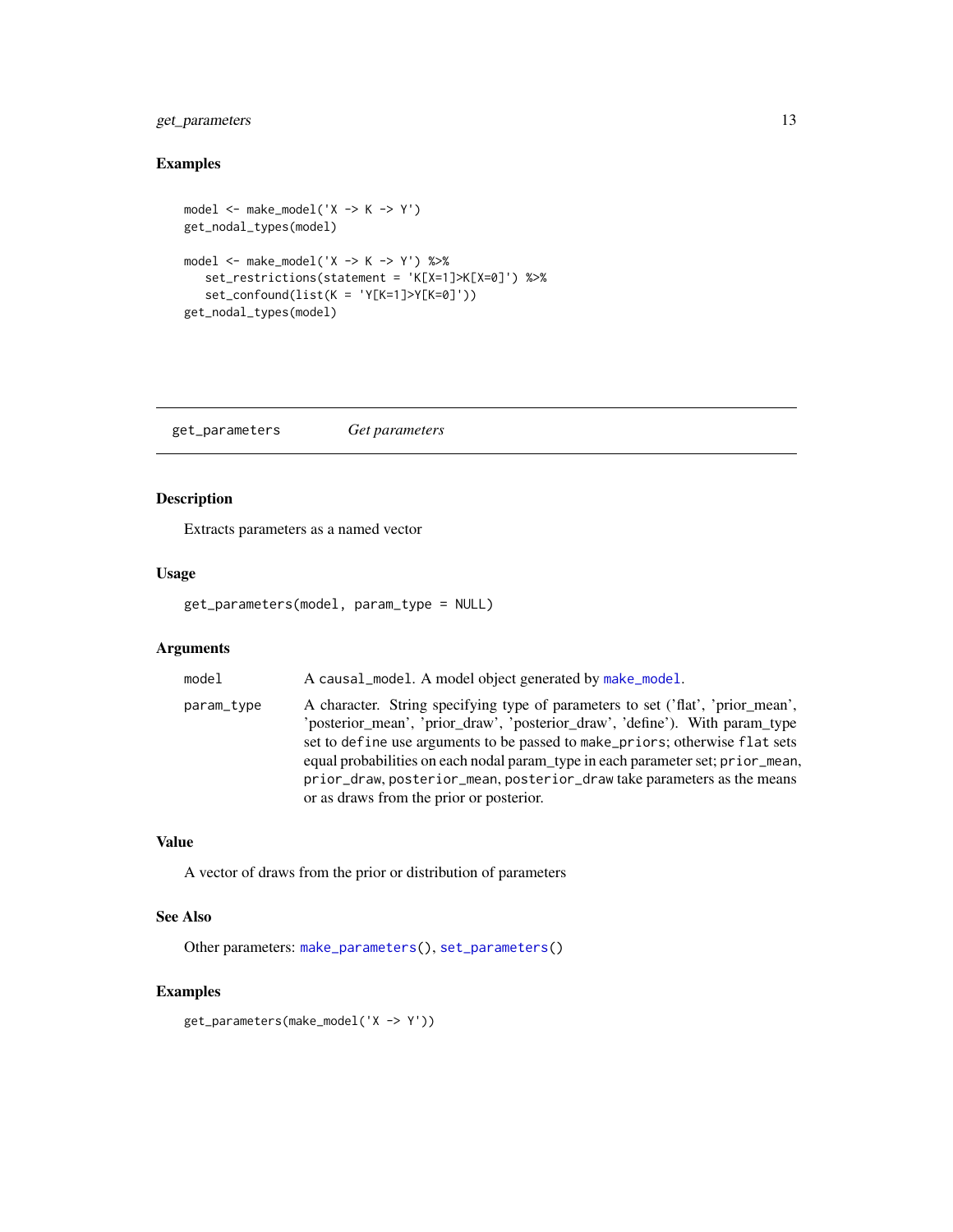### Examples

```
model <- make_model('X -> K -> Y')
get_nodal_types(model)

model <- make_model('X -> K -> Y') %>%
   set_restrictions(statement = 'K[X=1]>K[X=0]') %>%
   set_confound(list(K = 'Y[K=1]>Y[K=0]'))
get_nodal_types(model)
```

---

## get_parameters *Get parameters*

---

### Description

Extracts parameters as a named vector

### Usage

```
get_parameters(model, param_type = NULL)
```

### Arguments

| | |
|---|---|
| `model` | A `causal_model`. A model object generated by `make_model`. |
| `param_type` | A character. String specifying type of parameters to set ('flat', 'prior_mean', 'posterior_mean', 'prior_draw', 'posterior_draw', 'define'). With param_type set to `define` use arguments to be passed to `make_priors`; otherwise `flat` sets equal probabilities on each nodal param_type in each parameter set; `prior_mean`, `prior_draw`, `posterior_mean`, `posterior_draw` take parameters as the means or as draws from the prior or posterior. |

### Value

A vector of draws from the prior or distribution of parameters

### See Also

Other parameters: `make_parameters()`, `set_parameters()`

### Examples

```
get_parameters(make_model('X -> Y'))
```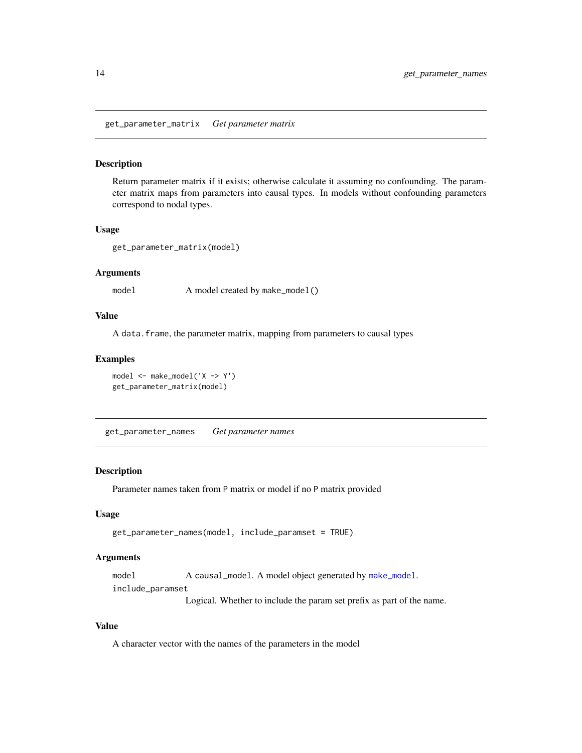## get_parameter_matrix *Get parameter matrix*

### Description

Return parameter matrix if it exists; otherwise calculate it assuming no confounding. The parameter matrix maps from parameters into causal types. In models without confounding parameters correspond to nodal types.

### Usage

```
get_parameter_matrix(model)
```

### Arguments

| | |
|---|---|
| model | A model created by `make_model()` |

### Value

A `data.frame`, the parameter matrix, mapping from parameters to causal types

### Examples

```
model <- make_model('X -> Y')
get_parameter_matrix(model)
```

## get_parameter_names *Get parameter names*

### Description

Parameter names taken from `P` matrix or model if no `P` matrix provided

### Usage

```
get_parameter_names(model, include_paramset = TRUE)
```

### Arguments

| | |
|---|---|
| model | A `causal_model`. A model object generated by `make_model`. |
| include_paramset | Logical. Whether to include the param set prefix as part of the name. |

### Value

A character vector with the names of the parameters in the model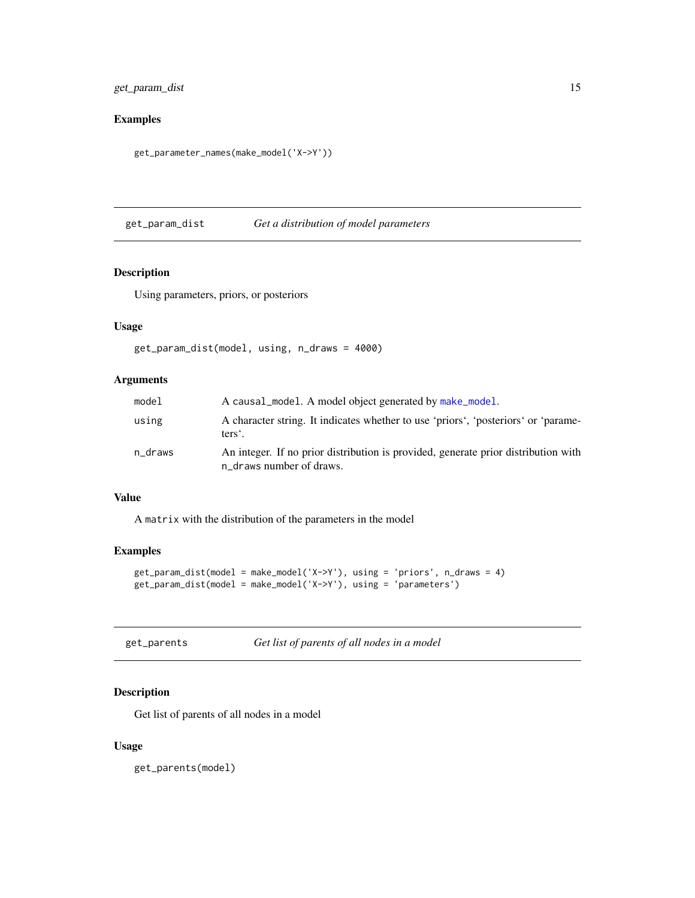## Examples

```
get_parameter_names(make_model('X->Y'))
```

---

# get_param_dist — *Get a distribution of model parameters*

## Description

Using parameters, priors, or posteriors

## Usage

```
get_param_dist(model, using, n_draws = 4000)
```

## Arguments

| | |
|---|---|
| model | A `causal_model`. A model object generated by `make_model`. |
| using | A character string. It indicates whether to use 'priors', 'posteriors' or 'parameters'. |
| n_draws | An integer. If no prior distribution is provided, generate prior distribution with `n_draws` number of draws. |

## Value

A `matrix` with the distribution of the parameters in the model

## Examples

```
get_param_dist(model = make_model('X->Y'), using = 'priors', n_draws = 4)
get_param_dist(model = make_model('X->Y'), using = 'parameters')
```

---

# get_parents — *Get list of parents of all nodes in a model*

## Description

Get list of parents of all nodes in a model

## Usage

```
get_parents(model)
```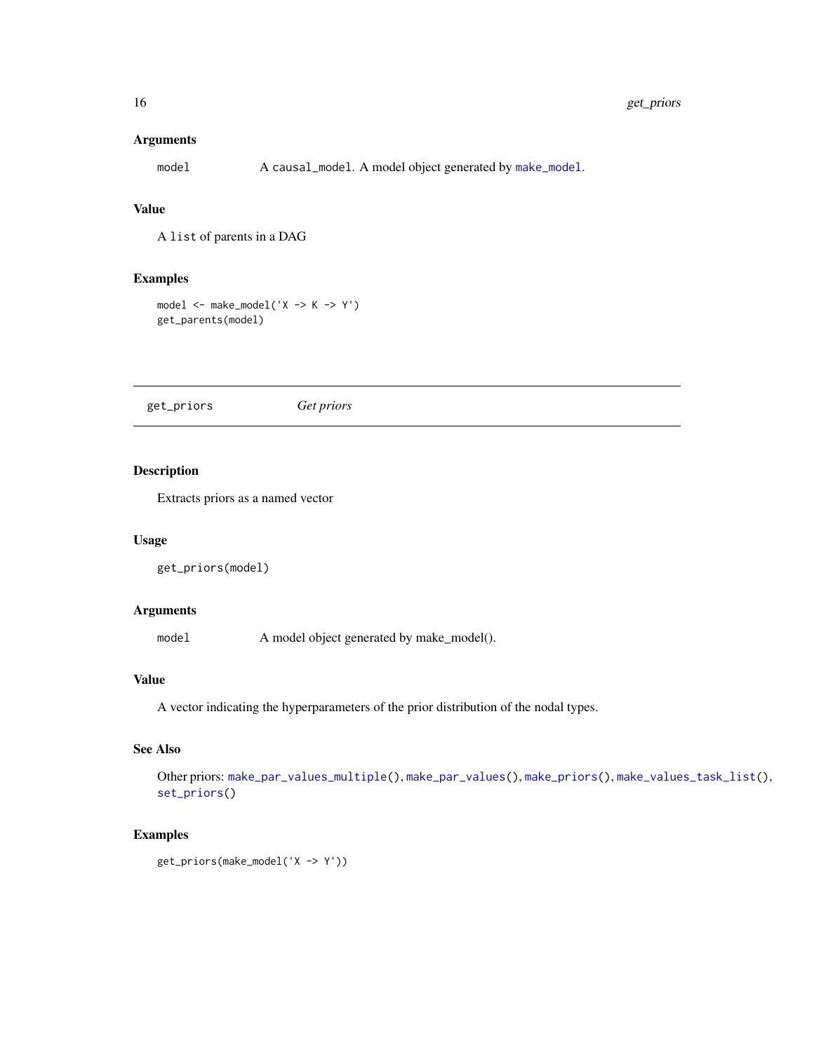### Arguments

`model` A `causal_model`. A model object generated by `make_model`.

### Value

A `list` of parents in a DAG

### Examples

```
model <- make_model('X -> K -> Y')
get_parents(model)
```

---

## get_priors *Get priors*

---

### Description

Extracts priors as a named vector

### Usage

```
get_priors(model)
```

### Arguments

`model` A model object generated by make_model().

### Value

A vector indicating the hyperparameters of the prior distribution of the nodal types.

### See Also

Other priors: `make_par_values_multiple()`, `make_par_values()`, `make_priors()`, `make_values_task_list()`, `set_priors()`

### Examples

```
get_priors(make_model('X -> Y'))
```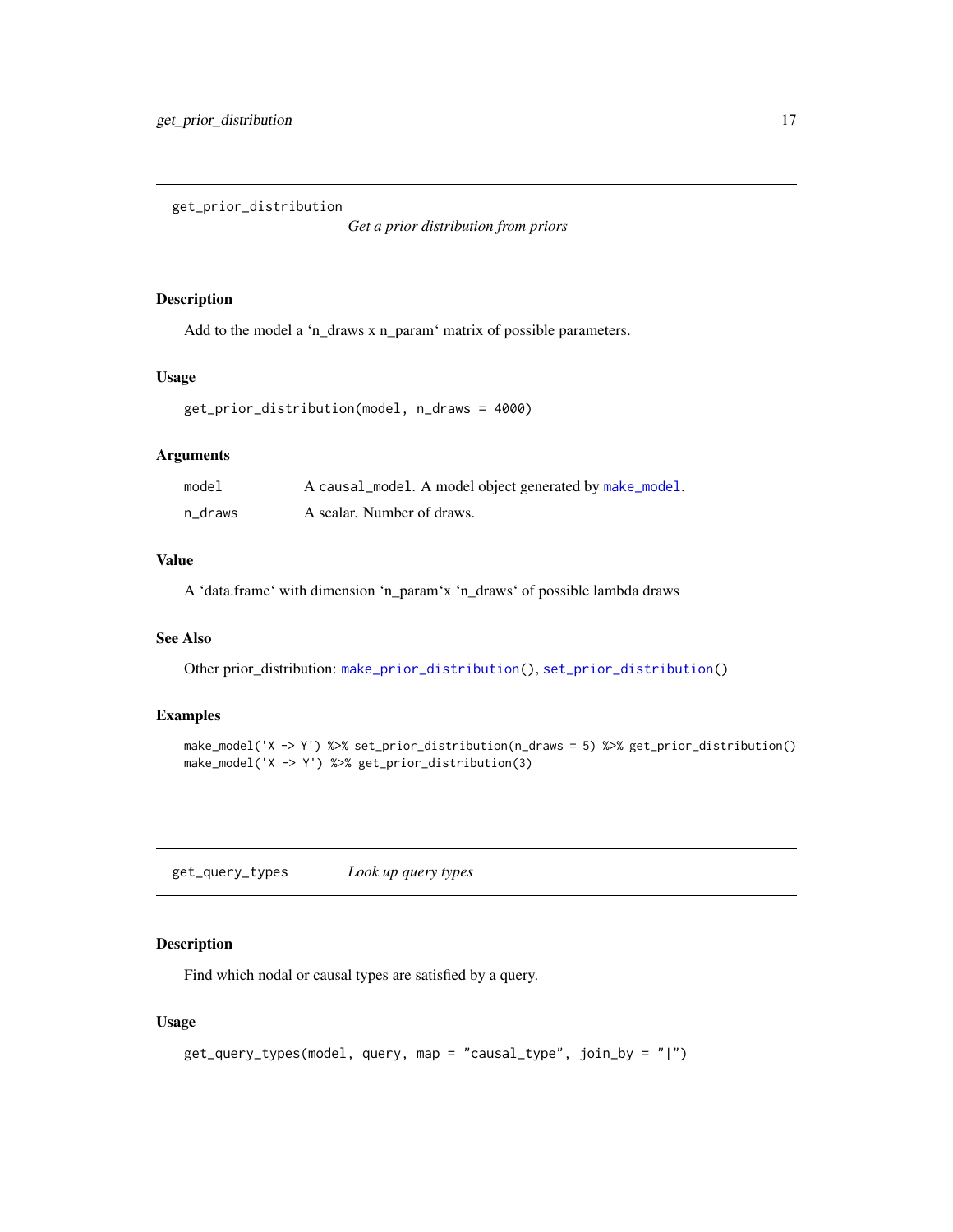## get_prior_distribution

*Get a prior distribution from priors*

### Description

Add to the model a ‘n_draws x n_param‘ matrix of possible parameters.

### Usage

```
get_prior_distribution(model, n_draws = 4000)
```

### Arguments

| | |
|---|---|
| `model` | A `causal_model`. A model object generated by `make_model`. |
| `n_draws` | A scalar. Number of draws. |

### Value

A ‘data.frame‘ with dimension ‘n_param‘x ‘n_draws‘ of possible lambda draws

### See Also

Other prior_distribution: `make_prior_distribution()`, `set_prior_distribution()`

### Examples

```
make_model('X -> Y') %>% set_prior_distribution(n_draws = 5) %>% get_prior_distribution()
make_model('X -> Y') %>% get_prior_distribution(3)
```

## get_query_types

*Look up query types*

### Description

Find which nodal or causal types are satisfied by a query.

### Usage

```
get_query_types(model, query, map = "causal_type", join_by = "|")
```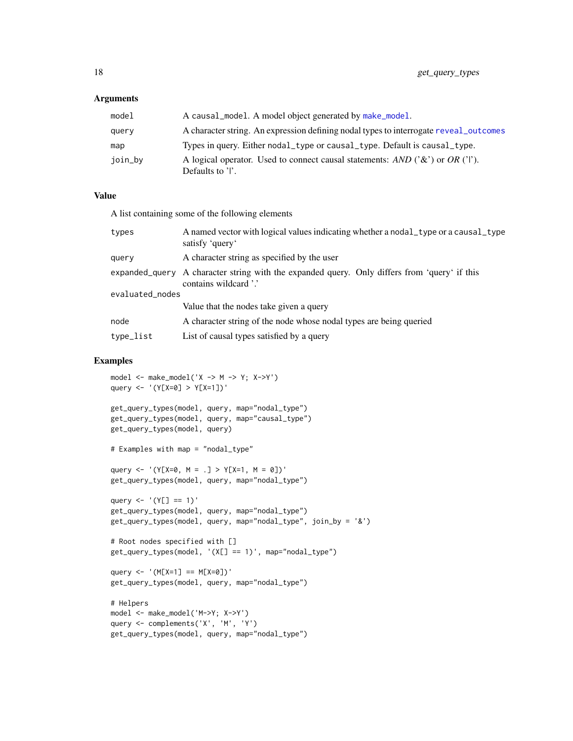### Arguments

| | |
|---|---|
| model | A causal_model. A model object generated by make_model. |
| query | A character string. An expression defining nodal types to interrogate reveal_outcomes |
| map | Types in query. Either nodal_type or causal_type. Default is causal_type. |
| join_by | A logical operator. Used to connect causal statements: *AND* ('&') or *OR* ('\|'). Defaults to '\|'. |

### Value

A list containing some of the following elements

| | |
|---|---|
| types | A named vector with logical values indicating whether a nodal_type or a causal_type satisfy 'query' |
| query | A character string as specified by the user |
| expanded_query | A character string with the expanded query. Only differs from 'query' if this contains wildcard '.' |
| evaluated_nodes | Value that the nodes take given a query |
| node | A character string of the node whose nodal types are being queried |
| type_list | List of causal types satisfied by a query |

### Examples

```
model <- make_model('X -> M -> Y; X->Y')
query <- '(Y[X=0] > Y[X=1])'

get_query_types(model, query, map="nodal_type")
get_query_types(model, query, map="causal_type")
get_query_types(model, query)

# Examples with map = "nodal_type"

query <- '(Y[X=0, M = .] > Y[X=1, M = 0])'
get_query_types(model, query, map="nodal_type")

query <- '(Y[] == 1)'
get_query_types(model, query, map="nodal_type")
get_query_types(model, query, map="nodal_type", join_by = '&')

# Root nodes specified with []
get_query_types(model, '(X[] == 1)', map="nodal_type")

query <- '(M[X=1] == M[X=0])'
get_query_types(model, query, map="nodal_type")

# Helpers
model <- make_model('M->Y; X->Y')
query <- complements('X', 'M', 'Y')
get_query_types(model, query, map="nodal_type")
```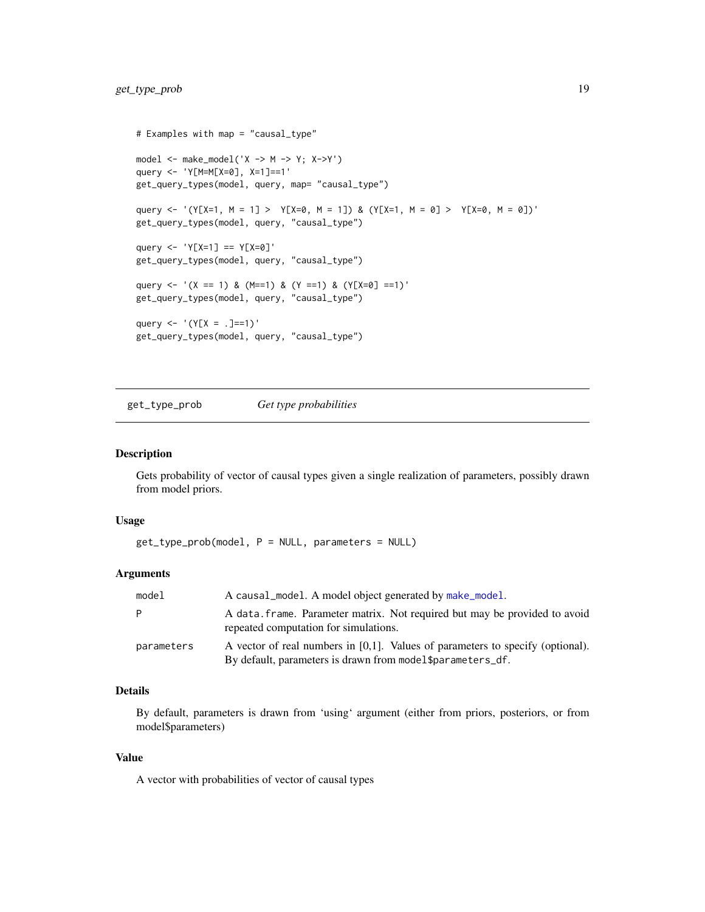```
# Examples with map = "causal_type"

model <- make_model('X -> M -> Y; X->Y')
query <- 'Y[M=M[X=0], X=1]==1'
get_query_types(model, query, map= "causal_type")

query <- '(Y[X=1, M = 1] >  Y[X=0, M = 1]) & (Y[X=1, M = 0] >  Y[X=0, M = 0])'
get_query_types(model, query, "causal_type")

query <- 'Y[X=1] == Y[X=0]'
get_query_types(model, query, "causal_type")

query <- '(X == 1) & (M==1) & (Y ==1) & (Y[X=0] ==1)'
get_query_types(model, query, "causal_type")

query <- '(Y[X = .]==1)'
get_query_types(model, query, "causal_type")
```

---

## get_type_prob — *Get type probabilities*

### Description

Gets probability of vector of causal types given a single realization of parameters, possibly drawn from model priors.

### Usage

```
get_type_prob(model, P = NULL, parameters = NULL)
```

### Arguments

| | |
|---|---|
| `model` | A `causal_model`. A model object generated by `make_model`. |
| `P` | A `data.frame`. Parameter matrix. Not required but may be provided to avoid repeated computation for simulations. |
| `parameters` | A vector of real numbers in [0,1]. Values of parameters to specify (optional). By default, parameters is drawn from `model$parameters_df`. |

### Details

By default, parameters is drawn from 'using' argument (either from priors, posteriors, or from model$parameters)

### Value

A vector with probabilities of vector of causal types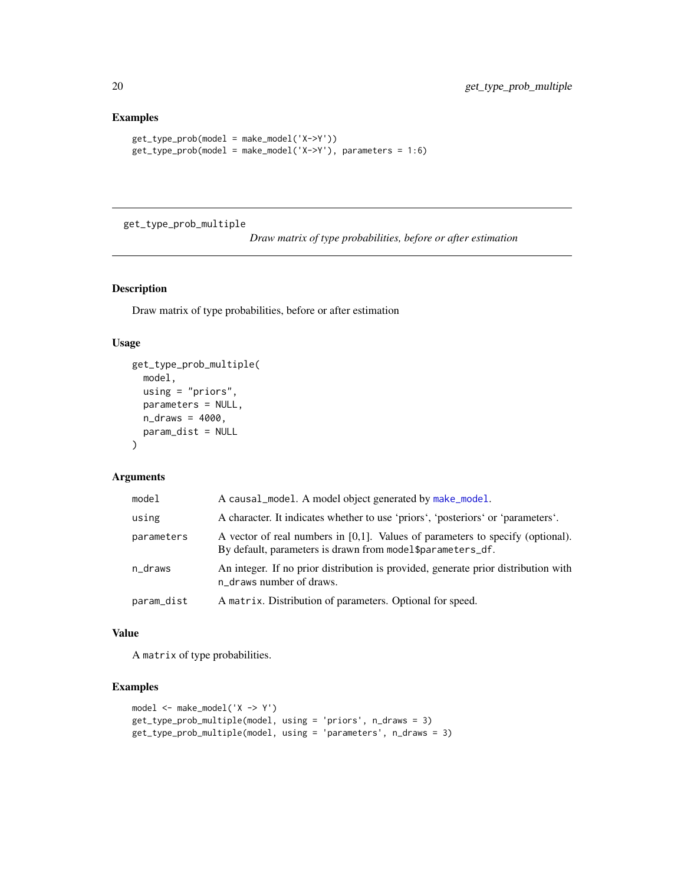## Examples

```
get_type_prob(model = make_model('X->Y'))
get_type_prob(model = make_model('X->Y'), parameters = 1:6)
```

---

# get_type_prob_multiple

*Draw matrix of type probabilities, before or after estimation*

---

## Description

Draw matrix of type probabilities, before or after estimation

## Usage

```
get_type_prob_multiple(
  model,
  using = "priors",
  parameters = NULL,
  n_draws = 4000,
  param_dist = NULL
)
```

## Arguments

| | |
|---|---|
| `model` | A `causal_model`. A model object generated by `make_model`. |
| `using` | A character. It indicates whether to use 'priors', 'posteriors' or 'parameters'. |
| `parameters` | A vector of real numbers in [0,1]. Values of parameters to specify (optional). By default, parameters is drawn from `model$parameters_df`. |
| `n_draws` | An integer. If no prior distribution is provided, generate prior distribution with `n_draws` number of draws. |
| `param_dist` | A `matrix`. Distribution of parameters. Optional for speed. |

## Value

A `matrix` of type probabilities.

## Examples

```
model <- make_model('X -> Y')
get_type_prob_multiple(model, using = 'priors', n_draws = 3)
get_type_prob_multiple(model, using = 'parameters', n_draws = 3)
```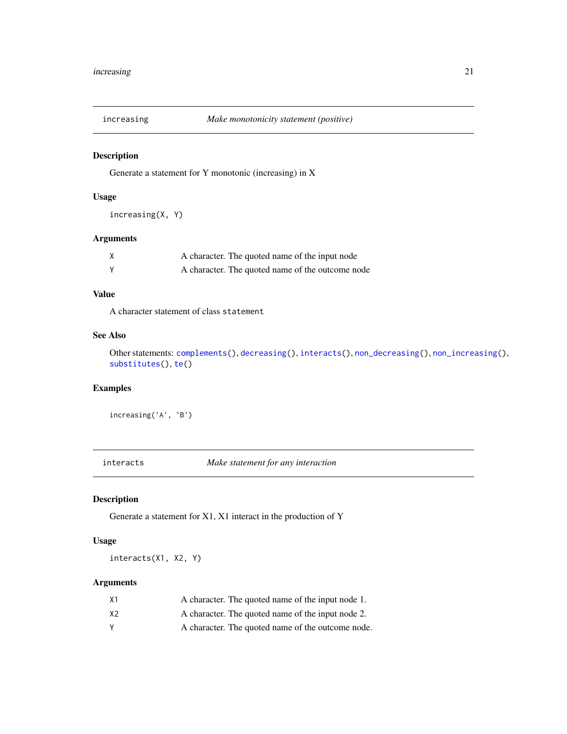## increasing — *Make monotonicity statement (positive)*

### Description

Generate a statement for Y monotonic (increasing) in X

### Usage

```
increasing(X, Y)
```

### Arguments

| | |
|---|---|
| X | A character. The quoted name of the input node |
| Y | A character. The quoted name of the outcome node |

### Value

A character statement of class `statement`

### See Also

Other statements: `complements()`, `decreasing()`, `interacts()`, `non_decreasing()`, `non_increasing()`, `substitutes()`, `te()`

### Examples

```
increasing('A', 'B')
```

## interacts — *Make statement for any interaction*

### Description

Generate a statement for X1, X1 interact in the production of Y

### Usage

```
interacts(X1, X2, Y)
```

### Arguments

| | |
|---|---|
| X1 | A character. The quoted name of the input node 1. |
| X2 | A character. The quoted name of the input node 2. |
| Y | A character. The quoted name of the outcome node. |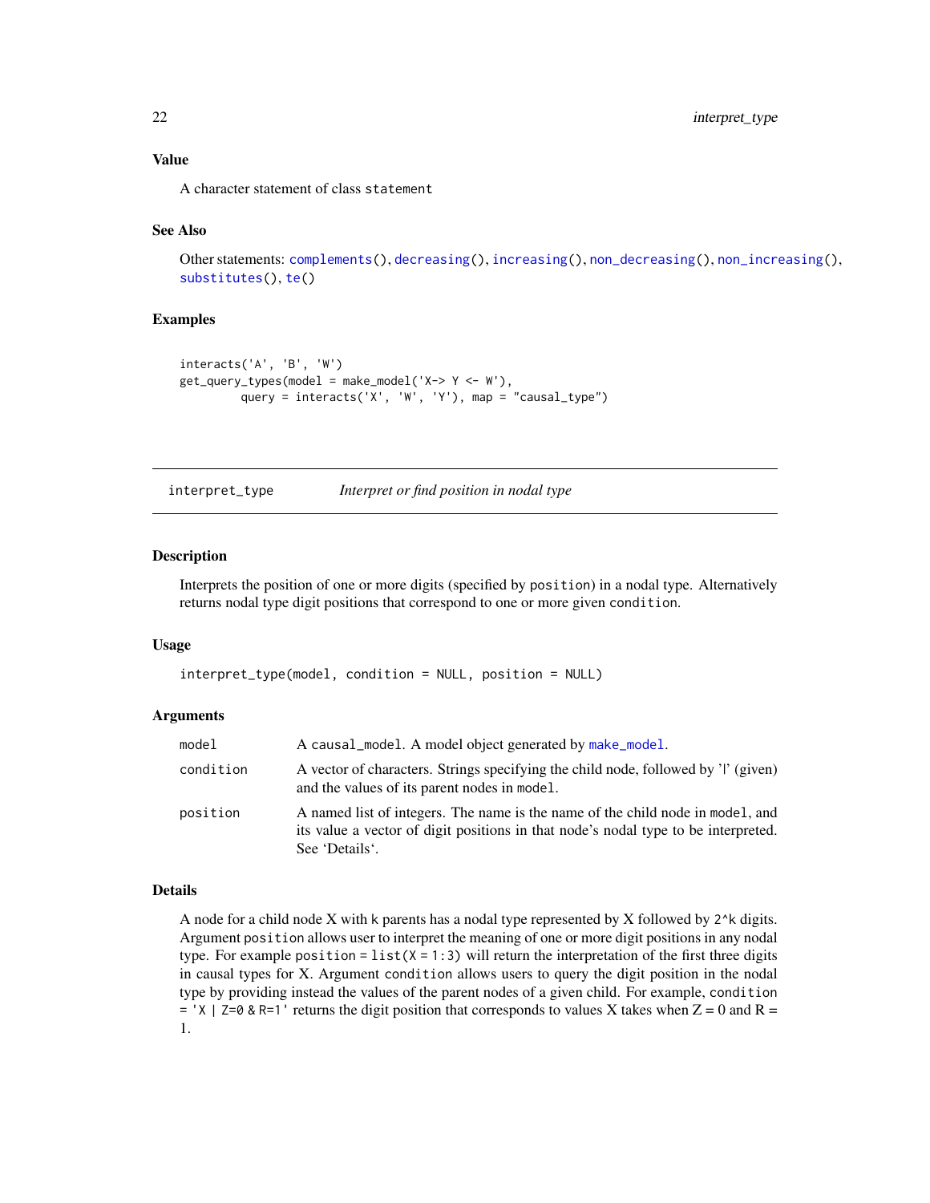### Value

A character statement of class `statement`

### See Also

Other statements: `complements()`, `decreasing()`, `increasing()`, `non_decreasing()`, `non_increasing()`, `substitutes()`, `te()`

### Examples

```
interacts('A', 'B', 'W')
get_query_types(model = make_model('X-> Y <- W'),
         query = interacts('X', 'W', 'Y'), map = "causal_type")
```

---

## interpret_type    *Interpret or find position in nodal type*

---

### Description

Interprets the position of one or more digits (specified by `position`) in a nodal type. Alternatively returns nodal type digit positions that correspond to one or more given `condition`.

### Usage

```
interpret_type(model, condition = NULL, position = NULL)
```

### Arguments

| | |
|---|---|
| `model` | A `causal_model`. A model object generated by `make_model`. |
| `condition` | A vector of characters. Strings specifying the child node, followed by '\|' (given) and the values of its parent nodes in `model`. |
| `position` | A named list of integers. The name is the name of the child node in `model`, and its value a vector of digit positions in that node's nodal type to be interpreted. See 'Details'. |

### Details

A node for a child node X with `k` parents has a nodal type represented by X followed by `2^k` digits. Argument `position` allows user to interpret the meaning of one or more digit positions in any nodal type. For example `position = list(X = 1:3)` will return the interpretation of the first three digits in causal types for X. Argument `condition` allows users to query the digit position in the nodal type by providing instead the values of the parent nodes of a given child. For example, `condition = 'X | Z=0 & R=1'` returns the digit position that corresponds to values X takes when Z = 0 and R = 1.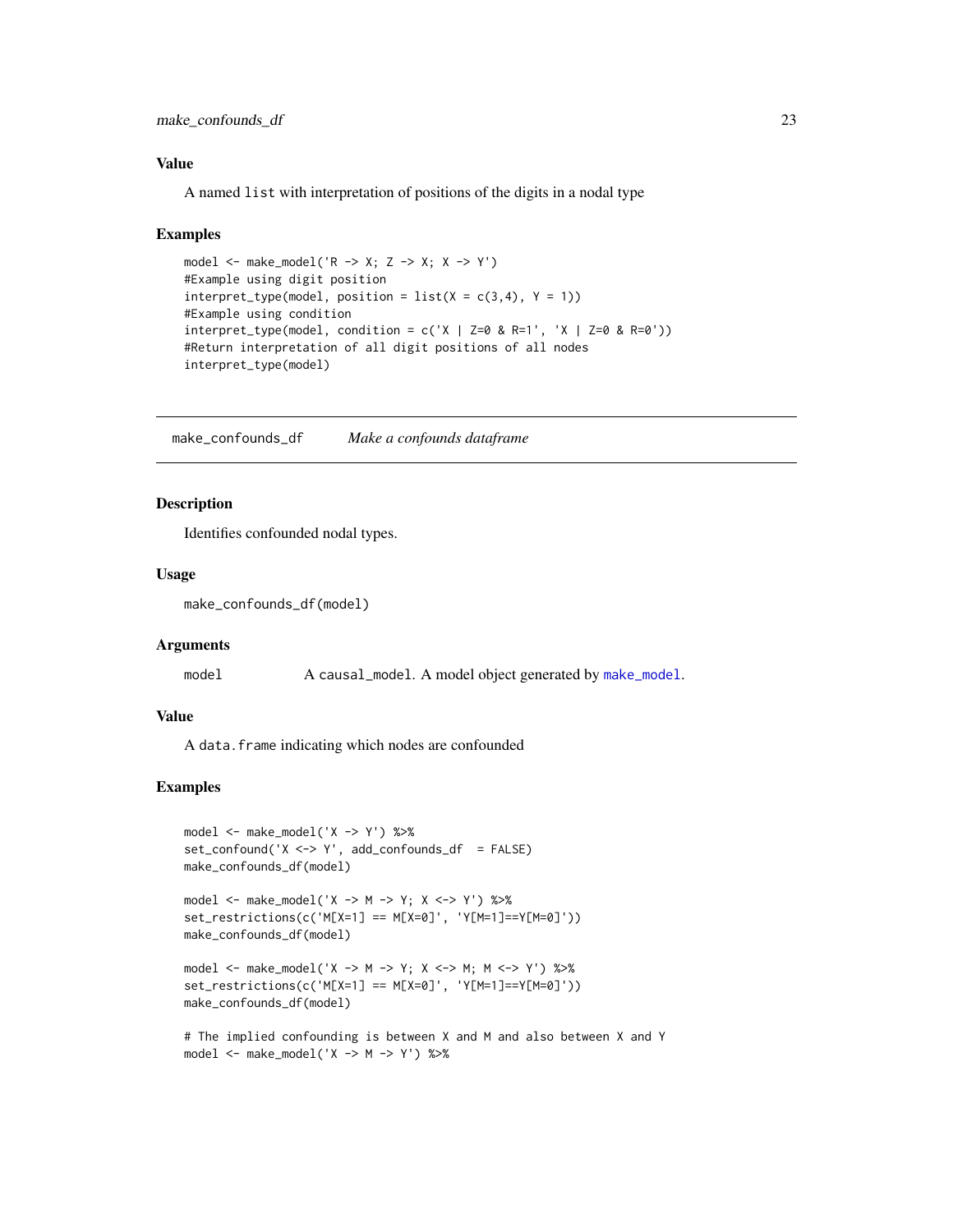### Value

A named `list` with interpretation of positions of the digits in a nodal type

### Examples

```
model <- make_model('R -> X; Z -> X; X -> Y')
#Example using digit position
interpret_type(model, position = list(X = c(3,4), Y = 1))
#Example using condition
interpret_type(model, condition = c('X | Z=0 & R=1', 'X | Z=0 & R=0'))
#Return interpretation of all digit positions of all nodes
interpret_type(model)
```

---

## make_confounds_df — *Make a confounds dataframe*

---

### Description

Identifies confounded nodal types.

### Usage

```
make_confounds_df(model)
```

### Arguments

| | |
|---|---|
| model | A `causal_model`. A model object generated by `make_model`. |

### Value

A `data.frame` indicating which nodes are confounded

### Examples

```
model <- make_model('X -> Y') %>%
set_confound('X <-> Y', add_confounds_df  = FALSE)
make_confounds_df(model)

model <- make_model('X -> M -> Y; X <-> Y') %>%
set_restrictions(c('M[X=1] == M[X=0]', 'Y[M=1]==Y[M=0]'))
make_confounds_df(model)

model <- make_model('X -> M -> Y; X <-> M; M <-> Y') %>%
set_restrictions(c('M[X=1] == M[X=0]', 'Y[M=1]==Y[M=0]'))
make_confounds_df(model)

# The implied confounding is between X and M and also between X and Y
model <- make_model('X -> M -> Y') %>%
```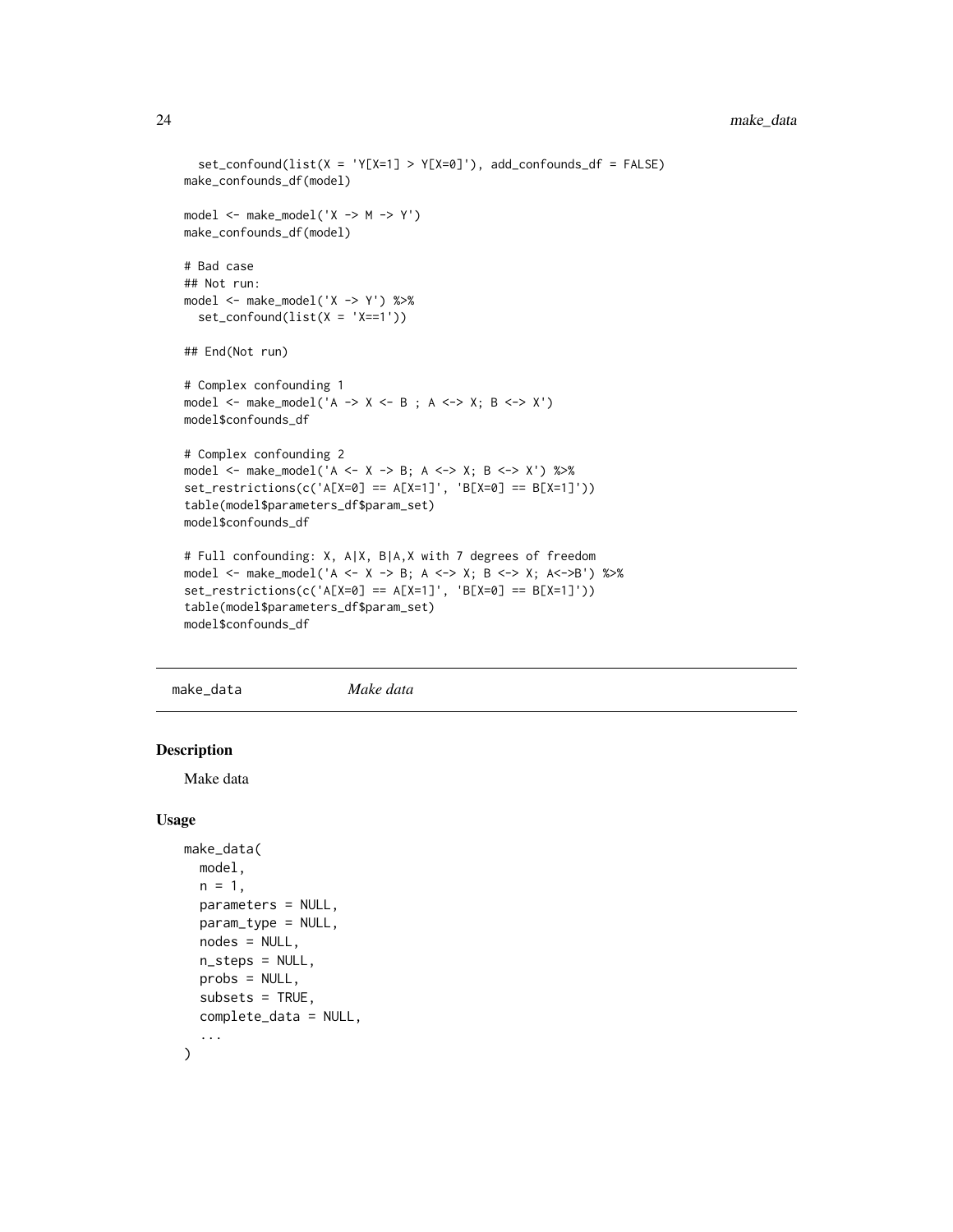```
  set_confound(list(X = 'Y[X=1] > Y[X=0]'), add_confounds_df = FALSE)
make_confounds_df(model)

model <- make_model('X -> M -> Y')
make_confounds_df(model)

# Bad case
## Not run:
model <- make_model('X -> Y') %>%
  set_confound(list(X = 'X==1'))

## End(Not run)

# Complex confounding 1
model <- make_model('A -> X <- B ; A <-> X; B <-> X')
model$confounds_df

# Complex confounding 2
model <- make_model('A <- X -> B; A <-> X; B <-> X') %>%
set_restrictions(c('A[X=0] == A[X=1]', 'B[X=0] == B[X=1]'))
table(model$parameters_df$param_set)
model$confounds_df

# Full confounding: X, A|X, B|A,X with 7 degrees of freedom
model <- make_model('A <- X -> B; A <-> X; B <-> X; A<->B') %>%
set_restrictions(c('A[X=0] == A[X=1]', 'B[X=0] == B[X=1]'))
table(model$parameters_df$param_set)
model$confounds_df
```

---

`make_data` *Make data*

## Description

Make data

## Usage

```
make_data(
  model,
  n = 1,
  parameters = NULL,
  param_type = NULL,
  nodes = NULL,
  n_steps = NULL,
  probs = NULL,
  subsets = TRUE,
  complete_data = NULL,
  ...
)
```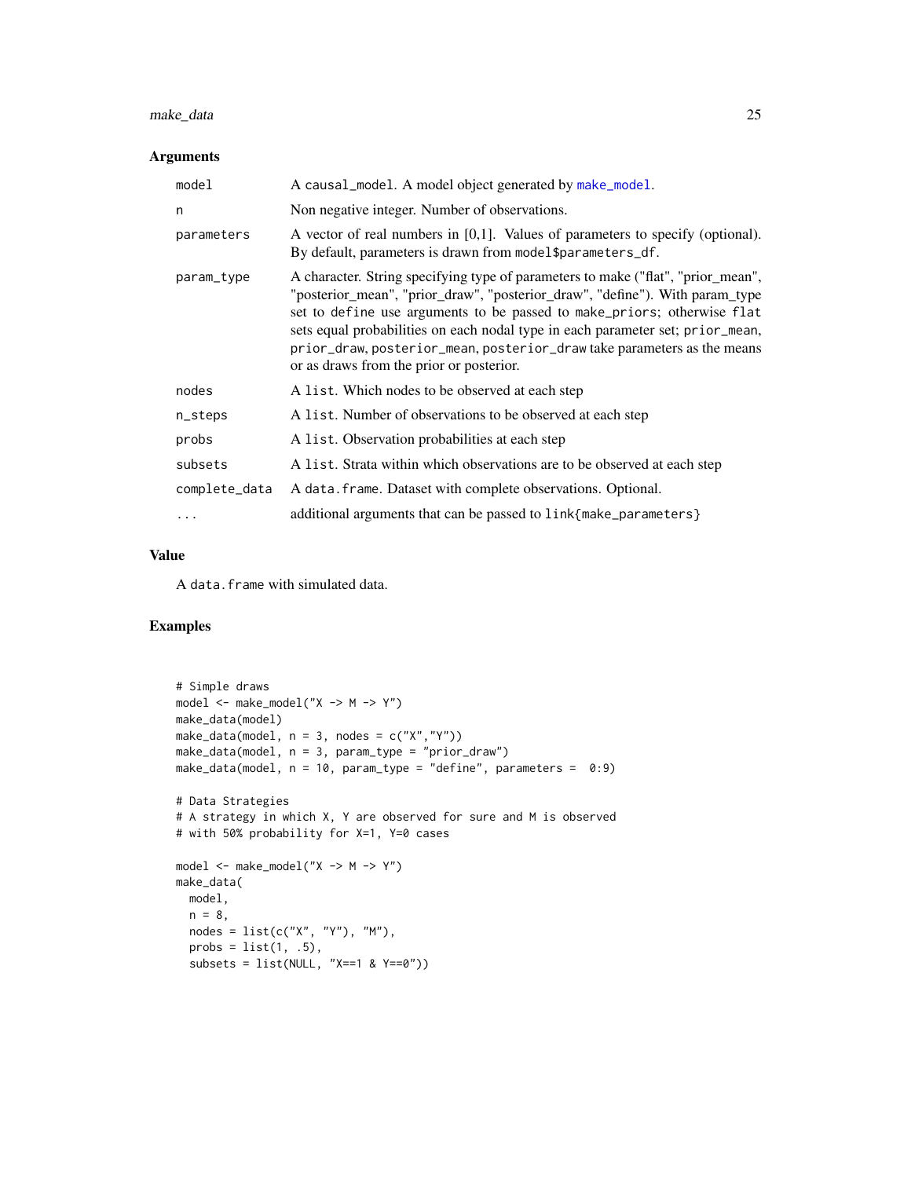### Arguments

| | |
|---|---|
| `model` | A `causal_model`. A model object generated by `make_model`. |
| `n` | Non negative integer. Number of observations. |
| `parameters` | A vector of real numbers in [0,1]. Values of parameters to specify (optional). By default, parameters is drawn from `model$parameters_df`. |
| `param_type` | A character. String specifying type of parameters to make ("flat", "prior_mean", "posterior_mean", "prior_draw", "posterior_draw", "define"). With param_type set to `define` use arguments to be passed to `make_priors`; otherwise `flat` sets equal probabilities on each nodal type in each parameter set; `prior_mean`, `prior_draw`, `posterior_mean`, `posterior_draw` take parameters as the means or as draws from the prior or posterior. |
| `nodes` | A `list`. Which nodes to be observed at each step |
| `n_steps` | A `list`. Number of observations to be observed at each step |
| `probs` | A `list`. Observation probabilities at each step |
| `subsets` | A `list`. Strata within which observations are to be observed at each step |
| `complete_data` | A `data.frame`. Dataset with complete observations. Optional. |
| `...` | additional arguments that can be passed to `link{make_parameters}` |

### Value

A `data.frame` with simulated data.

### Examples

```
# Simple draws
model <- make_model("X -> M -> Y")
make_data(model)
make_data(model, n = 3, nodes = c("X","Y"))
make_data(model, n = 3, param_type = "prior_draw")
make_data(model, n = 10, param_type = "define", parameters =  0:9)

# Data Strategies
# A strategy in which X, Y are observed for sure and M is observed
# with 50% probability for X=1, Y=0 cases

model <- make_model("X -> M -> Y")
make_data(
  model,
  n = 8,
  nodes = list(c("X", "Y"), "M"),
  probs = list(1, .5),
  subsets = list(NULL, "X==1 & Y==0"))
```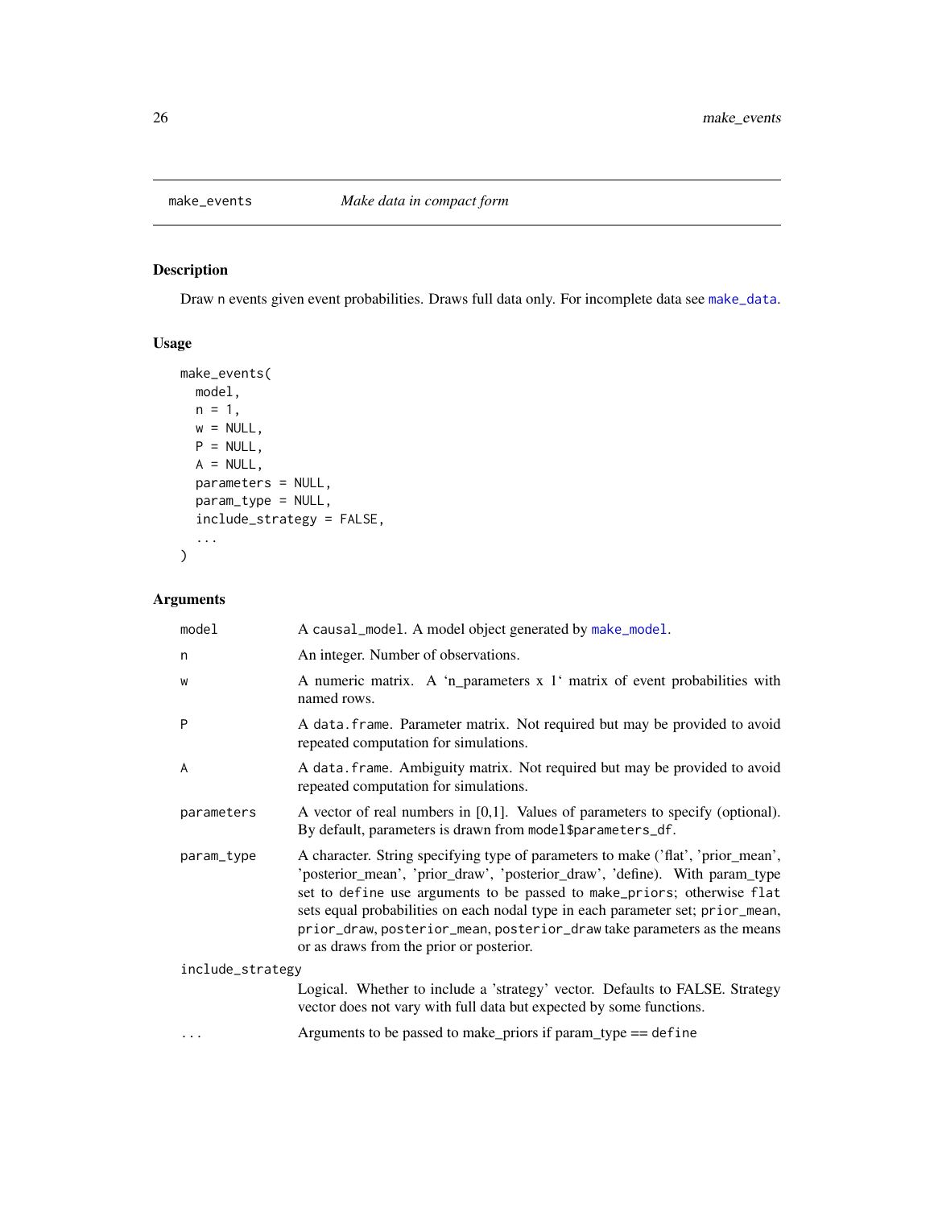make_events *Make data in compact form*

## Description

Draw n events given event probabilities. Draws full data only. For incomplete data see `make_data`.

## Usage

```
make_events(
  model,
  n = 1,
  w = NULL,
  P = NULL,
  A = NULL,
  parameters = NULL,
  param_type = NULL,
  include_strategy = FALSE,
  ...
)
```

## Arguments

| | |
|---|---|
| model | A `causal_model`. A model object generated by `make_model`. |
| n | An integer. Number of observations. |
| w | A numeric matrix. A 'n_parameters x 1' matrix of event probabilities with named rows. |
| P | A `data.frame`. Parameter matrix. Not required but may be provided to avoid repeated computation for simulations. |
| A | A `data.frame`. Ambiguity matrix. Not required but may be provided to avoid repeated computation for simulations. |
| parameters | A vector of real numbers in [0,1]. Values of parameters to specify (optional). By default, parameters is drawn from `model$parameters_df`. |
| param_type | A character. String specifying type of parameters to make ('flat', 'prior_mean', 'posterior_mean', 'prior_draw', 'posterior_draw', 'define'). With param_type set to `define` use arguments to be passed to `make_priors`; otherwise `flat` sets equal probabilities on each nodal type in each parameter set; `prior_mean`, `prior_draw`, `posterior_mean`, `posterior_draw` take parameters as the means or as draws from the prior or posterior. |
| include_strategy | Logical. Whether to include a 'strategy' vector. Defaults to FALSE. Strategy vector does not vary with full data but expected by some functions. |
| ... | Arguments to be passed to make_priors if param_type == `define` |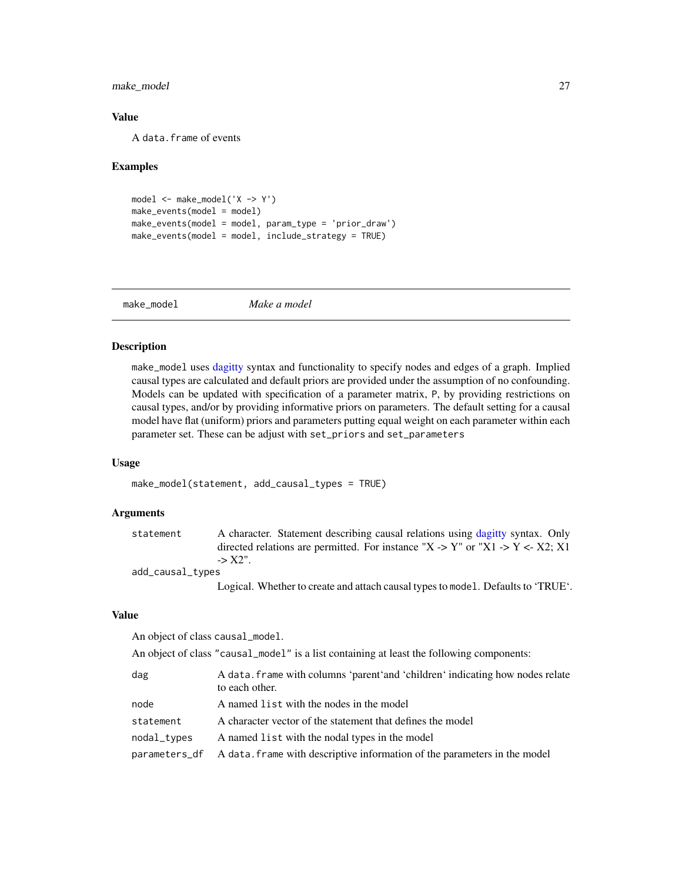### Value

A `data.frame` of events

### Examples

```
model <- make_model('X -> Y')
make_events(model = model)
make_events(model = model, param_type = 'prior_draw')
make_events(model = model, include_strategy = TRUE)
```

---

## make_model — *Make a model*

### Description

`make_model` uses dagitty syntax and functionality to specify nodes and edges of a graph. Implied causal types are calculated and default priors are provided under the assumption of no confounding. Models can be updated with specification of a parameter matrix, `P`, by providing restrictions on causal types, and/or by providing informative priors on parameters. The default setting for a causal model have flat (uniform) priors and parameters putting equal weight on each parameter within each parameter set. These can be adjust with `set_priors` and `set_parameters`

### Usage

```
make_model(statement, add_causal_types = TRUE)
```

### Arguments

| | |
|---|---|
| `statement` | A character. Statement describing causal relations using dagitty syntax. Only directed relations are permitted. For instance "X -> Y" or "X1 -> Y <- X2; X1 -> X2". |
| `add_causal_types` | Logical. Whether to create and attach causal types to `model`. Defaults to 'TRUE'. |

### Value

An object of class `causal_model`.

An object of class `"causal_model"` is a list containing at least the following components:

| | |
|---|---|
| `dag` | A `data.frame` with columns 'parent'and 'children' indicating how nodes relate to each other. |
| `node` | A named `list` with the nodes in the model |
| `statement` | A character vector of the statement that defines the model |
| `nodal_types` | A named `list` with the nodal types in the model |
| `parameters_df` | A `data.frame` with descriptive information of the parameters in the model |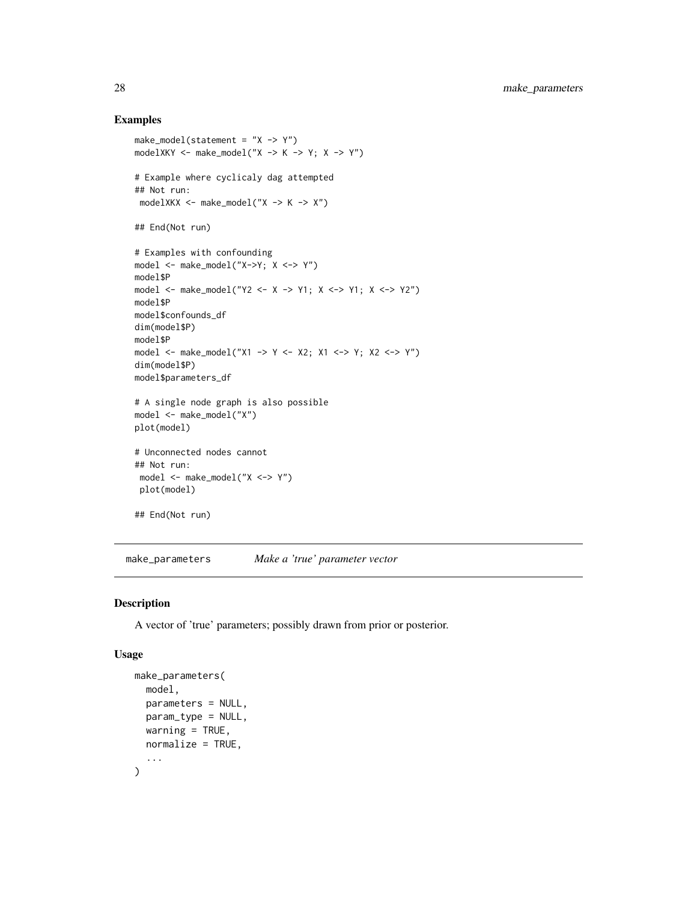### Examples

```
make_model(statement = "X -> Y")
modelXKY <- make_model("X -> K -> Y; X -> Y")

# Example where cyclicaly dag attempted
## Not run:
 modelXKX <- make_model("X -> K -> X")

## End(Not run)

# Examples with confounding
model <- make_model("X->Y; X <-> Y")
model$P
model <- make_model("Y2 <- X -> Y1; X <-> Y1; X <-> Y2")
model$P
model$confounds_df
dim(model$P)
model$P
model <- make_model("X1 -> Y <- X2; X1 <-> Y; X2 <-> Y")
dim(model$P)
model$parameters_df

# A single node graph is also possible
model <- make_model("X")
plot(model)

# Unconnected nodes cannot
## Not run:
 model <- make_model("X <-> Y")
 plot(model)

## End(Not run)
```

---

## make_parameters — *Make a 'true' parameter vector*

### Description

A vector of 'true' parameters; possibly drawn from prior or posterior.

### Usage

```
make_parameters(
  model,
  parameters = NULL,
  param_type = NULL,
  warning = TRUE,
  normalize = TRUE,
  ...
)
```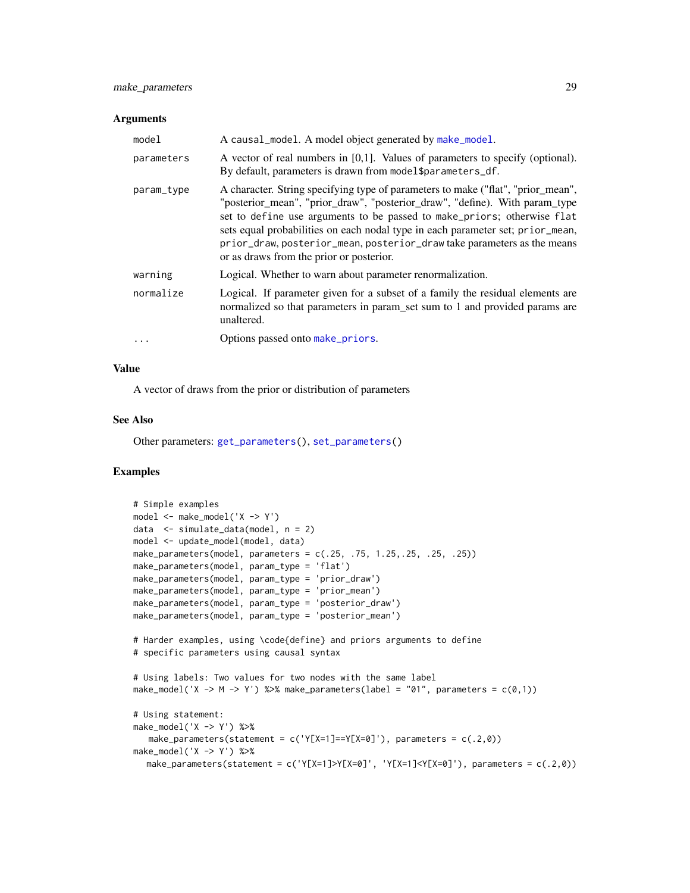### Arguments

| | |
|---|---|
| `model` | A `causal_model`. A model object generated by `make_model`. |
| `parameters` | A vector of real numbers in [0,1]. Values of parameters to specify (optional). By default, parameters is drawn from `model$parameters_df`. |
| `param_type` | A character. String specifying type of parameters to make ("flat", "prior_mean", "posterior_mean", "prior_draw", "posterior_draw", "define). With param_type set to `define` use arguments to be passed to `make_priors`; otherwise `flat` sets equal probabilities on each nodal type in each parameter set; `prior_mean`, `prior_draw`, `posterior_mean`, `posterior_draw` take parameters as the means or as draws from the prior or posterior. |
| `warning` | Logical. Whether to warn about parameter renormalization. |
| `normalize` | Logical. If parameter given for a subset of a family the residual elements are normalized so that parameters in param_set sum to 1 and provided params are unaltered. |
| `...` | Options passed onto `make_priors`. |

### Value

A vector of draws from the prior or distribution of parameters

### See Also

Other parameters: `get_parameters()`, `set_parameters()`

### Examples

```
# Simple examples
model <- make_model('X -> Y')
data  <- simulate_data(model, n = 2)
model <- update_model(model, data)
make_parameters(model, parameters = c(.25, .75, 1.25,.25, .25, .25))
make_parameters(model, param_type = 'flat')
make_parameters(model, param_type = 'prior_draw')
make_parameters(model, param_type = 'prior_mean')
make_parameters(model, param_type = 'posterior_draw')
make_parameters(model, param_type = 'posterior_mean')

# Harder examples, using \code{define} and priors arguments to define
# specific parameters using causal syntax

# Using labels: Two values for two nodes with the same label
make_model('X -> M -> Y') %>% make_parameters(label = "01", parameters = c(0,1))

# Using statement:
make_model('X -> Y') %>%
   make_parameters(statement = c('Y[X=1]==Y[X=0]'), parameters = c(.2,0))
make_model('X -> Y') %>%
   make_parameters(statement = c('Y[X=1]>Y[X=0]', 'Y[X=1]<Y[X=0]'), parameters = c(.2,0))
```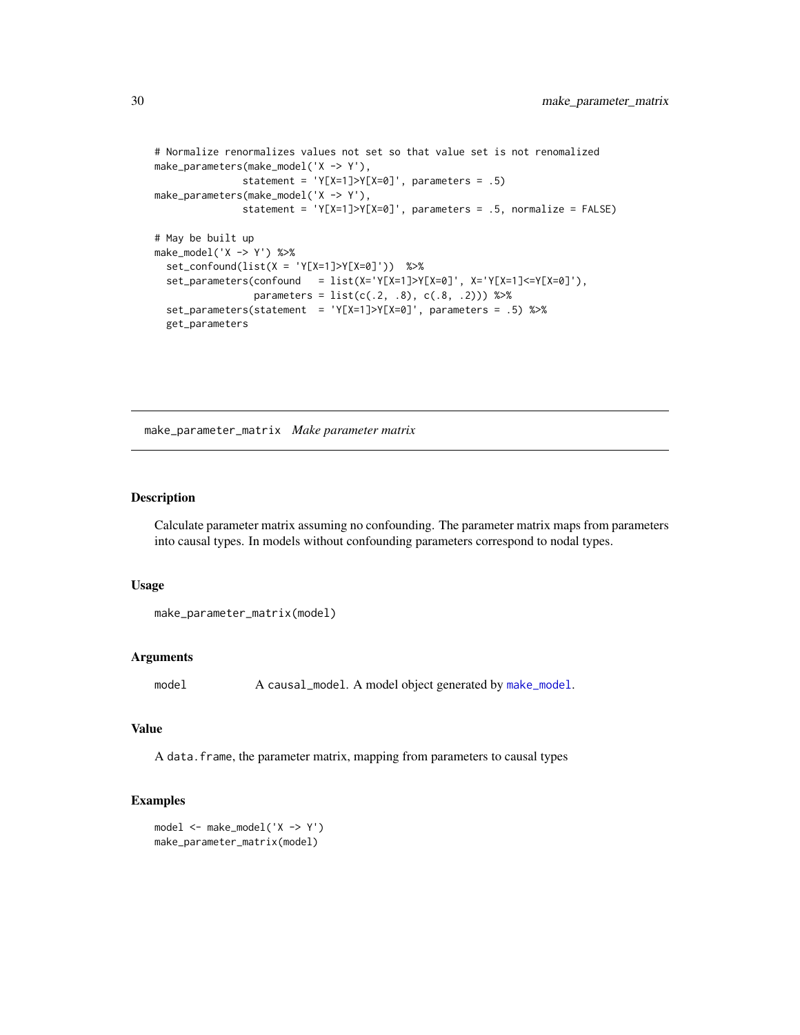```
# Normalize renormalizes values not set so that value set is not renomalized
make_parameters(make_model('X -> Y'),
               statement = 'Y[X=1]>Y[X=0]', parameters = .5)
make_parameters(make_model('X -> Y'),
               statement = 'Y[X=1]>Y[X=0]', parameters = .5, normalize = FALSE)

# May be built up
make_model('X -> Y') %>%
  set_confound(list(X = 'Y[X=1]>Y[X=0]'))  %>%
  set_parameters(confound   = list(X='Y[X=1]>Y[X=0]', X='Y[X=1]<=Y[X=0]'),
                 parameters = list(c(.2, .8), c(.8, .2))) %>%
  set_parameters(statement  = 'Y[X=1]>Y[X=0]', parameters = .5) %>%
  get_parameters
```

## make_parameter_matrix *Make parameter matrix*

### Description

Calculate parameter matrix assuming no confounding. The parameter matrix maps from parameters into causal types. In models without confounding parameters correspond to nodal types.

### Usage

```
make_parameter_matrix(model)
```

### Arguments

| | |
|---|---|
| model | A causal_model. A model object generated by make_model. |

### Value

A data.frame, the parameter matrix, mapping from parameters to causal types

### Examples

```
model <- make_model('X -> Y')
make_parameter_matrix(model)
```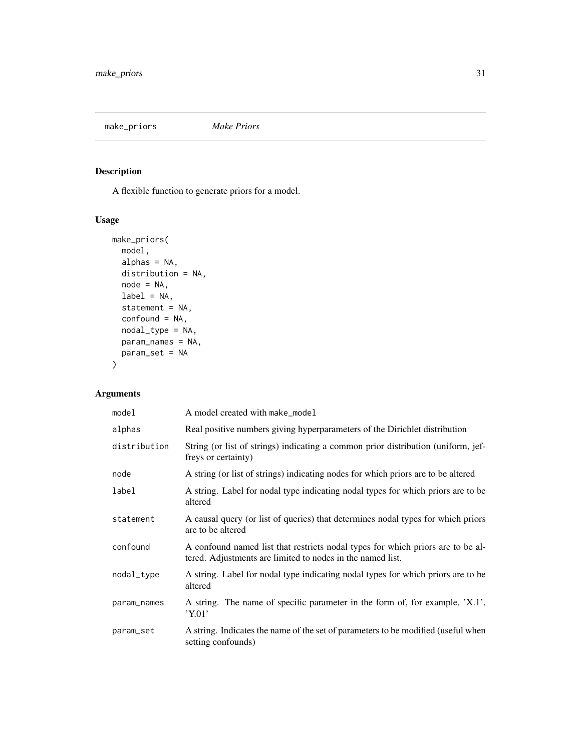## make_priors *Make Priors*

### Description

A flexible function to generate priors for a model.

### Usage

```
make_priors(
  model,
  alphas = NA,
  distribution = NA,
  node = NA,
  label = NA,
  statement = NA,
  confound = NA,
  nodal_type = NA,
  param_names = NA,
  param_set = NA
)
```

### Arguments

| Argument | Description |
|---|---|
| model | A model created with make_model |
| alphas | Real positive numbers giving hyperparameters of the Dirichlet distribution |
| distribution | String (or list of strings) indicating a common prior distribution (uniform, jeffreys or certainty) |
| node | A string (or list of strings) indicating nodes for which priors are to be altered |
| label | A string. Label for nodal type indicating nodal types for which priors are to be altered |
| statement | A causal query (or list of queries) that determines nodal types for which priors are to be altered |
| confound | A confound named list that restricts nodal types for which priors are to be altered. Adjustments are limited to nodes in the named list. |
| nodal_type | A string. Label for nodal type indicating nodal types for which priors are to be altered |
| param_names | A string. The name of specific parameter in the form of, for example, 'X.1', 'Y.01' |
| param_set | A string. Indicates the name of the set of parameters to be modified (useful when setting confounds) |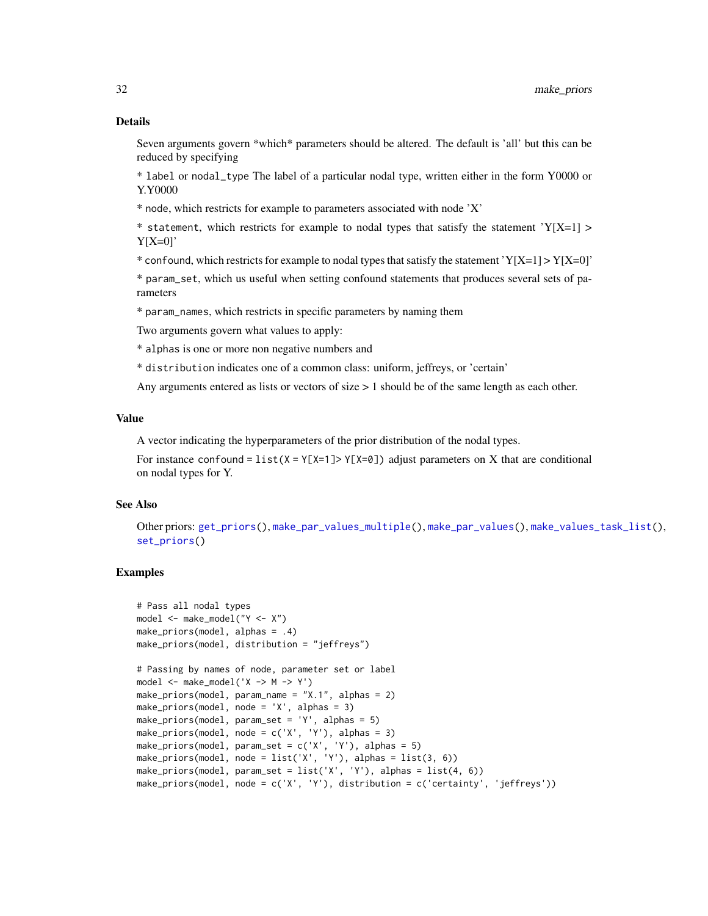### Details

Seven arguments govern *which* parameters should be altered. The default is 'all' but this can be reduced by specifying

* `label` or `nodal_type` The label of a particular nodal type, written either in the form Y0000 or Y.Y0000

* `node`, which restricts for example to parameters associated with node 'X'

* `statement`, which restricts for example to nodal types that satisfy the statement 'Y[X=1] > Y[X=0]'

* `confound`, which restricts for example to nodal types that satisfy the statement 'Y[X=1] > Y[X=0]'

* `param_set`, which us useful when setting confound statements that produces several sets of parameters

* `param_names`, which restricts in specific parameters by naming them

Two arguments govern what values to apply:

* `alphas` is one or more non negative numbers and

* `distribution` indicates one of a common class: uniform, jeffreys, or 'certain'

Any arguments entered as lists or vectors of size > 1 should be of the same length as each other.

### Value

A vector indicating the hyperparameters of the prior distribution of the nodal types.

For instance `confound = list(X = Y[X=1]> Y[X=0])` adjust parameters on X that are conditional on nodal types for Y.

### See Also

Other priors: `get_priors()`, `make_par_values_multiple()`, `make_par_values()`, `make_values_task_list()`, `set_priors()`

### Examples

```
# Pass all nodal types
model <- make_model("Y <- X")
make_priors(model, alphas = .4)
make_priors(model, distribution = "jeffreys")

# Passing by names of node, parameter set or label
model <- make_model('X -> M -> Y')
make_priors(model, param_name = "X.1", alphas = 2)
make_priors(model, node = 'X', alphas = 3)
make_priors(model, param_set = 'Y', alphas = 5)
make_priors(model, node = c('X', 'Y'), alphas = 3)
make_priors(model, param_set = c('X', 'Y'), alphas = 5)
make_priors(model, node = list('X', 'Y'), alphas = list(3, 6))
make_priors(model, param_set = list('X', 'Y'), alphas = list(4, 6))
make_priors(model, node = c('X', 'Y'), distribution = c('certainty', 'jeffreys'))
```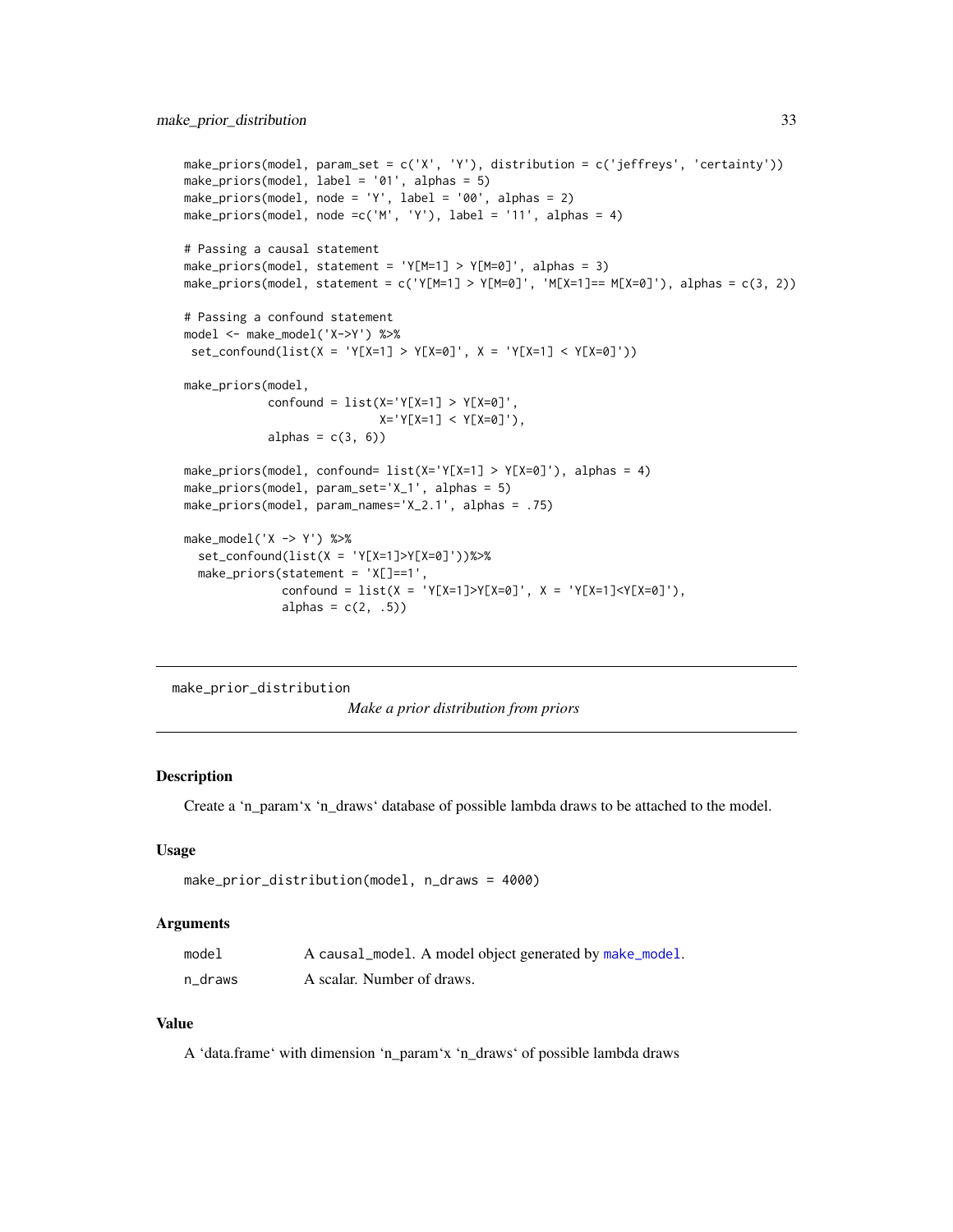```
make_priors(model, param_set = c('X', 'Y'), distribution = c('jeffreys', 'certainty'))
make_priors(model, label = '01', alphas = 5)
make_priors(model, node = 'Y', label = '00', alphas = 2)
make_priors(model, node =c('M', 'Y'), label = '11', alphas = 4)

# Passing a causal statement
make_priors(model, statement = 'Y[M=1] > Y[M=0]', alphas = 3)
make_priors(model, statement = c('Y[M=1] > Y[M=0]', 'M[X=1]== M[X=0]'), alphas = c(3, 2))

# Passing a confound statement
model <- make_model('X->Y') %>%
 set_confound(list(X = 'Y[X=1] > Y[X=0]', X = 'Y[X=1] < Y[X=0]'))

make_priors(model,
            confound = list(X='Y[X=1] > Y[X=0]',
                            X='Y[X=1] < Y[X=0]'),
            alphas = c(3, 6))

make_priors(model, confound= list(X='Y[X=1] > Y[X=0]'), alphas = 4)
make_priors(model, param_set='X_1', alphas = 5)
make_priors(model, param_names='X_2.1', alphas = .75)

make_model('X -> Y') %>%
  set_confound(list(X = 'Y[X=1]>Y[X=0]'))%>%
  make_priors(statement = 'X[]==1',
              confound = list(X = 'Y[X=1]>Y[X=0]', X = 'Y[X=1]<Y[X=0]'),
              alphas = c(2, .5))
```

---

## make_prior_distribution

*Make a prior distribution from priors*

### Description

Create a 'n_param'x 'n_draws' database of possible lambda draws to be attached to the model.

### Usage

```
make_prior_distribution(model, n_draws = 4000)
```

### Arguments

| | |
|---|---|
| model | A `causal_model`. A model object generated by `make_model`. |
| n_draws | A scalar. Number of draws. |

### Value

A 'data.frame' with dimension 'n_param'x 'n_draws' of possible lambda draws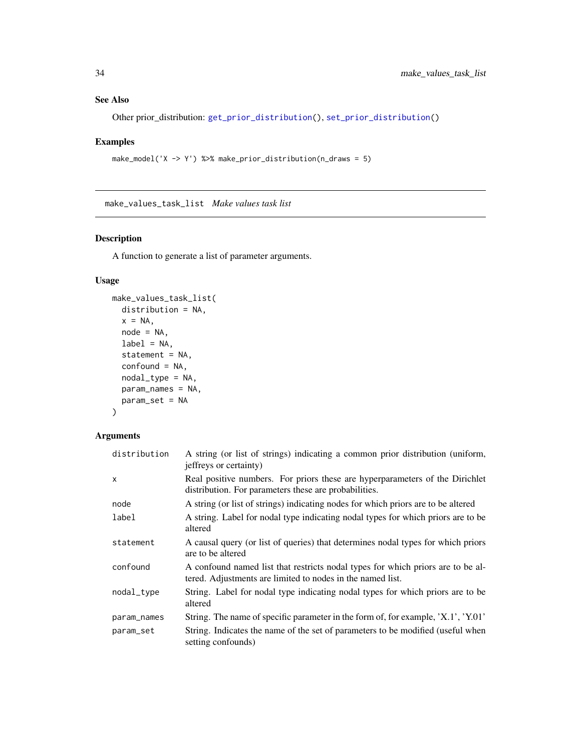### See Also

Other prior_distribution: `get_prior_distribution()`, `set_prior_distribution()`

### Examples

```
make_model('X -> Y') %>% make_prior_distribution(n_draws = 5)
```

---

## make_values_task_list *Make values task list*

### Description

A function to generate a list of parameter arguments.

### Usage

```
make_values_task_list(
  distribution = NA,
  x = NA,
  node = NA,
  label = NA,
  statement = NA,
  confound = NA,
  nodal_type = NA,
  param_names = NA,
  param_set = NA
)
```

### Arguments

| | |
|---|---|
| `distribution` | A string (or list of strings) indicating a common prior distribution (uniform, jeffreys or certainty) |
| `x` | Real positive numbers. For priors these are hyperparameters of the Dirichlet distribution. For parameters these are probabilities. |
| `node` | A string (or list of strings) indicating nodes for which priors are to be altered |
| `label` | A string. Label for nodal type indicating nodal types for which priors are to be altered |
| `statement` | A causal query (or list of queries) that determines nodal types for which priors are to be altered |
| `confound` | A confound named list that restricts nodal types for which priors are to be altered. Adjustments are limited to nodes in the named list. |
| `nodal_type` | String. Label for nodal type indicating nodal types for which priors are to be altered |
| `param_names` | String. The name of specific parameter in the form of, for example, 'X.1', 'Y.01' |
| `param_set` | String. Indicates the name of the set of parameters to be modified (useful when setting confounds) |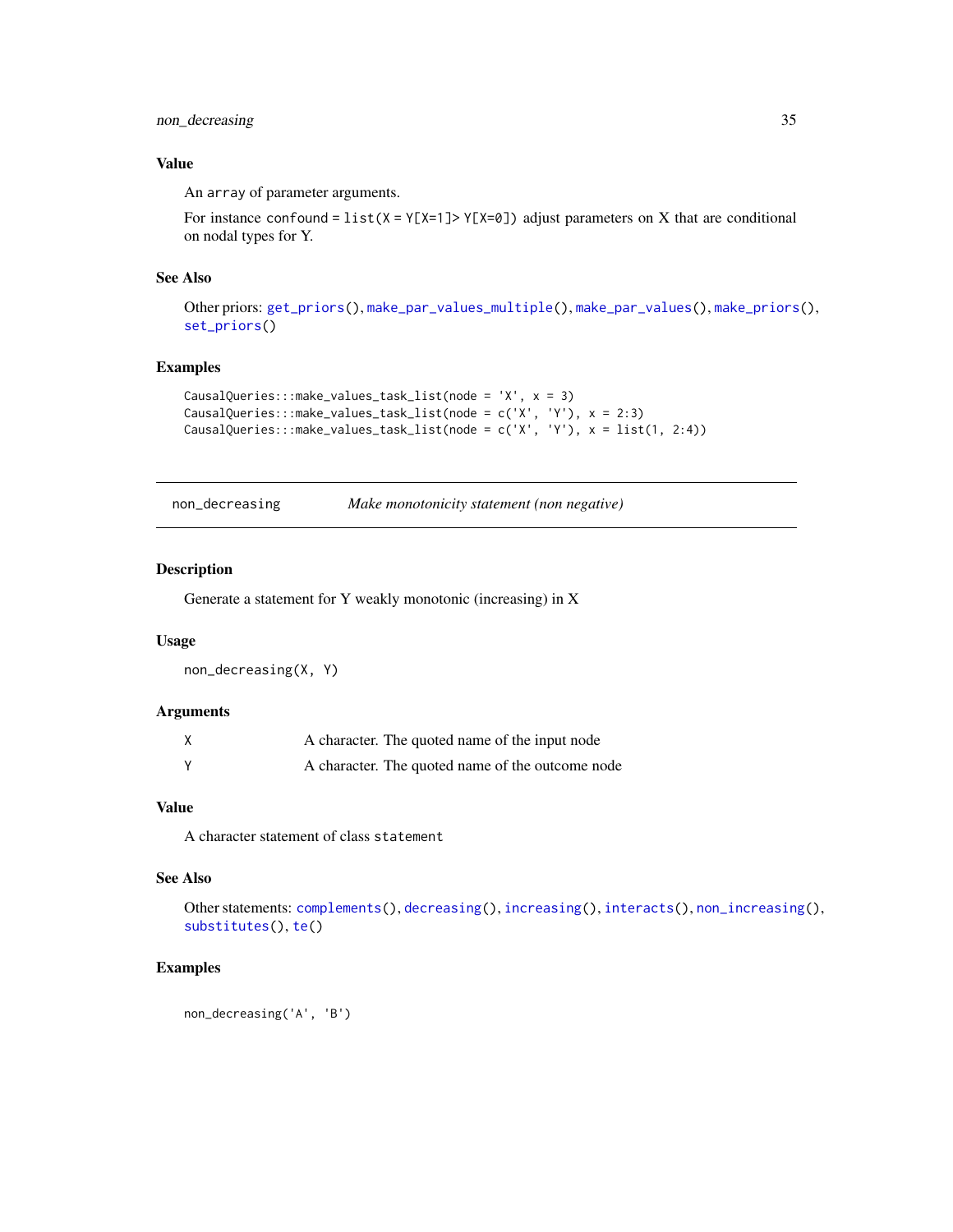### Value

An `array` of parameter arguments.

For instance `confound = list(X = Y[X=1]> Y[X=0])` adjust parameters on X that are conditional on nodal types for Y.

### See Also

Other priors: `get_priors()`, `make_par_values_multiple()`, `make_par_values()`, `make_priors()`, `set_priors()`

### Examples

```
CausalQueries:::make_values_task_list(node = 'X', x = 3)
CausalQueries:::make_values_task_list(node = c('X', 'Y'), x = 2:3)
CausalQueries:::make_values_task_list(node = c('X', 'Y'), x = list(1, 2:4))
```

---

## non_decreasing &nbsp;&nbsp;&nbsp; *Make monotonicity statement (non negative)*

---

### Description

Generate a statement for Y weakly monotonic (increasing) in X

### Usage

```
non_decreasing(X, Y)
```

### Arguments

| | |
|---|---|
| X | A character. The quoted name of the input node |
| Y | A character. The quoted name of the outcome node |

### Value

A character statement of class `statement`

### See Also

Other statements: `complements()`, `decreasing()`, `increasing()`, `interacts()`, `non_increasing()`, `substitutes()`, `te()`

### Examples

```
non_decreasing('A', 'B')
```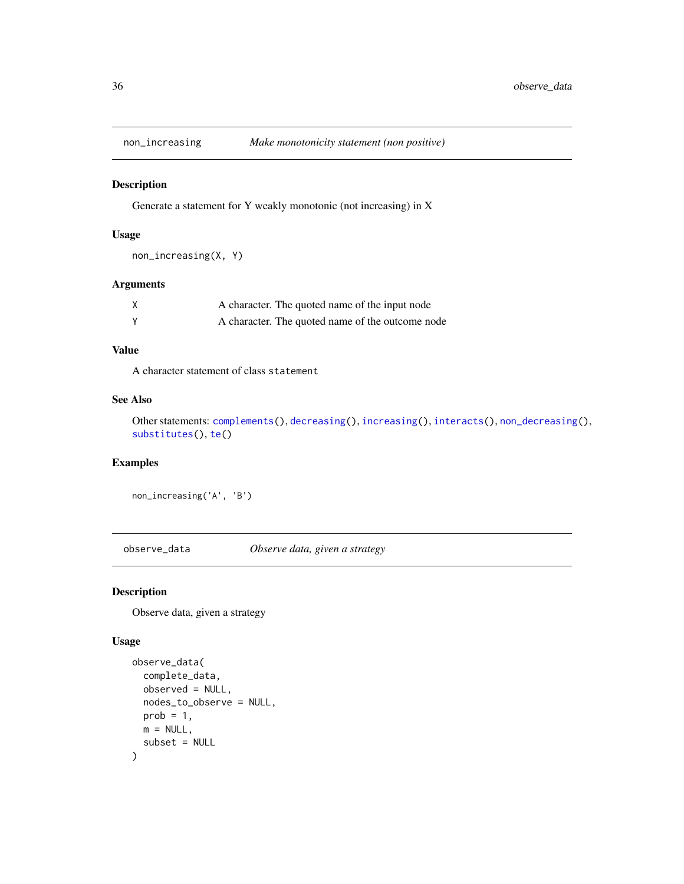## non_increasing — *Make monotonicity statement (non positive)*

### Description

Generate a statement for Y weakly monotonic (not increasing) in X

### Usage

```
non_increasing(X, Y)
```

### Arguments

| | |
|---|---|
| X | A character. The quoted name of the input node |
| Y | A character. The quoted name of the outcome node |

### Value

A character statement of class `statement`

### See Also

Other statements: `complements()`, `decreasing()`, `increasing()`, `interacts()`, `non_decreasing()`, `substitutes()`, `te()`

### Examples

```
non_increasing('A', 'B')
```

## observe_data — *Observe data, given a strategy*

### Description

Observe data, given a strategy

### Usage

```
observe_data(
  complete_data,
  observed = NULL,
  nodes_to_observe = NULL,
  prob = 1,
  m = NULL,
  subset = NULL
)
```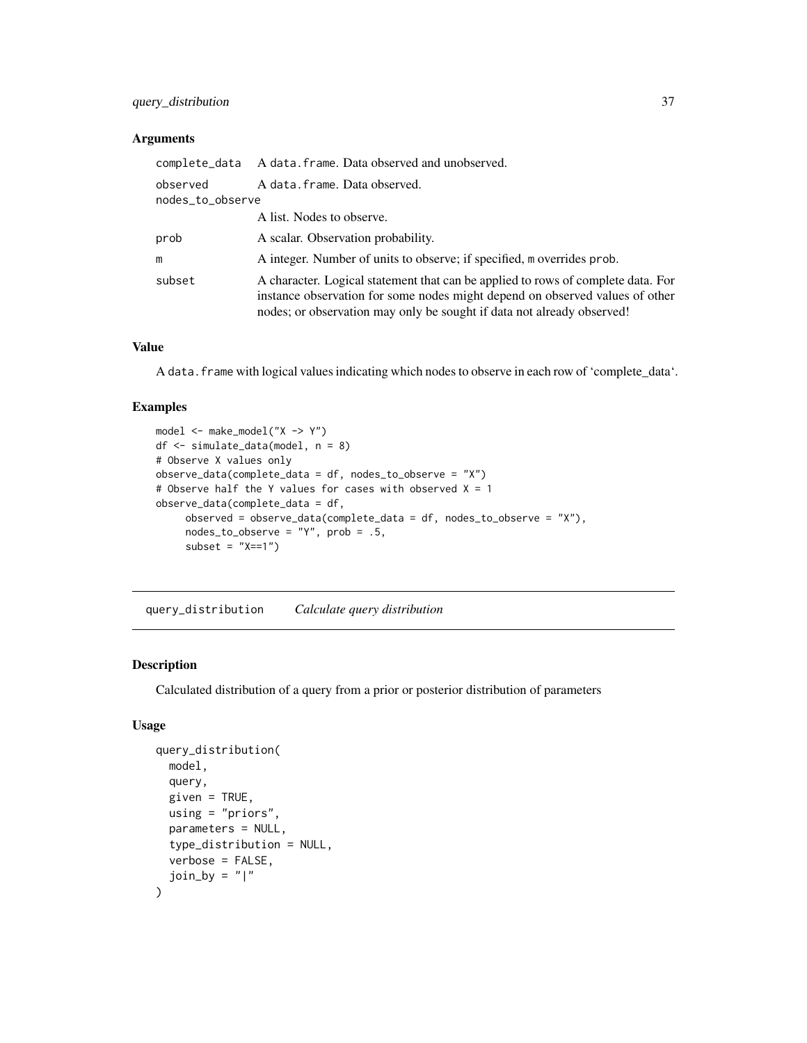### Arguments

| | |
|---|---|
| complete_data | A data.frame. Data observed and unobserved. |
| observed | A data.frame. Data observed. |
| nodes_to_observe | A list. Nodes to observe. |
| prob | A scalar. Observation probability. |
| m | A integer. Number of units to observe; if specified, m overrides prob. |
| subset | A character. Logical statement that can be applied to rows of complete data. For instance observation for some nodes might depend on observed values of other nodes; or observation may only be sought if data not already observed! |

### Value

A data.frame with logical values indicating which nodes to observe in each row of 'complete_data'.

### Examples

```
model <- make_model("X -> Y")
df <- simulate_data(model, n = 8)
# Observe X values only
observe_data(complete_data = df, nodes_to_observe = "X")
# Observe half the Y values for cases with observed X = 1
observe_data(complete_data = df,
     observed = observe_data(complete_data = df, nodes_to_observe = "X"),
     nodes_to_observe = "Y", prob = .5,
     subset = "X==1")
```

---

## query_distribution    *Calculate query distribution*

### Description

Calculated distribution of a query from a prior or posterior distribution of parameters

### Usage

```
query_distribution(
  model,
  query,
  given = TRUE,
  using = "priors",
  parameters = NULL,
  type_distribution = NULL,
  verbose = FALSE,
  join_by = "|"
)
```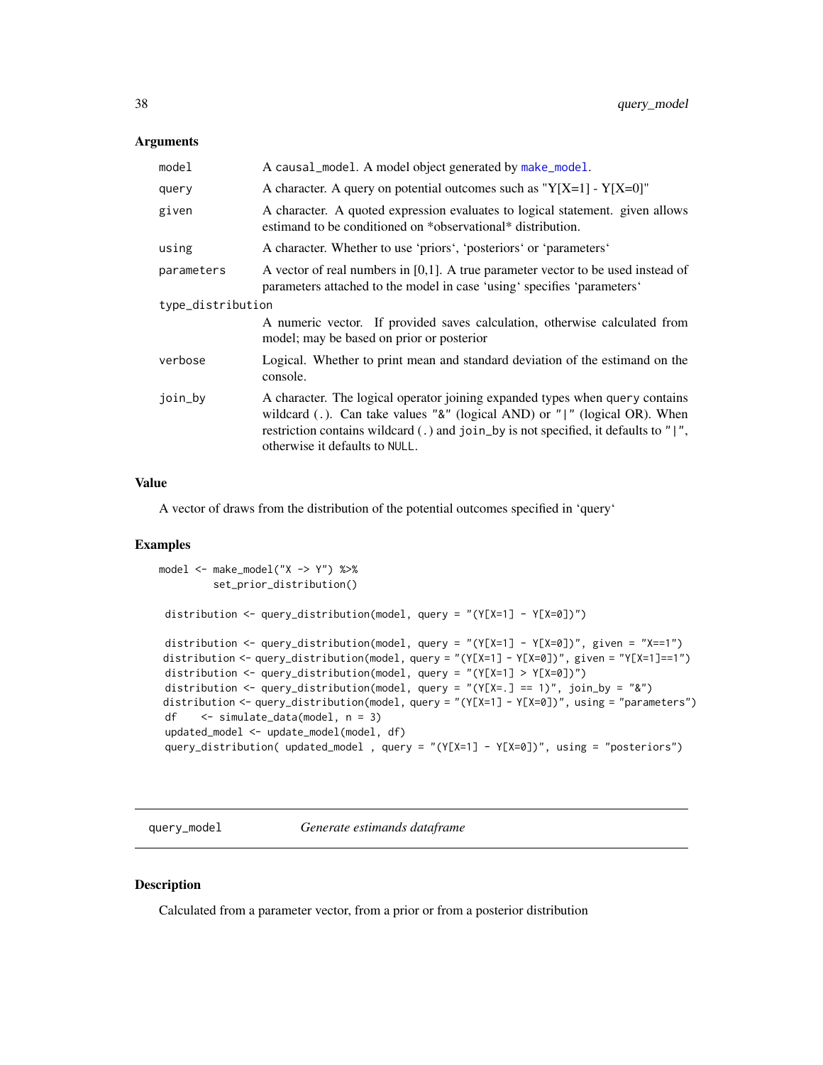### Arguments

| | |
|---|---|
| `model` | A `causal_model`. A model object generated by `make_model`. |
| `query` | A character. A query on potential outcomes such as "Y[X=1] - Y[X=0]" |
| `given` | A character. A quoted expression evaluates to logical statement. given allows estimand to be conditioned on *observational* distribution. |
| `using` | A character. Whether to use 'priors', 'posteriors' or 'parameters' |
| `parameters` | A vector of real numbers in [0,1]. A true parameter vector to be used instead of parameters attached to the model in case 'using' specifies 'parameters' |
| `type_distribution` | A numeric vector. If provided saves calculation, otherwise calculated from model; may be based on prior or posterior |
| `verbose` | Logical. Whether to print mean and standard deviation of the estimand on the console. |
| `join_by` | A character. The logical operator joining expanded types when `query` contains wildcard (`.`). Can take values `"&"` (logical AND) or `"|"` (logical OR). When restriction contains wildcard (`.`) and `join_by` is not specified, it defaults to `"|"`, otherwise it defaults to `NULL`. |

### Value

A vector of draws from the distribution of the potential outcomes specified in 'query'

### Examples

```
model <- make_model("X -> Y") %>%
         set_prior_distribution()

 distribution <- query_distribution(model, query = "(Y[X=1] - Y[X=0])")

 distribution <- query_distribution(model, query = "(Y[X=1] - Y[X=0])", given = "X==1")
 distribution <- query_distribution(model, query = "(Y[X=1] - Y[X=0])", given = "Y[X=1]==1")
 distribution <- query_distribution(model, query = "(Y[X=1] > Y[X=0])")
 distribution <- query_distribution(model, query = "(Y[X=.] == 1)", join_by = "&")
 distribution <- query_distribution(model, query = "(Y[X=1] - Y[X=0])", using = "parameters")
 df    <- simulate_data(model, n = 3)
 updated_model <- update_model(model, df)
 query_distribution( updated_model , query = "(Y[X=1] - Y[X=0])", using = "posteriors")
```

## query_model *Generate estimands dataframe*

### Description

Calculated from a parameter vector, from a prior or from a posterior distribution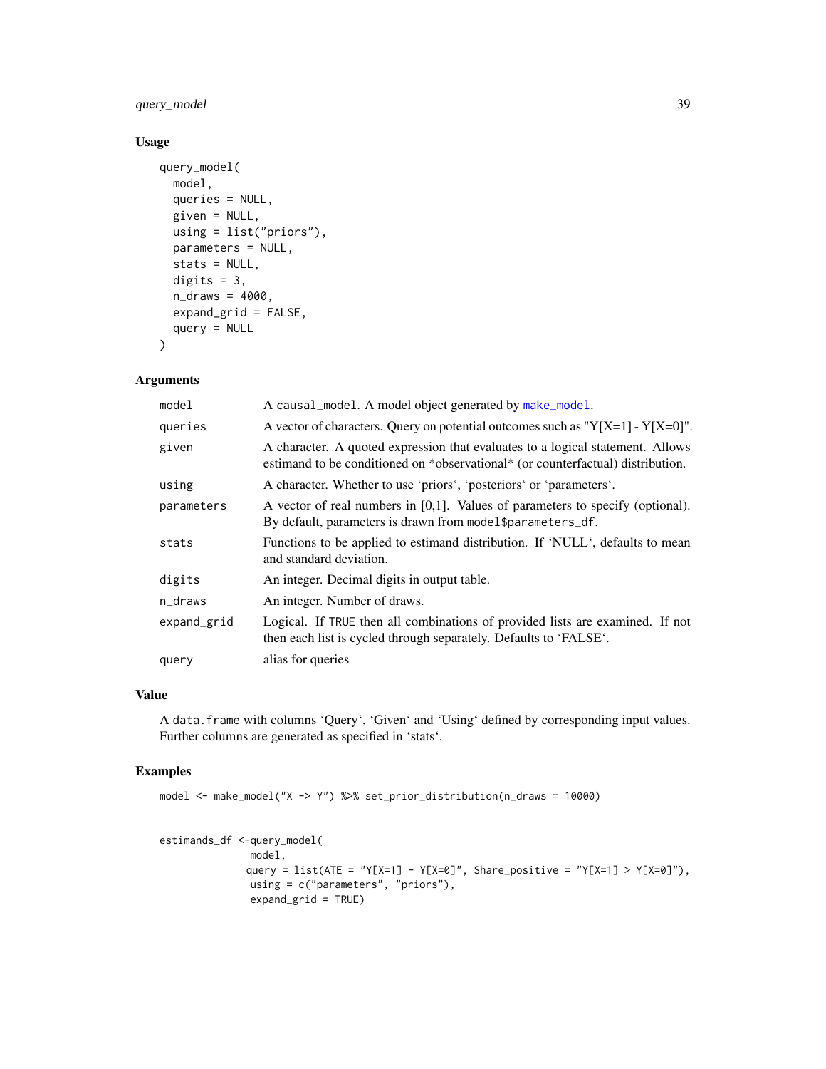## Usage

```
query_model(
  model,
  queries = NULL,
  given = NULL,
  using = list("priors"),
  parameters = NULL,
  stats = NULL,
  digits = 3,
  n_draws = 4000,
  expand_grid = FALSE,
  query = NULL
)
```

## Arguments

| | |
|---|---|
| `model` | A `causal_model`. A model object generated by `make_model`. |
| `queries` | A vector of characters. Query on potential outcomes such as "Y[X=1] - Y[X=0]". |
| `given` | A character. A quoted expression that evaluates to a logical statement. Allows estimand to be conditioned on *observational* (or counterfactual) distribution. |
| `using` | A character. Whether to use 'priors', 'posteriors' or 'parameters'. |
| `parameters` | A vector of real numbers in [0,1]. Values of parameters to specify (optional). By default, parameters is drawn from `model$parameters_df`. |
| `stats` | Functions to be applied to estimand distribution. If 'NULL', defaults to mean and standard deviation. |
| `digits` | An integer. Decimal digits in output table. |
| `n_draws` | An integer. Number of draws. |
| `expand_grid` | Logical. If `TRUE` then all combinations of provided lists are examined. If not then each list is cycled through separately. Defaults to 'FALSE'. |
| `query` | alias for queries |

## Value

A `data.frame` with columns 'Query', 'Given' and 'Using' defined by corresponding input values. Further columns are generated as specified in 'stats'.

## Examples

```
model <- make_model("X -> Y") %>% set_prior_distribution(n_draws = 10000)


estimands_df <-query_model(
               model,
              query = list(ATE = "Y[X=1] - Y[X=0]", Share_positive = "Y[X=1] > Y[X=0]"),
               using = c("parameters", "priors"),
               expand_grid = TRUE)
```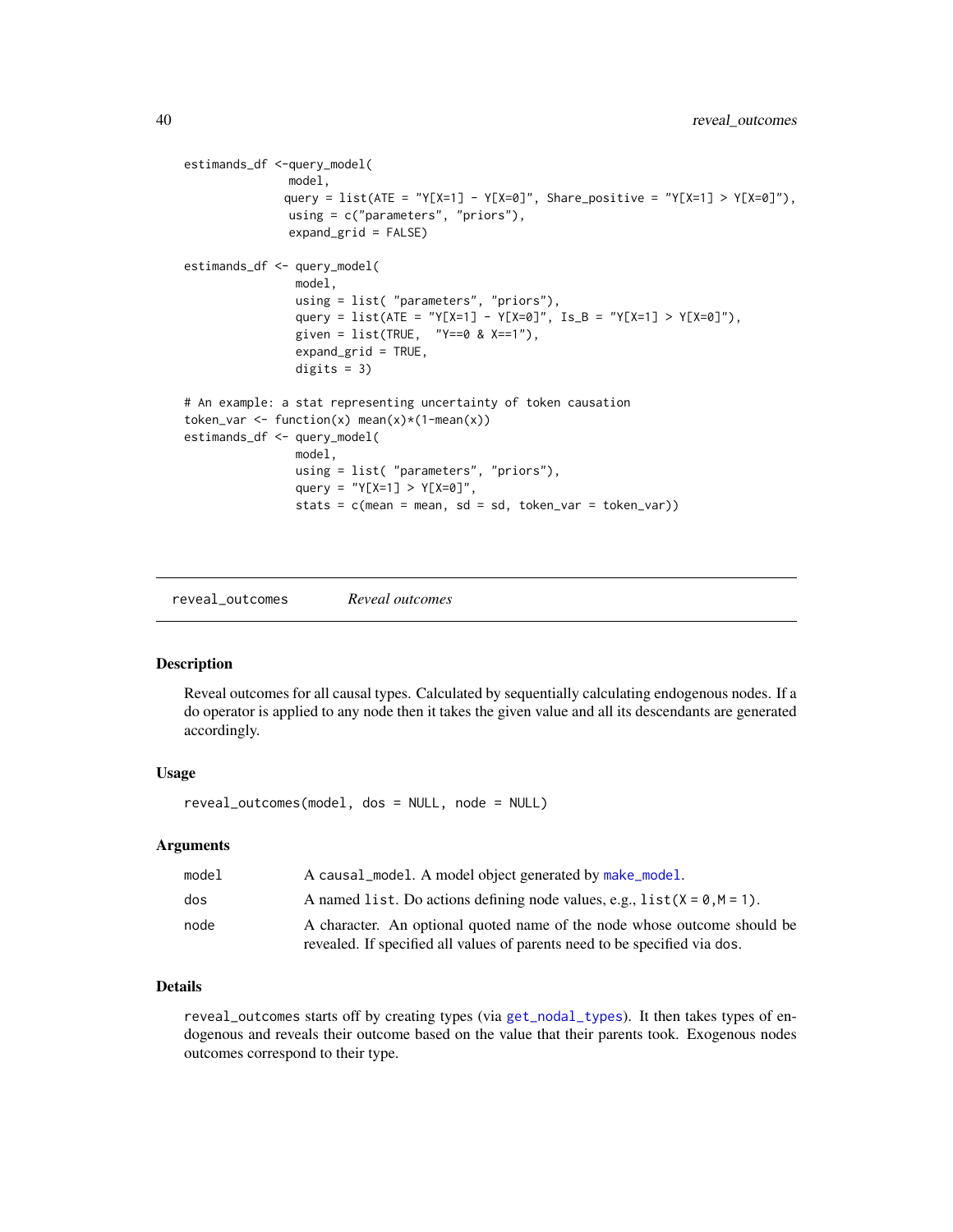```
estimands_df <-query_model(
               model,
              query = list(ATE = "Y[X=1] - Y[X=0]", Share_positive = "Y[X=1] > Y[X=0]"),
               using = c("parameters", "priors"),
               expand_grid = FALSE)

estimands_df <- query_model(
                model,
                using = list( "parameters", "priors"),
                query = list(ATE = "Y[X=1] - Y[X=0]", Is_B = "Y[X=1] > Y[X=0]"),
                given = list(TRUE,  "Y==0 & X==1"),
                expand_grid = TRUE,
                digits = 3)

# An example: a stat representing uncertainty of token causation
token_var <- function(x) mean(x)*(1-mean(x))
estimands_df <- query_model(
                model,
                using = list( "parameters", "priors"),
                query = "Y[X=1] > Y[X=0]",
                stats = c(mean = mean, sd = sd, token_var = token_var))
```

---

## reveal_outcomes — *Reveal outcomes*

### Description

Reveal outcomes for all causal types. Calculated by sequentially calculating endogenous nodes. If a do operator is applied to any node then it takes the given value and all its descendants are generated accordingly.

### Usage

```
reveal_outcomes(model, dos = NULL, node = NULL)
```

### Arguments

| | |
|---|---|
| model | A causal_model. A model object generated by make_model. |
| dos | A named list. Do actions defining node values, e.g., list(X = 0,M = 1). |
| node | A character. An optional quoted name of the node whose outcome should be revealed. If specified all values of parents need to be specified via dos. |

### Details

reveal_outcomes starts off by creating types (via get_nodal_types). It then takes types of endogenous and reveals their outcome based on the value that their parents took. Exogenous nodes outcomes correspond to their type.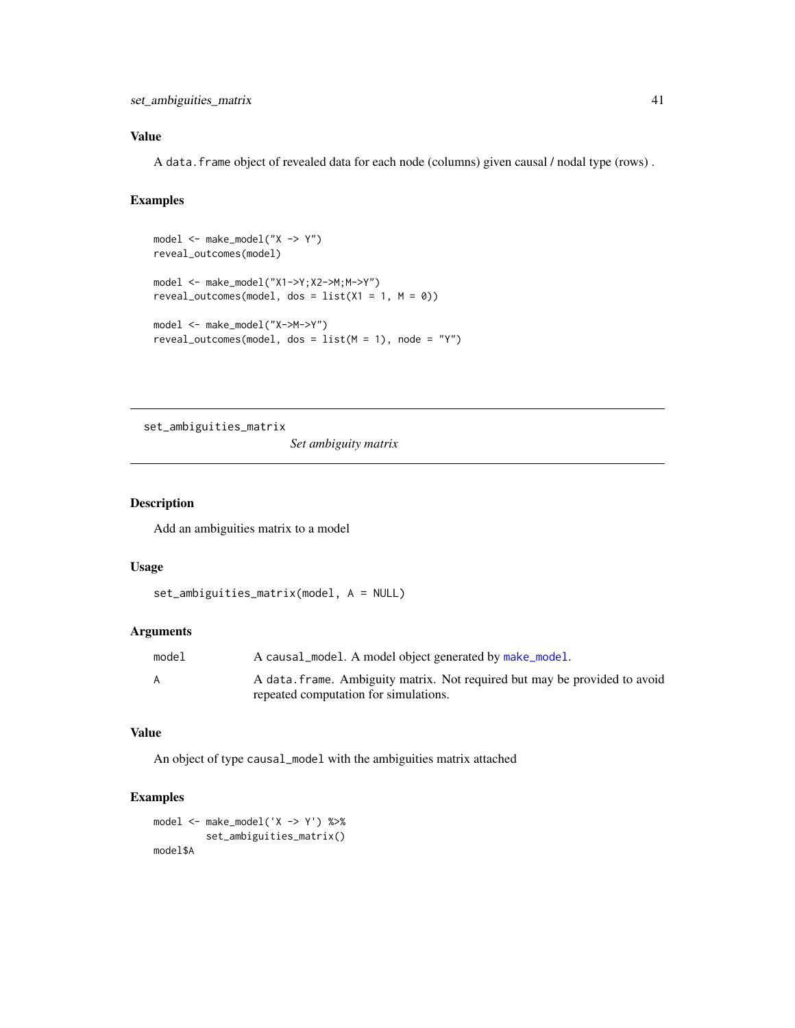### Value

A data.frame object of revealed data for each node (columns) given causal / nodal type (rows) .

### Examples

```
model <- make_model("X -> Y")
reveal_outcomes(model)

model <- make_model("X1->Y;X2->M;M->Y")
reveal_outcomes(model, dos = list(X1 = 1, M = 0))

model <- make_model("X->M->Y")
reveal_outcomes(model, dos = list(M = 1), node = "Y")
```

---

## set_ambiguities_matrix

*Set ambiguity matrix*

---

### Description

Add an ambiguities matrix to a model

### Usage

```
set_ambiguities_matrix(model, A = NULL)
```

### Arguments

| | |
|---|---|
| model | A causal_model. A model object generated by make_model. |
| A | A data.frame. Ambiguity matrix. Not required but may be provided to avoid repeated computation for simulations. |

### Value

An object of type causal_model with the ambiguities matrix attached

### Examples

```
model <- make_model('X -> Y') %>%
         set_ambiguities_matrix()
model$A
```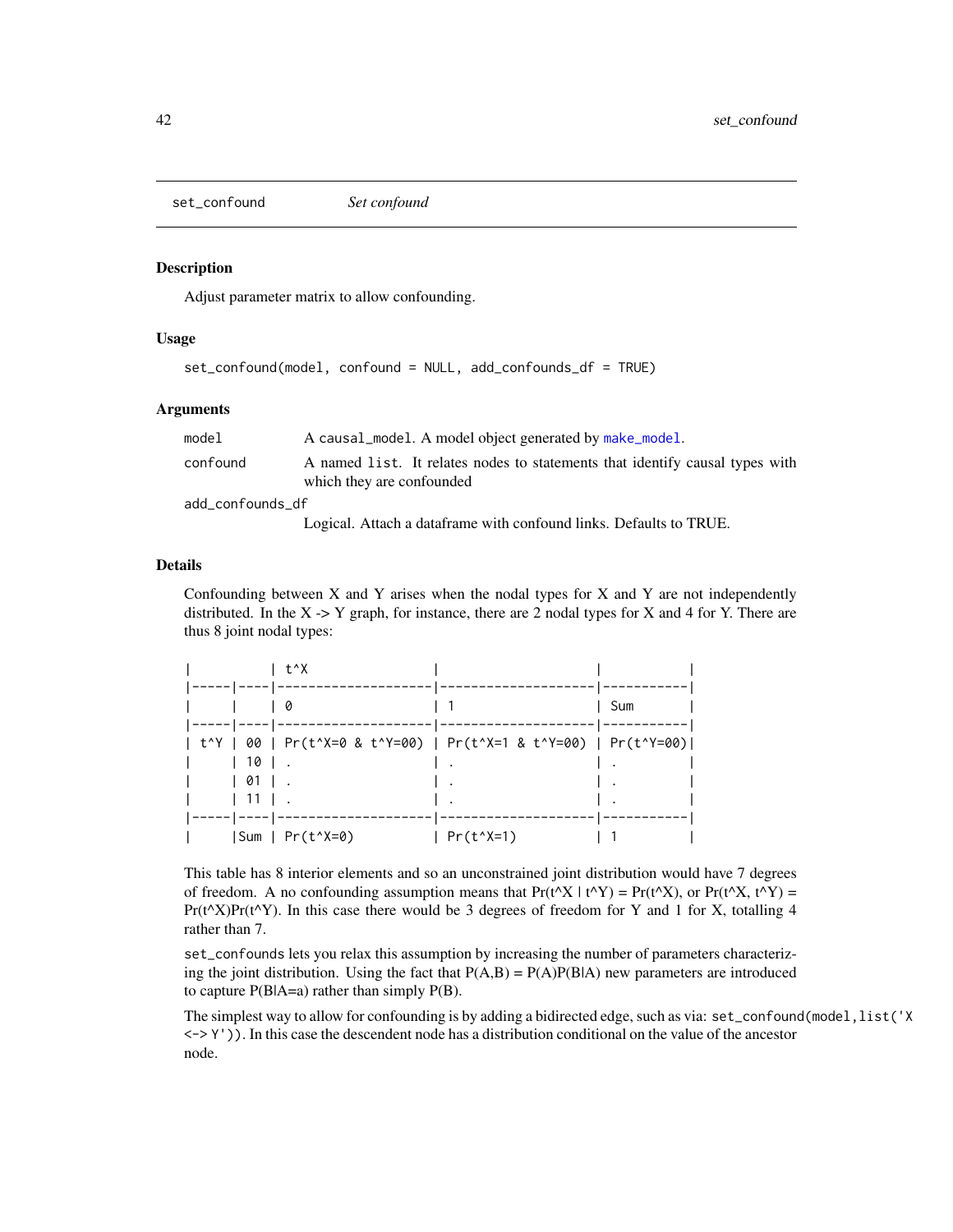## set_confound — *Set confound*

### Description

Adjust parameter matrix to allow confounding.

### Usage

```
set_confound(model, confound = NULL, add_confounds_df = TRUE)
```

### Arguments

| | |
|---|---|
| `model` | A `causal_model`. A model object generated by `make_model`. |
| `confound` | A named `list`. It relates nodes to statements that identify causal types with which they are confounded |
| `add_confounds_df` | Logical. Attach a dataframe with confound links. Defaults to TRUE. |

### Details

Confounding between X and Y arises when the nodal types for X and Y are not independently distributed. In the X -> Y graph, for instance, there are 2 nodal types for X and 4 for Y. There are thus 8 joint nodal types:

```
|          | t^X                |                    |           |
|-----|----|--------------------|--------------------|-----------|
|     |    | 0                  | 1                  | Sum       |
|-----|----|--------------------|--------------------|-----------|
| t^Y | 00 | Pr(t^X=0 & t^Y=00) | Pr(t^X=1 & t^Y=00) | Pr(t^Y=00)|
|     | 10 | .                  | .                  | .         |
|     | 01 | .                  | .                  | .         |
|     | 11 | .                  | .                  | .         |
|-----|----|--------------------|--------------------|-----------|
|     |Sum | Pr(t^X=0)          | Pr(t^X=1)          | 1         |
```

This table has 8 interior elements and so an unconstrained joint distribution would have 7 degrees of freedom. A no confounding assumption means that Pr(t^X | t^Y) = Pr(t^X), or Pr(t^X, t^Y) = Pr(t^X)Pr(t^Y). In this case there would be 3 degrees of freedom for Y and 1 for X, totalling 4 rather than 7.

`set_confounds` lets you relax this assumption by increasing the number of parameters characterizing the joint distribution. Using the fact that P(A,B) = P(A)P(B|A) new parameters are introduced to capture P(B|A=a) rather than simply P(B).

The simplest way to allow for confounding is by adding a bidirected edge, such as via: `set_confound(model,list('X <-> Y'))`. In this case the descendent node has a distribution conditional on the value of the ancestor node.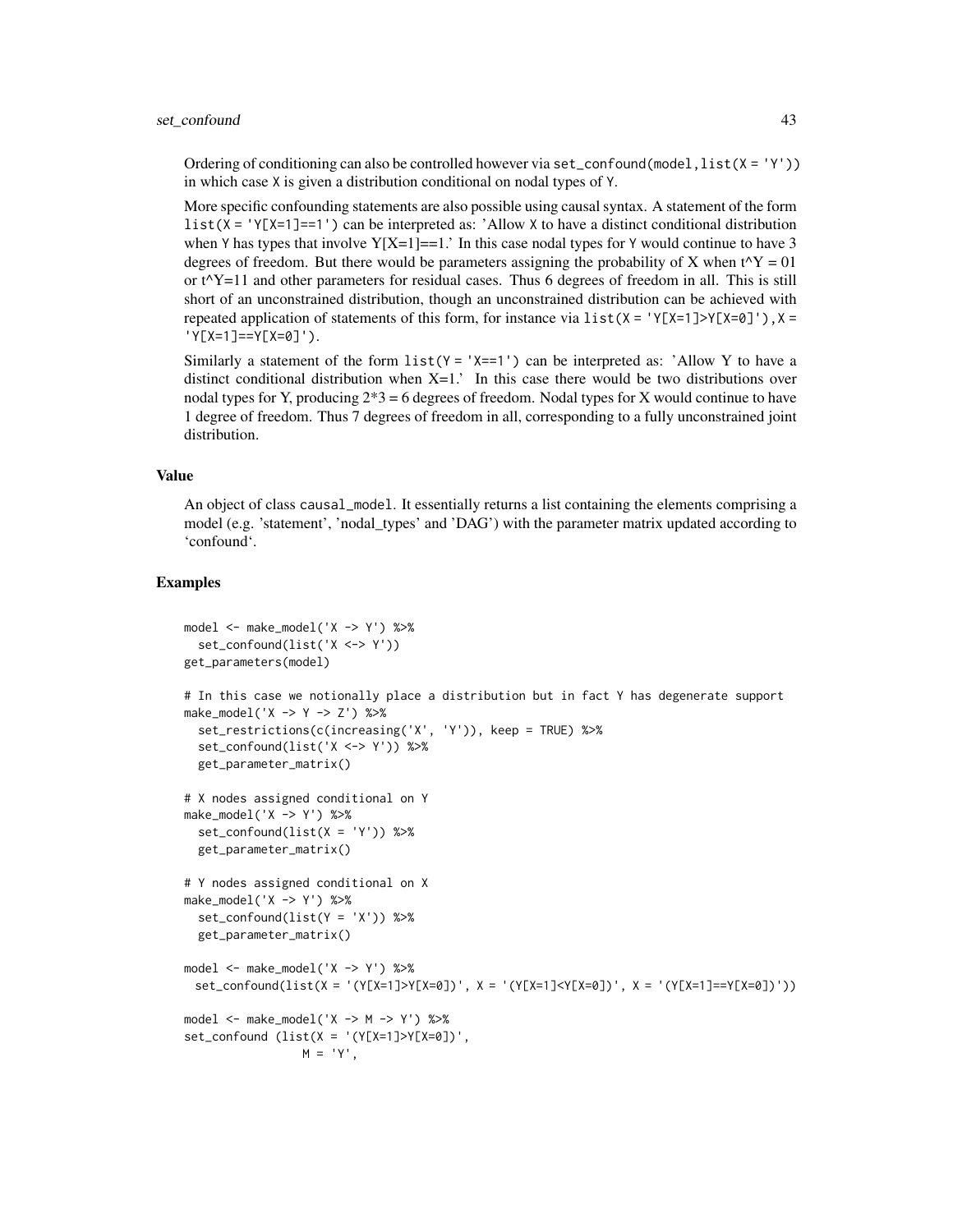Ordering of conditioning can also be controlled however via `set_confound(model,list(X = 'Y'))` in which case `X` is given a distribution conditional on nodal types of `Y`.

More specific confounding statements are also possible using causal syntax. A statement of the form `list(X = 'Y[X=1]==1')` can be interpreted as: 'Allow `X` to have a distinct conditional distribution when `Y` has types that involve Y[X=1]==1.' In this case nodal types for `Y` would continue to have 3 degrees of freedom. But there would be parameters assigning the probability of X when t^Y = 01 or t^Y=11 and other parameters for residual cases. Thus 6 degrees of freedom in all. This is still short of an unconstrained distribution, though an unconstrained distribution can be achieved with repeated application of statements of this form, for instance via `list(X = 'Y[X=1]>Y[X=0]'),X = 'Y[X=1]==Y[X=0]')`.

Similarly a statement of the form `list(Y = 'X==1')` can be interpreted as: 'Allow Y to have a distinct conditional distribution when X=1.' In this case there would be two distributions over nodal types for Y, producing 2*3 = 6 degrees of freedom. Nodal types for X would continue to have 1 degree of freedom. Thus 7 degrees of freedom in all, corresponding to a fully unconstrained joint distribution.

### Value

An object of class `causal_model`. It essentially returns a list containing the elements comprising a model (e.g. 'statement', 'nodal_types' and 'DAG') with the parameter matrix updated according to 'confound'.

### Examples

```
model <- make_model('X -> Y') %>%
  set_confound(list('X <-> Y'))
get_parameters(model)

# In this case we notionally place a distribution but in fact Y has degenerate support
make_model('X -> Y -> Z') %>%
  set_restrictions(c(increasing('X', 'Y')), keep = TRUE) %>%
  set_confound(list('X <-> Y')) %>%
  get_parameter_matrix()

# X nodes assigned conditional on Y
make_model('X -> Y') %>%
  set_confound(list(X = 'Y')) %>%
  get_parameter_matrix()

# Y nodes assigned conditional on X
make_model('X -> Y') %>%
  set_confound(list(Y = 'X')) %>%
  get_parameter_matrix()

model <- make_model('X -> Y') %>%
 set_confound(list(X = '(Y[X=1]>Y[X=0])', X = '(Y[X=1]<Y[X=0])', X = '(Y[X=1]==Y[X=0])'))

model <- make_model('X -> M -> Y') %>%
set_confound (list(X = '(Y[X=1]>Y[X=0])',
                 M = 'Y',
```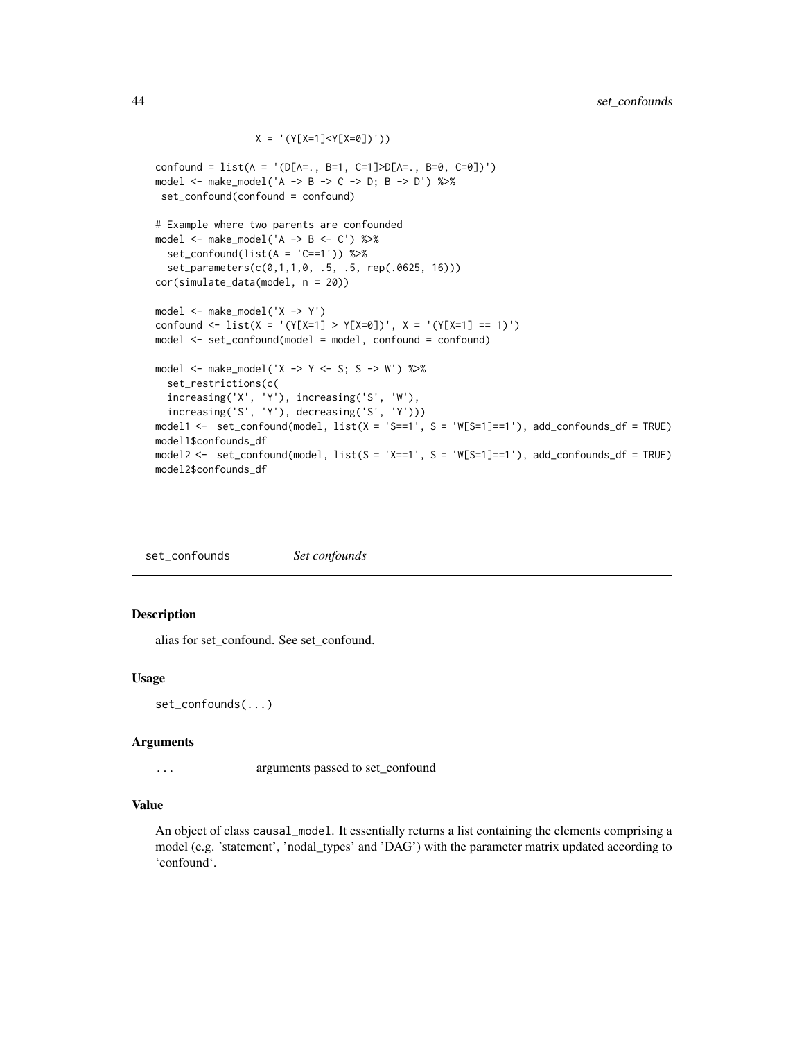```
                X = '(Y[X=1]<Y[X=0])'))

confound = list(A = '(D[A=., B=1, C=1]>D[A=., B=0, C=0])')
model <- make_model('A -> B -> C -> D; B -> D') %>%
 set_confound(confound = confound)

# Example where two parents are confounded
model <- make_model('A -> B <- C') %>%
  set_confound(list(A = 'C==1')) %>%
  set_parameters(c(0,1,1,0, .5, .5, rep(.0625, 16)))
cor(simulate_data(model, n = 20))

model <- make_model('X -> Y')
confound <- list(X = '(Y[X=1] > Y[X=0])', X = '(Y[X=1] == 1)')
model <- set_confound(model = model, confound = confound)

model <- make_model('X -> Y <- S; S -> W') %>%
  set_restrictions(c(
  increasing('X', 'Y'), increasing('S', 'W'),
  increasing('S', 'Y'), decreasing('S', 'Y')))
model1 <-  set_confound(model, list(X = 'S==1', S = 'W[S=1]==1'), add_confounds_df = TRUE)
model1$confounds_df
model2 <-  set_confound(model, list(S = 'X==1', S = 'W[S=1]==1'), add_confounds_df = TRUE)
model2$confounds_df
```

## set_confounds *Set confounds*

### Description

alias for set_confound. See set_confound.

### Usage

```
set_confounds(...)
```

### Arguments

| | |
|---|---|
| ... | arguments passed to set_confound |

### Value

An object of class `causal_model`. It essentially returns a list containing the elements comprising a model (e.g. 'statement', 'nodal_types' and 'DAG') with the parameter matrix updated according to 'confound'.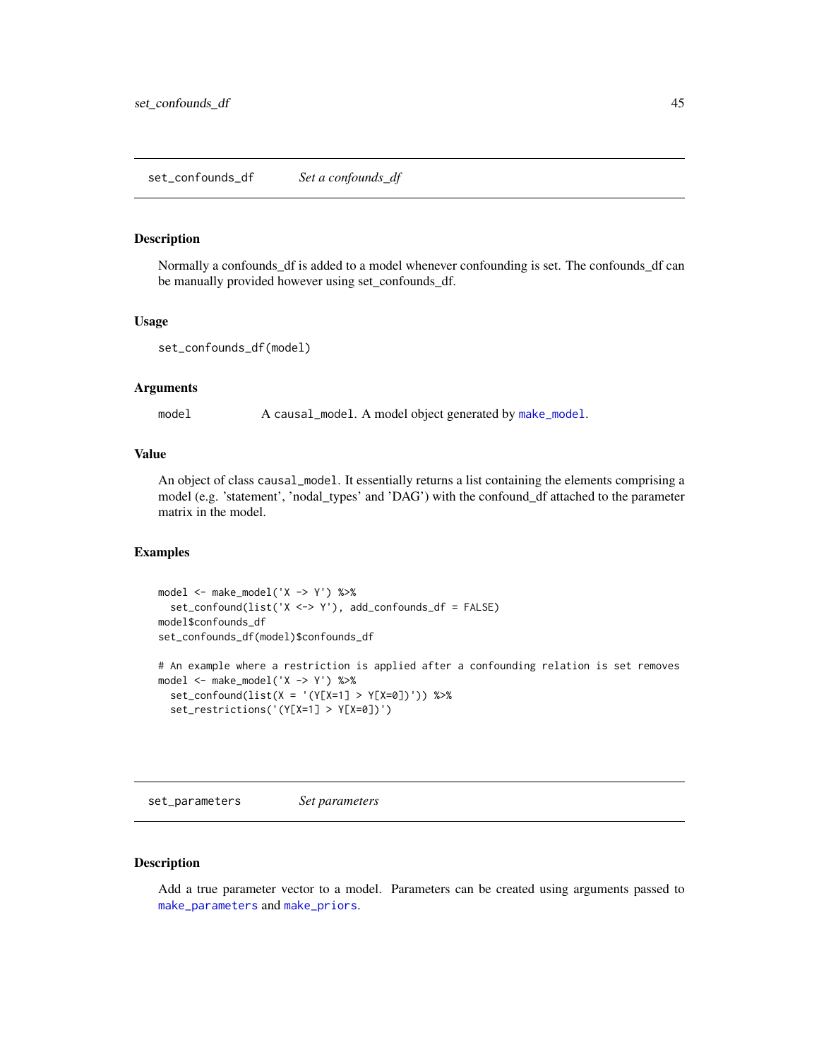## set_confounds_df — *Set a confounds_df*

### Description

Normally a confounds_df is added to a model whenever confounding is set. The confounds_df can be manually provided however using set_confounds_df.

### Usage

```
set_confounds_df(model)
```

### Arguments

| | |
|---|---|
| model | A `causal_model`. A model object generated by `make_model`. |

### Value

An object of class `causal_model`. It essentially returns a list containing the elements comprising a model (e.g. 'statement', 'nodal_types' and 'DAG') with the confound_df attached to the parameter matrix in the model.

### Examples

```
model <- make_model('X -> Y') %>%
  set_confound(list('X <-> Y'), add_confounds_df = FALSE)
model$confounds_df
set_confounds_df(model)$confounds_df

# An example where a restriction is applied after a confounding relation is set removes
model <- make_model('X -> Y') %>%
  set_confound(list(X = '(Y[X=1] > Y[X=0])')) %>%
  set_restrictions('(Y[X=1] > Y[X=0])')
```

## set_parameters — *Set parameters*

### Description

Add a true parameter vector to a model. Parameters can be created using arguments passed to `make_parameters` and `make_priors`.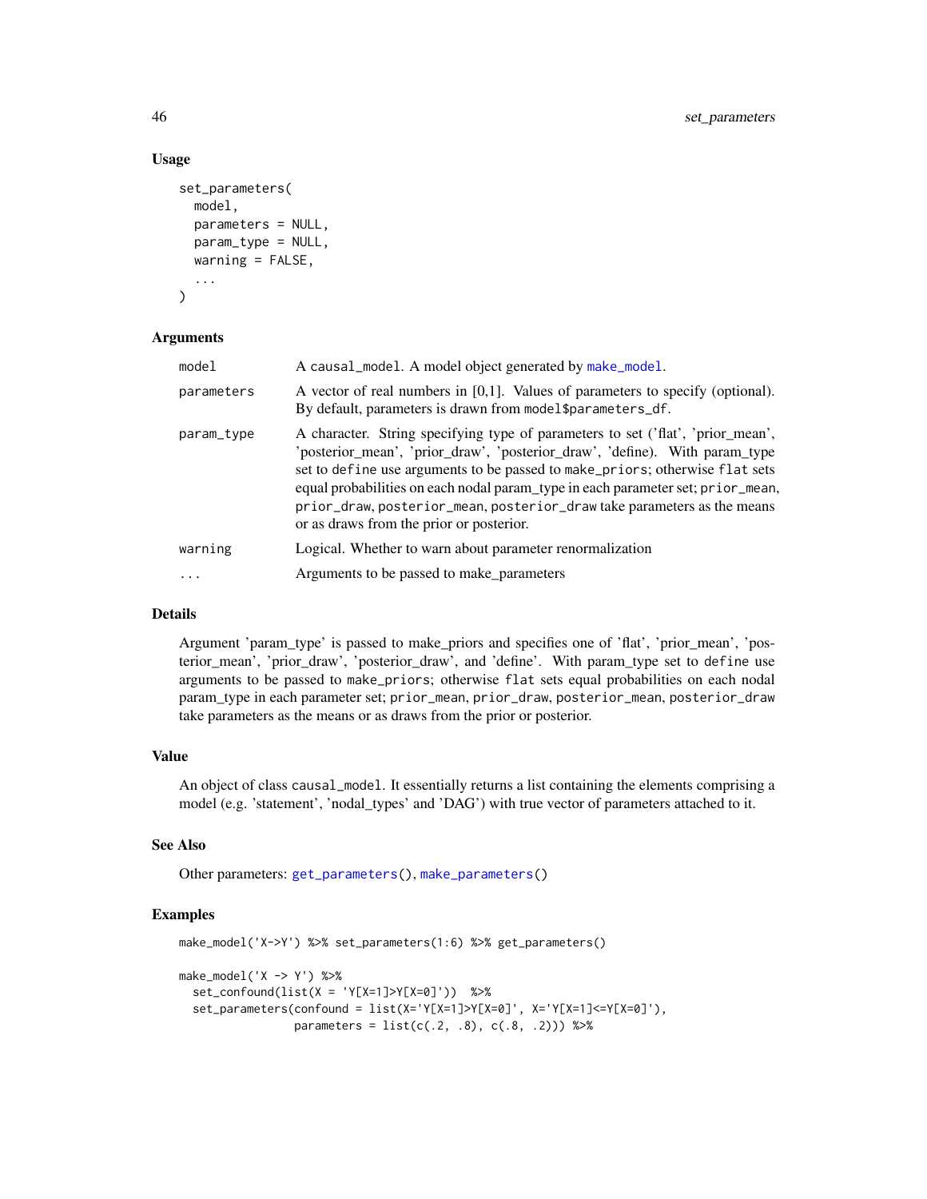### Usage

```
set_parameters(
  model,
  parameters = NULL,
  param_type = NULL,
  warning = FALSE,
  ...
)
```

### Arguments

| | |
|---|---|
| model | A causal_model. A model object generated by make_model. |
| parameters | A vector of real numbers in [0,1]. Values of parameters to specify (optional). By default, parameters is drawn from model$parameters_df. |
| param_type | A character. String specifying type of parameters to set ('flat', 'prior_mean', 'posterior_mean', 'prior_draw', 'posterior_draw', 'define). With param_type set to define use arguments to be passed to make_priors; otherwise flat sets equal probabilities on each nodal param_type in each parameter set; prior_mean, prior_draw, posterior_mean, posterior_draw take parameters as the means or as draws from the prior or posterior. |
| warning | Logical. Whether to warn about parameter renormalization |
| ... | Arguments to be passed to make_parameters |

### Details

Argument 'param_type' is passed to make_priors and specifies one of 'flat', 'prior_mean', 'posterior_mean', 'prior_draw', 'posterior_draw', and 'define'. With param_type set to define use arguments to be passed to make_priors; otherwise flat sets equal probabilities on each nodal param_type in each parameter set; prior_mean, prior_draw, posterior_mean, posterior_draw take parameters as the means or as draws from the prior or posterior.

### Value

An object of class causal_model. It essentially returns a list containing the elements comprising a model (e.g. 'statement', 'nodal_types' and 'DAG') with true vector of parameters attached to it.

### See Also

Other parameters: get_parameters(), make_parameters()

### Examples

```
make_model('X->Y') %>% set_parameters(1:6) %>% get_parameters()

make_model('X -> Y') %>%
  set_confound(list(X = 'Y[X=1]>Y[X=0]'))  %>%
  set_parameters(confound = list(X='Y[X=1]>Y[X=0]', X='Y[X=1]<=Y[X=0]'),
                 parameters = list(c(.2, .8), c(.8, .2))) %>%
```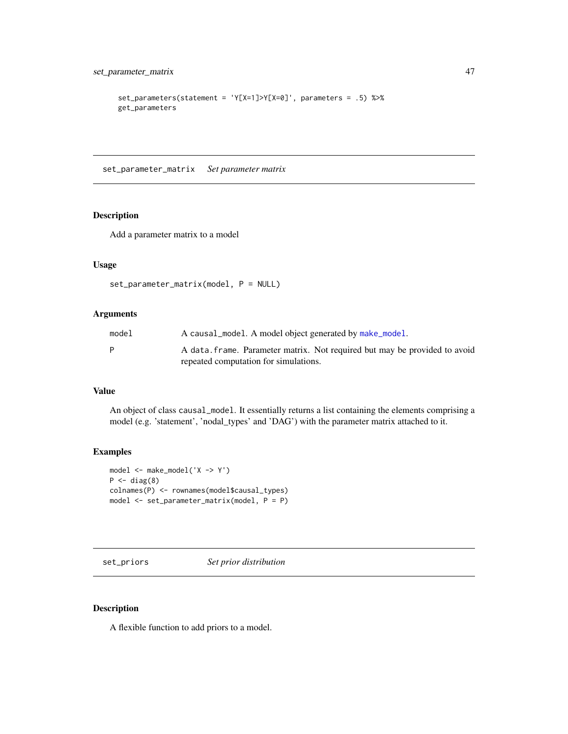```
set_parameters(statement = 'Y[X=1]>Y[X=0]', parameters = .5) %>%
get_parameters
```

## set_parameter_matrix    *Set parameter matrix*

### Description

Add a parameter matrix to a model

### Usage

```
set_parameter_matrix(model, P = NULL)
```

### Arguments

| | |
|---|---|
| model | A causal_model. A model object generated by make_model. |
| P | A data.frame. Parameter matrix. Not required but may be provided to avoid repeated computation for simulations. |

### Value

An object of class causal_model. It essentially returns a list containing the elements comprising a model (e.g. 'statement', 'nodal_types' and 'DAG') with the parameter matrix attached to it.

### Examples

```
model <- make_model('X -> Y')
P <- diag(8)
colnames(P) <- rownames(model$causal_types)
model <- set_parameter_matrix(model, P = P)
```

## set_priors    *Set prior distribution*

### Description

A flexible function to add priors to a model.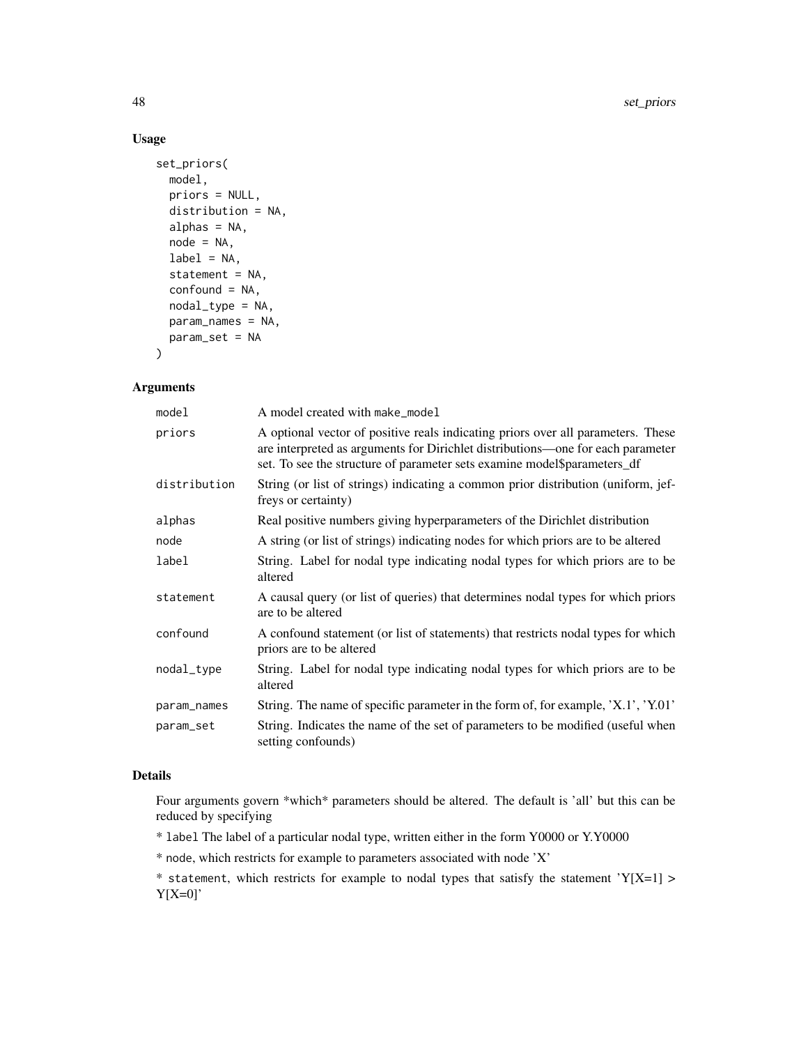## Usage

```
set_priors(
  model,
  priors = NULL,
  distribution = NA,
  alphas = NA,
  node = NA,
  label = NA,
  statement = NA,
  confound = NA,
  nodal_type = NA,
  param_names = NA,
  param_set = NA
)
```

## Arguments

| | |
|---|---|
| model | A model created with make_model |
| priors | A optional vector of positive reals indicating priors over all parameters. These are interpreted as arguments for Dirichlet distributions—one for each parameter set. To see the structure of parameter sets examine model$parameters_df |
| distribution | String (or list of strings) indicating a common prior distribution (uniform, jeffreys or certainty) |
| alphas | Real positive numbers giving hyperparameters of the Dirichlet distribution |
| node | A string (or list of strings) indicating nodes for which priors are to be altered |
| label | String. Label for nodal type indicating nodal types for which priors are to be altered |
| statement | A causal query (or list of queries) that determines nodal types for which priors are to be altered |
| confound | A confound statement (or list of statements) that restricts nodal types for which priors are to be altered |
| nodal_type | String. Label for nodal type indicating nodal types for which priors are to be altered |
| param_names | String. The name of specific parameter in the form of, for example, 'X.1', 'Y.01' |
| param_set | String. Indicates the name of the set of parameters to be modified (useful when setting confounds) |

## Details

Four arguments govern *which* parameters should be altered. The default is 'all' but this can be reduced by specifying

* label The label of a particular nodal type, written either in the form Y0000 or Y.Y0000

* node, which restricts for example to parameters associated with node 'X'

* statement, which restricts for example to nodal types that satisfy the statement 'Y[X=1] > Y[X=0]'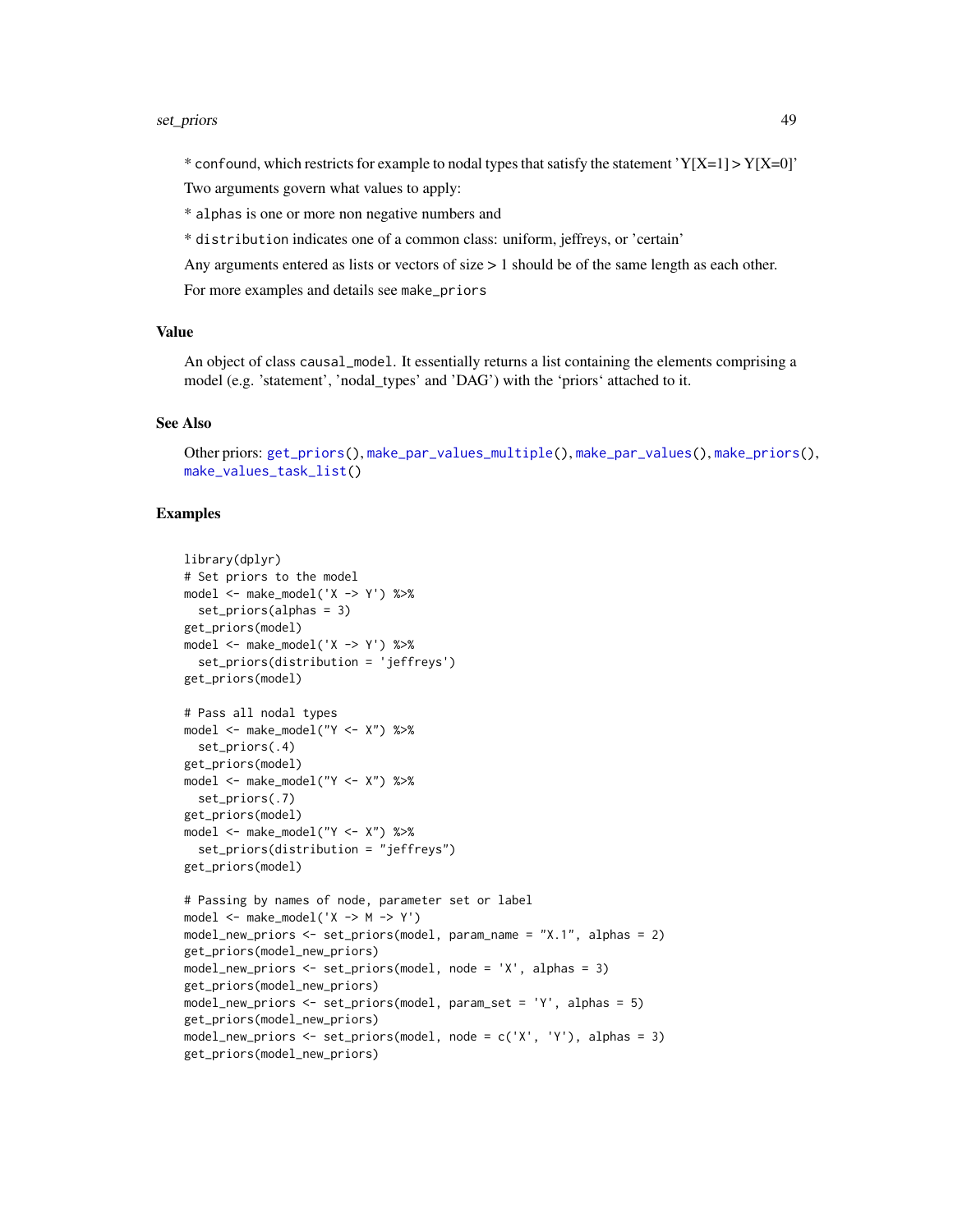* confound, which restricts for example to nodal types that satisfy the statement 'Y[X=1] > Y[X=0]'

Two arguments govern what values to apply:

* alphas is one or more non negative numbers and

* distribution indicates one of a common class: uniform, jeffreys, or 'certain'

Any arguments entered as lists or vectors of size > 1 should be of the same length as each other.

For more examples and details see make_priors

## Value

An object of class causal_model. It essentially returns a list containing the elements comprising a model (e.g. 'statement', 'nodal_types' and 'DAG') with the 'priors' attached to it.

## See Also

Other priors: get_priors(), make_par_values_multiple(), make_par_values(), make_priors(), make_values_task_list()

## Examples

```
library(dplyr)
# Set priors to the model
model <- make_model('X -> Y') %>%
  set_priors(alphas = 3)
get_priors(model)
model <- make_model('X -> Y') %>%
  set_priors(distribution = 'jeffreys')
get_priors(model)

# Pass all nodal types
model <- make_model("Y <- X") %>%
  set_priors(.4)
get_priors(model)
model <- make_model("Y <- X") %>%
  set_priors(.7)
get_priors(model)
model <- make_model("Y <- X") %>%
  set_priors(distribution = "jeffreys")
get_priors(model)

# Passing by names of node, parameter set or label
model <- make_model('X -> M -> Y')
model_new_priors <- set_priors(model, param_name = "X.1", alphas = 2)
get_priors(model_new_priors)
model_new_priors <- set_priors(model, node = 'X', alphas = 3)
get_priors(model_new_priors)
model_new_priors <- set_priors(model, param_set = 'Y', alphas = 5)
get_priors(model_new_priors)
model_new_priors <- set_priors(model, node = c('X', 'Y'), alphas = 3)
get_priors(model_new_priors)
```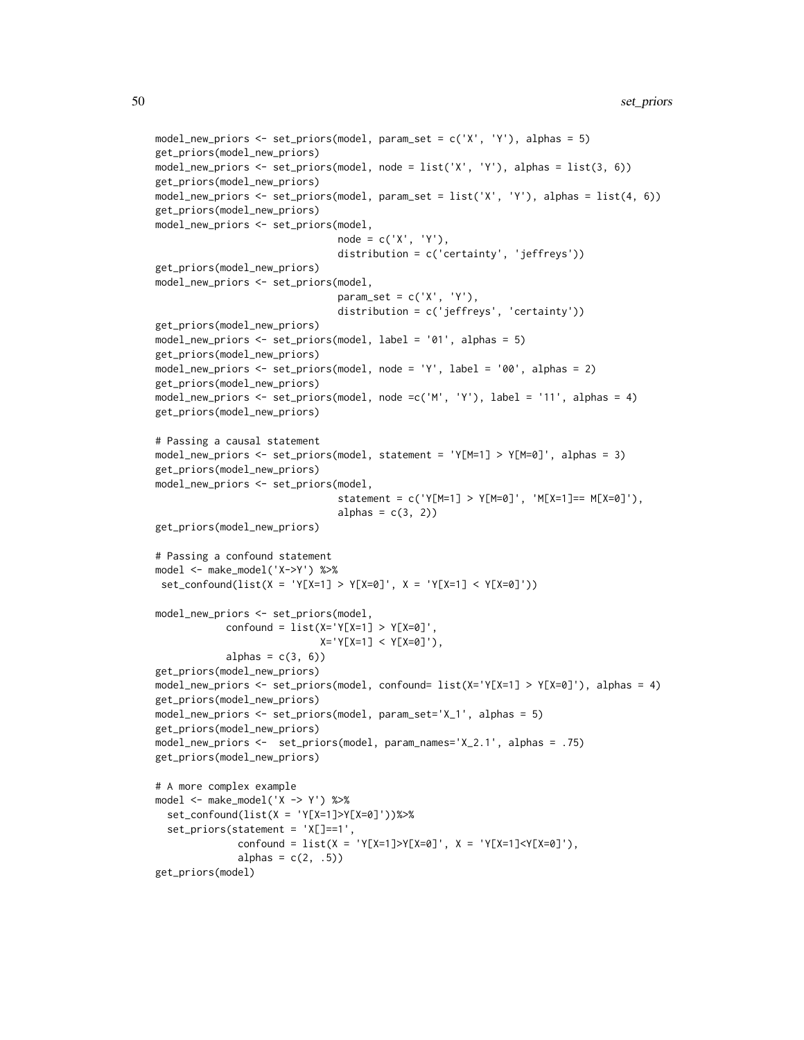```
model_new_priors <- set_priors(model, param_set = c('X', 'Y'), alphas = 5)
get_priors(model_new_priors)
model_new_priors <- set_priors(model, node = list('X', 'Y'), alphas = list(3, 6))
get_priors(model_new_priors)
model_new_priors <- set_priors(model, param_set = list('X', 'Y'), alphas = list(4, 6))
get_priors(model_new_priors)
model_new_priors <- set_priors(model,
                               node = c('X', 'Y'),
                               distribution = c('certainty', 'jeffreys'))
get_priors(model_new_priors)
model_new_priors <- set_priors(model,
                               param_set = c('X', 'Y'),
                               distribution = c('jeffreys', 'certainty'))
get_priors(model_new_priors)
model_new_priors <- set_priors(model, label = '01', alphas = 5)
get_priors(model_new_priors)
model_new_priors <- set_priors(model, node = 'Y', label = '00', alphas = 2)
get_priors(model_new_priors)
model_new_priors <- set_priors(model, node =c('M', 'Y'), label = '11', alphas = 4)
get_priors(model_new_priors)

# Passing a causal statement
model_new_priors <- set_priors(model, statement = 'Y[M=1] > Y[M=0]', alphas = 3)
get_priors(model_new_priors)
model_new_priors <- set_priors(model,
                               statement = c('Y[M=1] > Y[M=0]', 'M[X=1]== M[X=0]'),
                               alphas = c(3, 2))
get_priors(model_new_priors)

# Passing a confound statement
model <- make_model('X->Y') %>%
 set_confound(list(X = 'Y[X=1] > Y[X=0]', X = 'Y[X=1] < Y[X=0]'))

model_new_priors <- set_priors(model,
            confound = list(X='Y[X=1] > Y[X=0]',
                            X='Y[X=1] < Y[X=0]'),
            alphas = c(3, 6))
get_priors(model_new_priors)
model_new_priors <- set_priors(model, confound= list(X='Y[X=1] > Y[X=0]'), alphas = 4)
get_priors(model_new_priors)
model_new_priors <- set_priors(model, param_set='X_1', alphas = 5)
get_priors(model_new_priors)
model_new_priors <-  set_priors(model, param_names='X_2.1', alphas = .75)
get_priors(model_new_priors)

# A more complex example
model <- make_model('X -> Y') %>%
  set_confound(list(X = 'Y[X=1]>Y[X=0]'))%>%
  set_priors(statement = 'X[]==1',
              confound = list(X = 'Y[X=1]>Y[X=0]', X = 'Y[X=1]<Y[X=0]'),
              alphas = c(2, .5))
get_priors(model)
```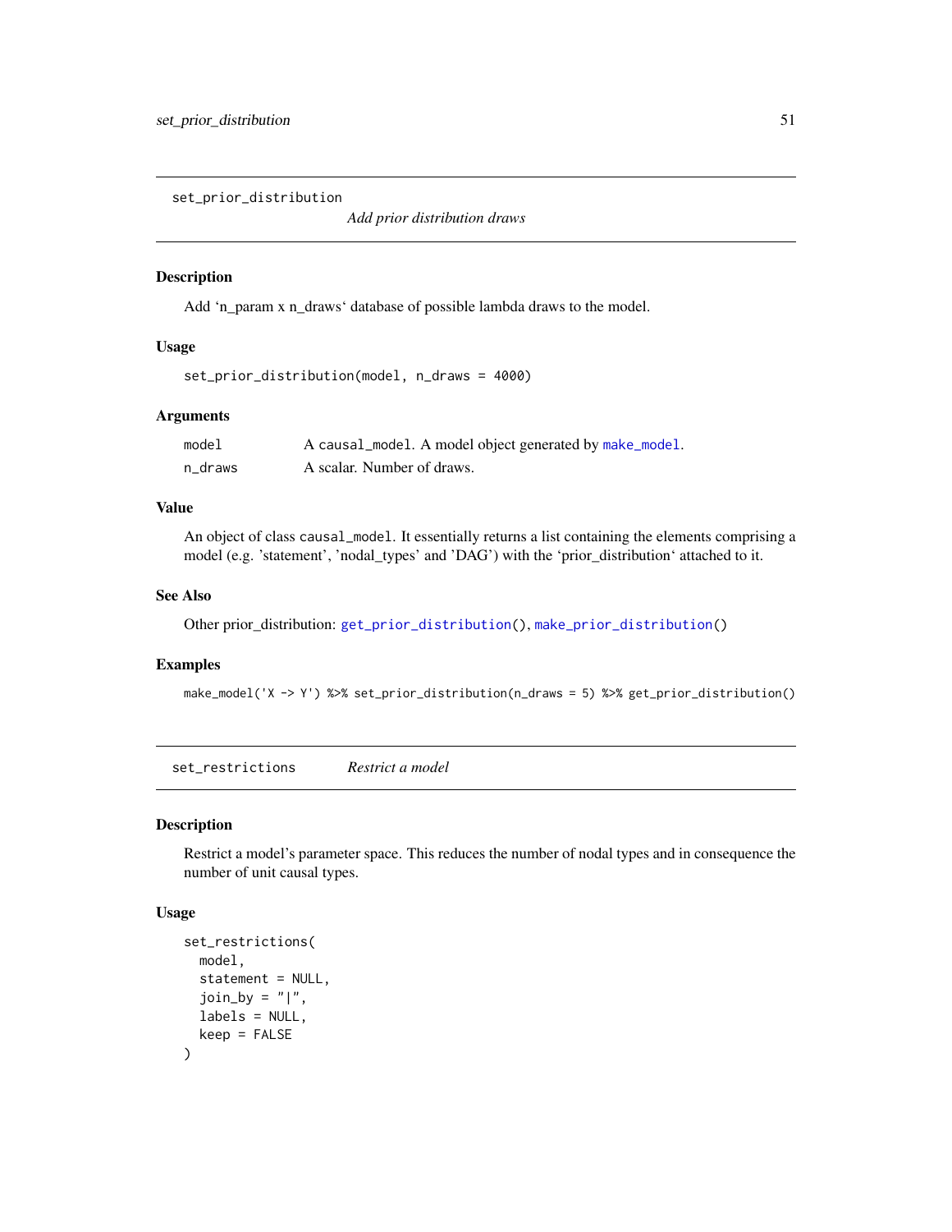## set_prior_distribution

*Add prior distribution draws*

### Description

Add ‘n_param x n_draws‘ database of possible lambda draws to the model.

### Usage

```
set_prior_distribution(model, n_draws = 4000)
```

### Arguments

| | |
|---|---|
| model | A `causal_model`. A model object generated by `make_model`. |
| n_draws | A scalar. Number of draws. |

### Value

An object of class `causal_model`. It essentially returns a list containing the elements comprising a model (e.g. 'statement', 'nodal_types' and 'DAG') with the ‘prior_distribution‘ attached to it.

### See Also

Other prior_distribution: `get_prior_distribution()`, `make_prior_distribution()`

### Examples

```
make_model('X -> Y') %>% set_prior_distribution(n_draws = 5) %>% get_prior_distribution()
```

## set_restrictions

*Restrict a model*

### Description

Restrict a model's parameter space. This reduces the number of nodal types and in consequence the number of unit causal types.

### Usage

```
set_restrictions(
  model,
  statement = NULL,
  join_by = "|",
  labels = NULL,
  keep = FALSE
)
```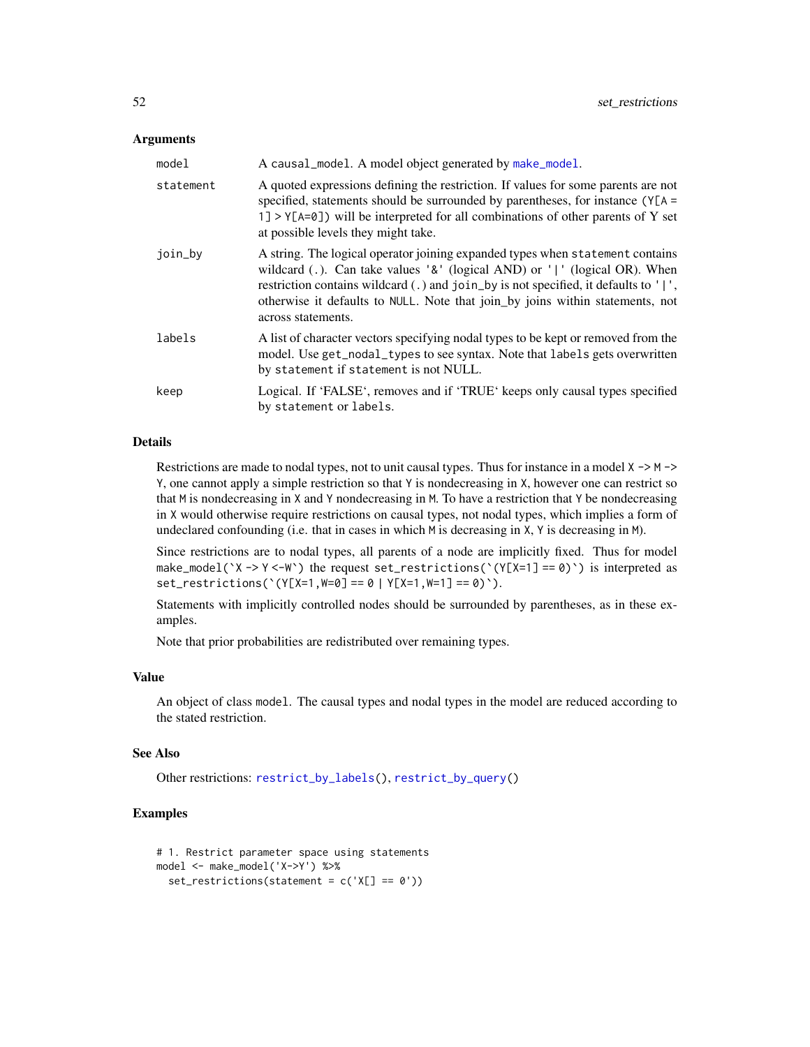### Arguments

| | |
|---|---|
| model | A causal_model. A model object generated by make_model. |
| statement | A quoted expressions defining the restriction. If values for some parents are not specified, statements should be surrounded by parentheses, for instance (Y[A = 1] > Y[A=0]) will be interpreted for all combinations of other parents of Y set at possible levels they might take. |
| join_by | A string. The logical operator joining expanded types when statement contains wildcard (.). Can take values '&' (logical AND) or '\|' (logical OR). When restriction contains wildcard (.) and join_by is not specified, it defaults to '\|', otherwise it defaults to NULL. Note that join_by joins within statements, not across statements. |
| labels | A list of character vectors specifying nodal types to be kept or removed from the model. Use get_nodal_types to see syntax. Note that labels gets overwritten by statement if statement is not NULL. |
| keep | Logical. If 'FALSE', removes and if 'TRUE' keeps only causal types specified by statement or labels. |

### Details

Restrictions are made to nodal types, not to unit causal types. Thus for instance in a model X -> M -> Y, one cannot apply a simple restriction so that Y is nondecreasing in X, however one can restrict so that M is nondecreasing in X and Y nondecreasing in M. To have a restriction that Y be nondecreasing in X would otherwise require restrictions on causal types, not nodal types, which implies a form of undeclared confounding (i.e. that in cases in which M is decreasing in X, Y is decreasing in M).

Since restrictions are to nodal types, all parents of a node are implicitly fixed. Thus for model make_model(`X -> Y <-W`) the request set_restrictions(`(Y[X=1] == 0)`) is interpreted as set_restrictions(`(Y[X=1,W=0] == 0 | Y[X=1,W=1] == 0)`).

Statements with implicitly controlled nodes should be surrounded by parentheses, as in these examples.

Note that prior probabilities are redistributed over remaining types.

### Value

An object of class model. The causal types and nodal types in the model are reduced according to the stated restriction.

### See Also

Other restrictions: restrict_by_labels(), restrict_by_query()

### Examples

```
# 1. Restrict parameter space using statements
model <- make_model('X->Y') %>%
  set_restrictions(statement = c('X[] == 0'))
```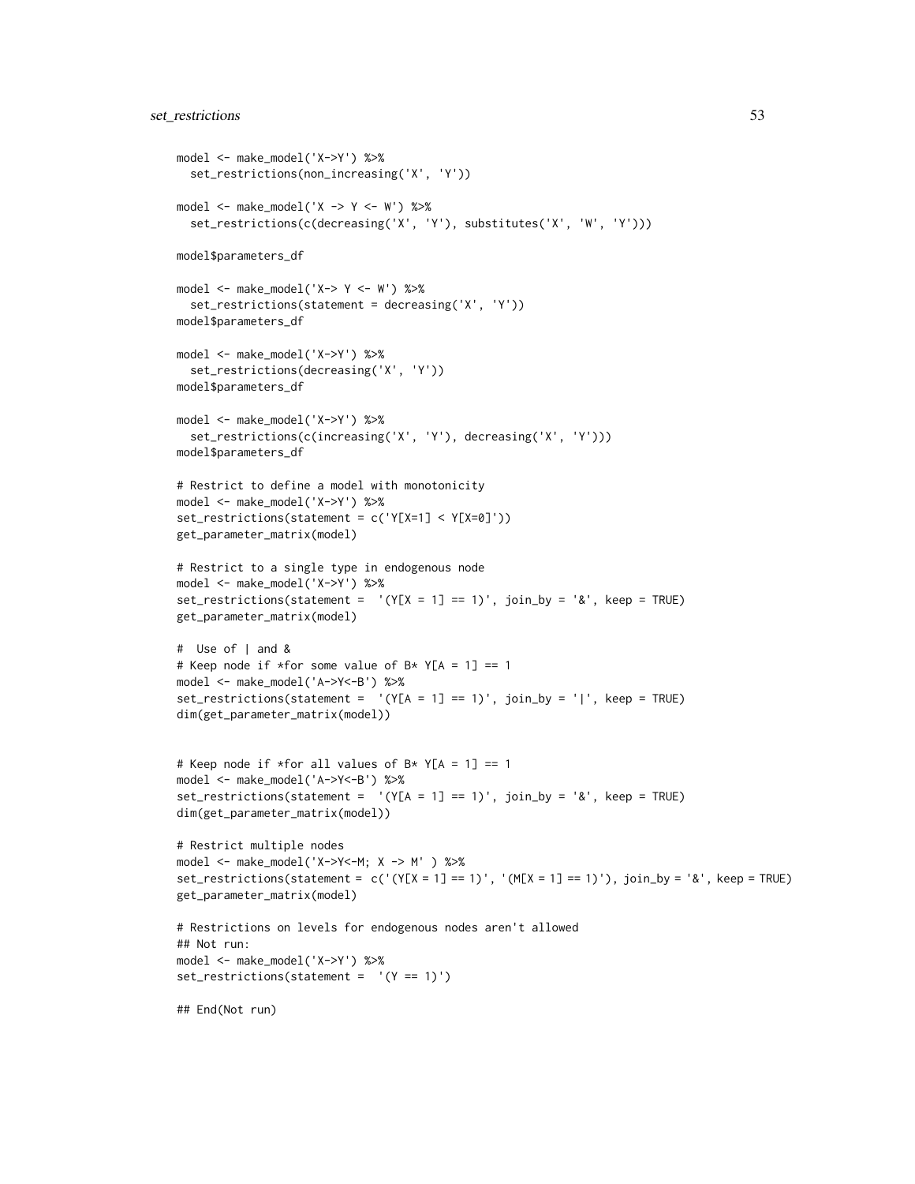```
model <- make_model('X->Y') %>%
  set_restrictions(non_increasing('X', 'Y'))

model <- make_model('X -> Y <- W') %>%
  set_restrictions(c(decreasing('X', 'Y'), substitutes('X', 'W', 'Y')))

model$parameters_df

model <- make_model('X-> Y <- W') %>%
  set_restrictions(statement = decreasing('X', 'Y'))
model$parameters_df

model <- make_model('X->Y') %>%
  set_restrictions(decreasing('X', 'Y'))
model$parameters_df

model <- make_model('X->Y') %>%
  set_restrictions(c(increasing('X', 'Y'), decreasing('X', 'Y')))
model$parameters_df

# Restrict to define a model with monotonicity
model <- make_model('X->Y') %>%
set_restrictions(statement = c('Y[X=1] < Y[X=0]'))
get_parameter_matrix(model)

# Restrict to a single type in endogenous node
model <- make_model('X->Y') %>%
set_restrictions(statement =  '(Y[X = 1] == 1)', join_by = '&', keep = TRUE)
get_parameter_matrix(model)

#  Use of | and &
# Keep node if *for some value of B* Y[A = 1] == 1
model <- make_model('A->Y<-B') %>%
set_restrictions(statement =  '(Y[A = 1] == 1)', join_by = '|', keep = TRUE)
dim(get_parameter_matrix(model))


# Keep node if *for all values of B* Y[A = 1] == 1
model <- make_model('A->Y<-B') %>%
set_restrictions(statement =  '(Y[A = 1] == 1)', join_by = '&', keep = TRUE)
dim(get_parameter_matrix(model))

# Restrict multiple nodes
model <- make_model('X->Y<-M; X -> M' ) %>%
set_restrictions(statement =  c('(Y[X = 1] == 1)', '(M[X = 1] == 1)'), join_by = '&', keep = TRUE)
get_parameter_matrix(model)

# Restrictions on levels for endogenous nodes aren't allowed
## Not run:
model <- make_model('X->Y') %>%
set_restrictions(statement =  '(Y == 1)')

## End(Not run)
```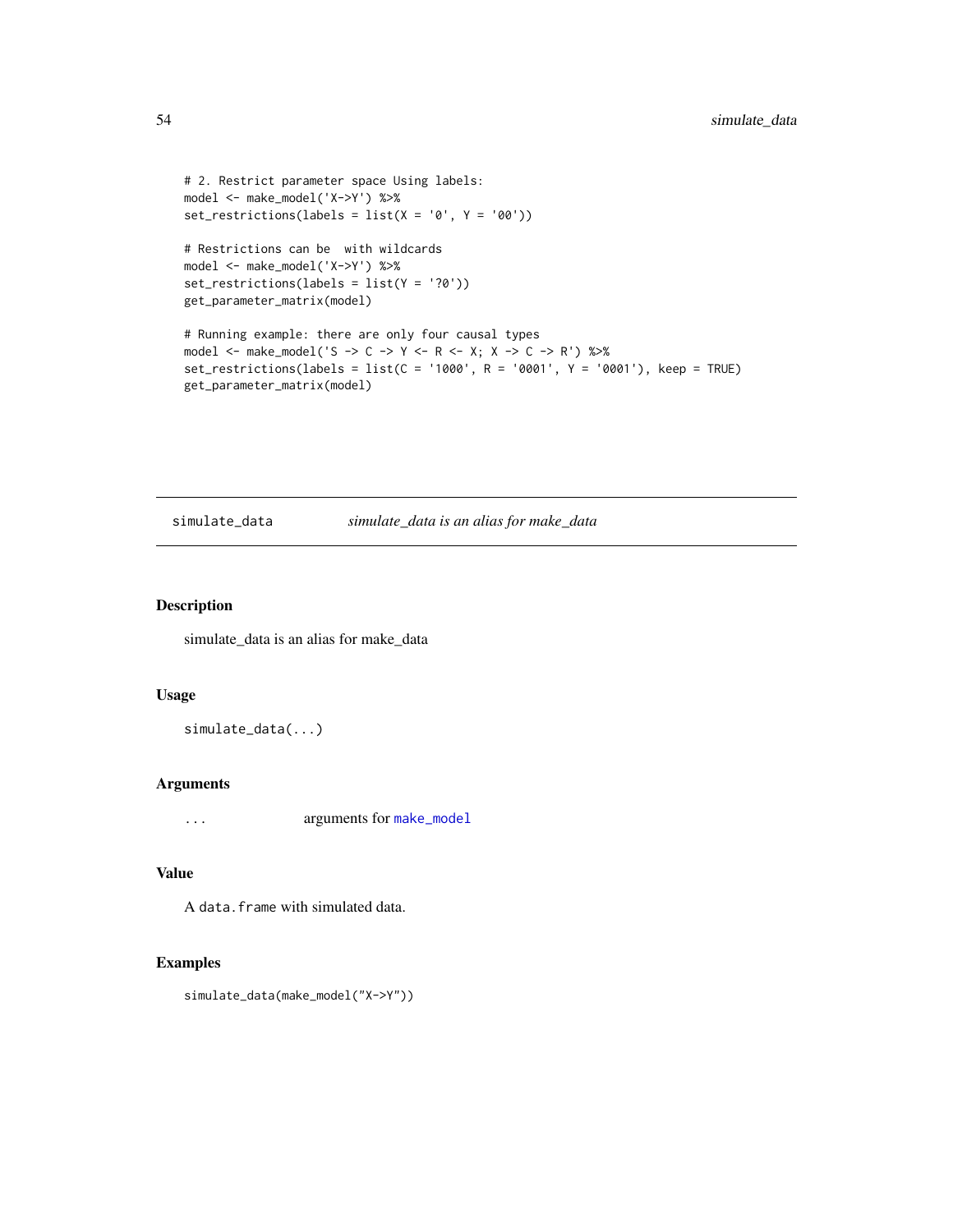```
# 2. Restrict parameter space Using labels:
model <- make_model('X->Y') %>%
set_restrictions(labels = list(X = '0', Y = '00'))

# Restrictions can be  with wildcards
model <- make_model('X->Y') %>%
set_restrictions(labels = list(Y = '?0'))
get_parameter_matrix(model)

# Running example: there are only four causal types
model <- make_model('S -> C -> Y <- R <- X; X -> C -> R') %>%
set_restrictions(labels = list(C = '1000', R = '0001', Y = '0001'), keep = TRUE)
get_parameter_matrix(model)
```

## simulate_data — *simulate_data is an alias for make_data*

### Description

simulate_data is an alias for make_data

### Usage

```
simulate_data(...)
```

### Arguments

| | |
|---|---|
| ... | arguments for make_model |

### Value

A data.frame with simulated data.

### Examples

```
simulate_data(make_model("X->Y"))
```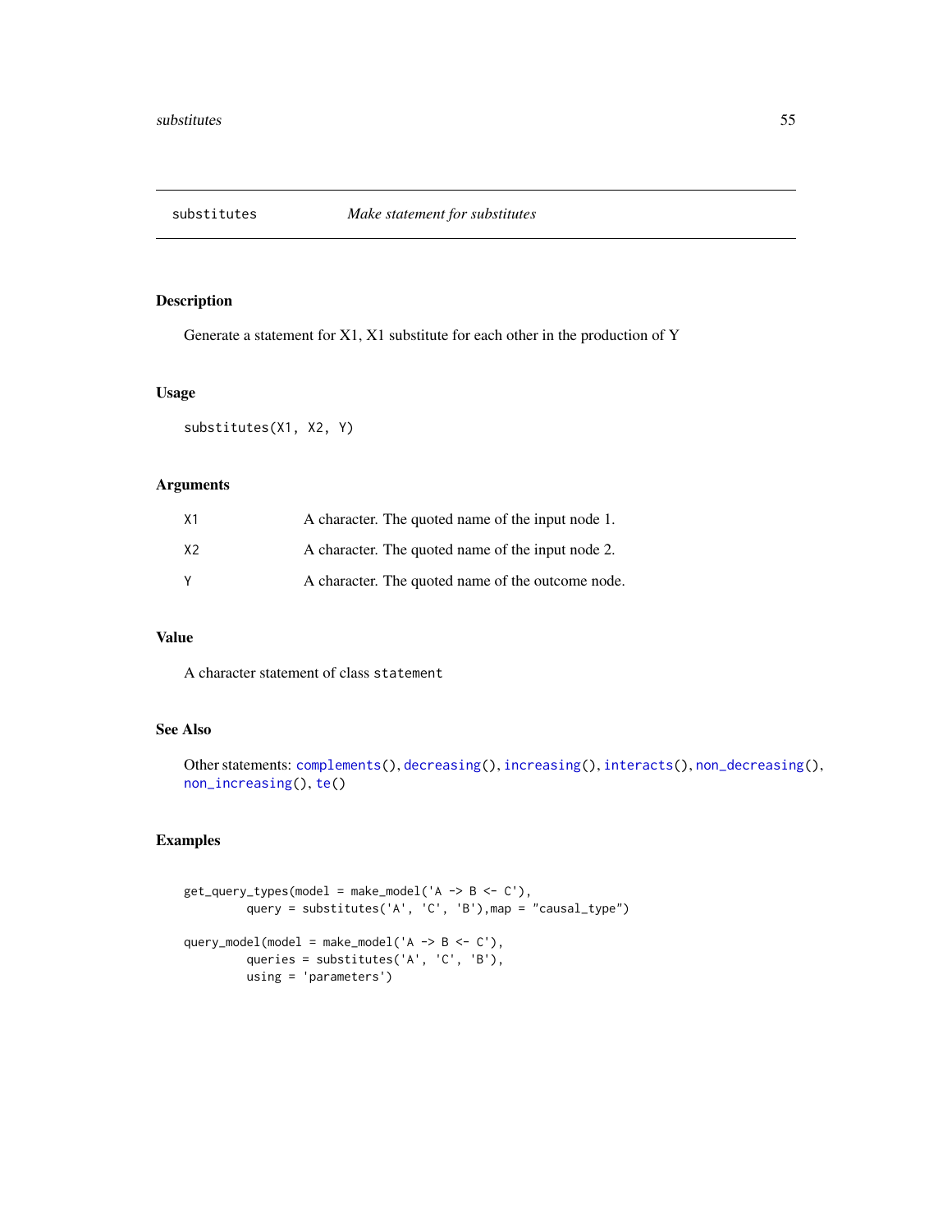# substitutes — *Make statement for substitutes*

## Description

Generate a statement for X1, X1 substitute for each other in the production of Y

## Usage

```
substitutes(X1, X2, Y)
```

## Arguments

| | |
|---|---|
| X1 | A character. The quoted name of the input node 1. |
| X2 | A character. The quoted name of the input node 2. |
| Y | A character. The quoted name of the outcome node. |

## Value

A character statement of class `statement`

## See Also

Other statements: `complements()`, `decreasing()`, `increasing()`, `interacts()`, `non_decreasing()`, `non_increasing()`, `te()`

## Examples

```
get_query_types(model = make_model('A -> B <- C'),
        query = substitutes('A', 'C', 'B'),map = "causal_type")

query_model(model = make_model('A -> B <- C'),
        queries = substitutes('A', 'C', 'B'),
        using = 'parameters')
```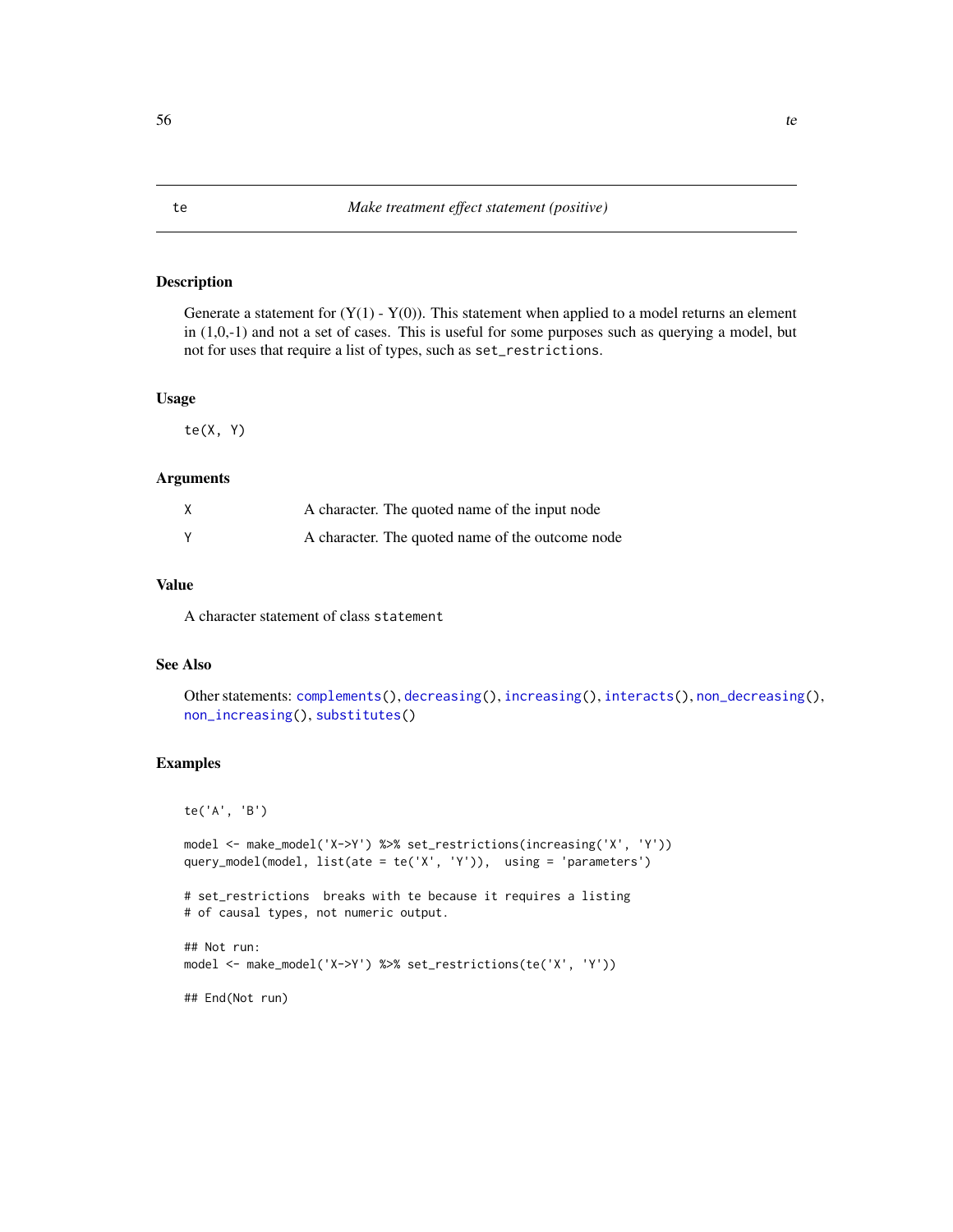# te — Make treatment effect statement (positive)

## Description

Generate a statement for (Y(1) - Y(0)). This statement when applied to a model returns an element in (1,0,-1) and not a set of cases. This is useful for some purposes such as querying a model, but not for uses that require a list of types, such as `set_restrictions`.

## Usage

```
te(X, Y)
```

## Arguments

| | |
|---|---|
| X | A character. The quoted name of the input node |
| Y | A character. The quoted name of the outcome node |

## Value

A character statement of class `statement`

## See Also

Other statements: `complements()`, `decreasing()`, `increasing()`, `interacts()`, `non_decreasing()`, `non_increasing()`, `substitutes()`

## Examples

```
te('A', 'B')

model <- make_model('X->Y') %>% set_restrictions(increasing('X', 'Y'))
query_model(model, list(ate = te('X', 'Y')),  using = 'parameters')

# set_restrictions  breaks with te because it requires a listing
# of causal types, not numeric output.

## Not run:
model <- make_model('X->Y') %>% set_restrictions(te('X', 'Y'))

## End(Not run)
```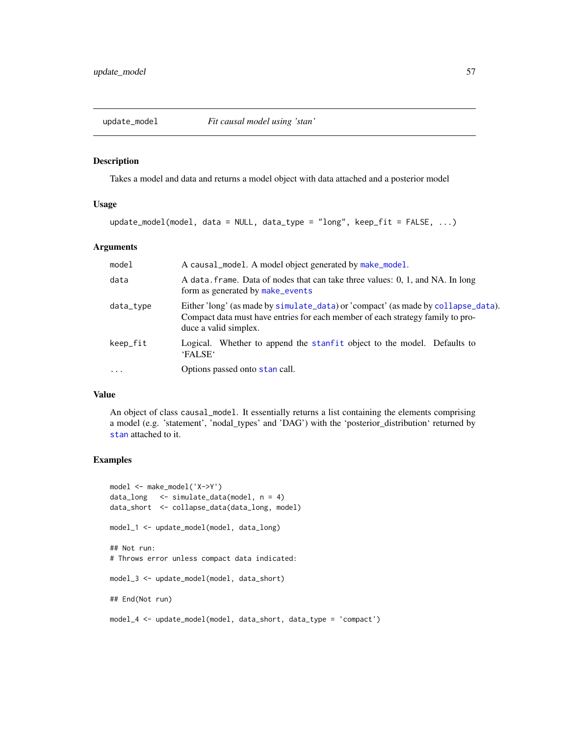## update_model — *Fit causal model using 'stan'*

### Description

Takes a model and data and returns a model object with data attached and a posterior model

### Usage

```
update_model(model, data = NULL, data_type = "long", keep_fit = FALSE, ...)
```

### Arguments

| | |
|---|---|
| `model` | A `causal_model`. A model object generated by `make_model`. |
| `data` | A `data.frame`. Data of nodes that can take three values: 0, 1, and NA. In long form as generated by `make_events` |
| `data_type` | Either 'long' (as made by `simulate_data`) or 'compact' (as made by `collapse_data`). Compact data must have entries for each member of each strategy family to produce a valid simplex. |
| `keep_fit` | Logical. Whether to append the `stanfit` object to the model. Defaults to 'FALSE' |
| `...` | Options passed onto `stan` call. |

### Value

An object of class `causal_model`. It essentially returns a list containing the elements comprising a model (e.g. 'statement', 'nodal_types' and 'DAG') with the 'posterior_distribution' returned by `stan` attached to it.

### Examples

```
model <- make_model('X->Y')
data_long   <- simulate_data(model, n = 4)
data_short  <- collapse_data(data_long, model)

model_1 <- update_model(model, data_long)

## Not run:
# Throws error unless compact data indicated:

model_3 <- update_model(model, data_short)

## End(Not run)

model_4 <- update_model(model, data_short, data_type = 'compact')
```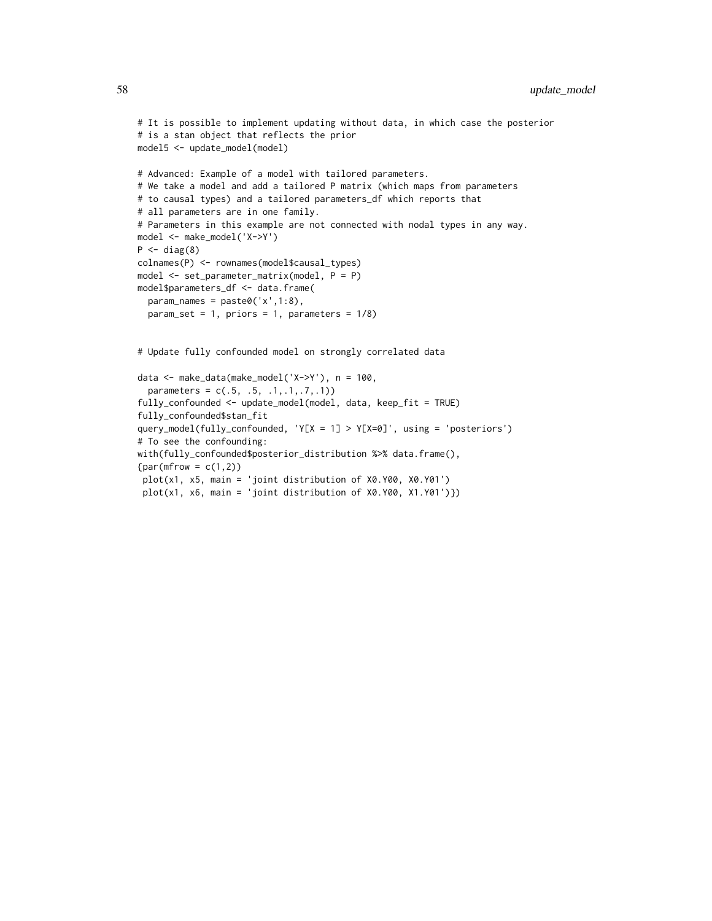```
# It is possible to implement updating without data, in which case the posterior
# is a stan object that reflects the prior
model5 <- update_model(model)

# Advanced: Example of a model with tailored parameters.
# We take a model and add a tailored P matrix (which maps from parameters
# to causal types) and a tailored parameters_df which reports that
# all parameters are in one family.
# Parameters in this example are not connected with nodal types in any way.
model <- make_model('X->Y')
P <- diag(8)
colnames(P) <- rownames(model$causal_types)
model <- set_parameter_matrix(model, P = P)
model$parameters_df <- data.frame(
  param_names = paste0('x',1:8),
  param_set = 1, priors = 1, parameters = 1/8)


# Update fully confounded model on strongly correlated data

data <- make_data(make_model('X->Y'), n = 100,
  parameters = c(.5, .5, .1,.1,.7,.1))
fully_confounded <- update_model(model, data, keep_fit = TRUE)
fully_confounded$stan_fit
query_model(fully_confounded, 'Y[X = 1] > Y[X=0]', using = 'posteriors')
# To see the confounding:
with(fully_confounded$posterior_distribution %>% data.frame(),
{par(mfrow = c(1,2))
 plot(x1, x5, main = 'joint distribution of X0.Y00, X0.Y01')
 plot(x1, x6, main = 'joint distribution of X0.Y00, X1.Y01')})
```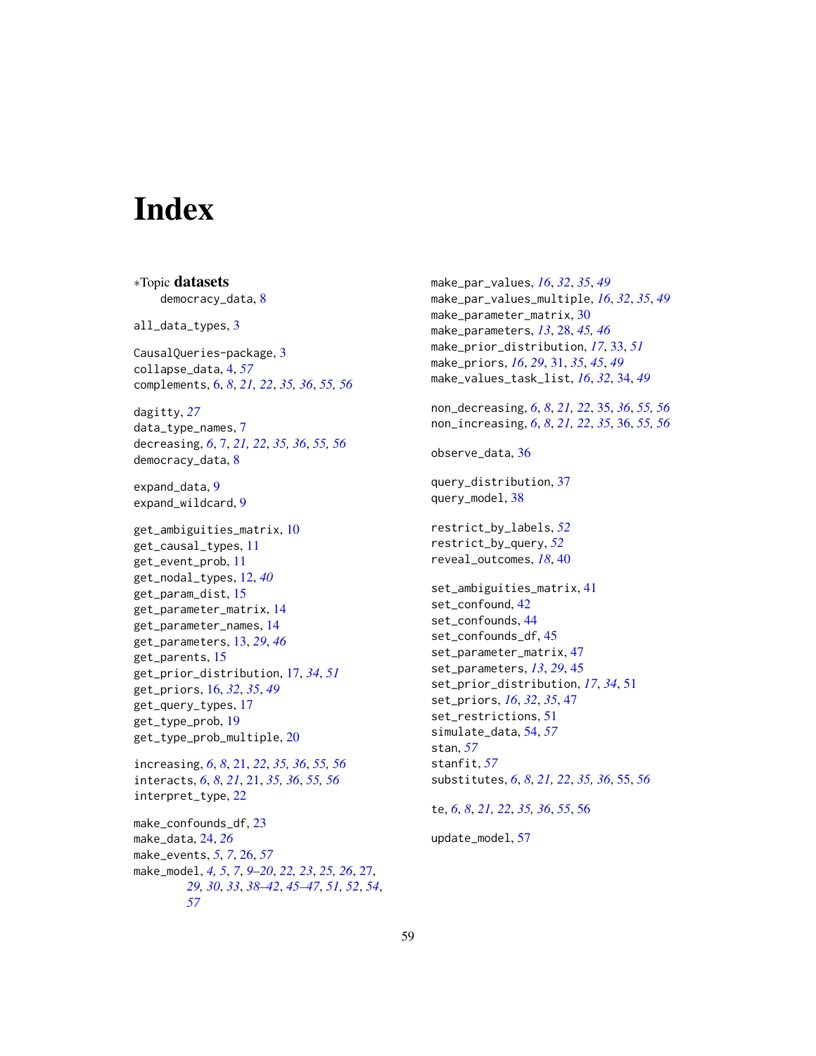# Index

∗Topic **datasets**
    democracy_data, 8

all_data_types, 3

CausalQueries-package, 3
collapse_data, 4, *57*
complements, 6, *8*, *21, 22*, *35, 36*, *55, 56*

dagitty, *27*
data_type_names, 7
decreasing, *6*, 7, *21, 22*, *35, 36*, *55, 56*
democracy_data, 8

expand_data, 9
expand_wildcard, 9

get_ambiguities_matrix, 10
get_causal_types, 11
get_event_prob, 11
get_nodal_types, 12, *40*
get_param_dist, 15
get_parameter_matrix, 14
get_parameter_names, 14
get_parameters, 13, *29*, *46*
get_parents, 15
get_prior_distribution, 17, *34*, *51*
get_priors, 16, *32*, *35*, *49*
get_query_types, 17
get_type_prob, 19
get_type_prob_multiple, 20

increasing, *6*, *8*, 21, *22*, *35, 36*, *55, 56*
interacts, *6*, *8*, *21*, 21, *35, 36*, *55, 56*
interpret_type, 22

make_confounds_df, 23
make_data, 24, *26*
make_events, *5*, *7*, 26, *57*
make_model, *4, 5*, *7*, *9–20*, *22, 23*, *25, 26*, 27, *29, 30*, *33*, *38–42*, *45–47*, *51, 52*, *54*, *57*
make_par_values, *16*, *32*, *35*, *49*
make_par_values_multiple, *16*, *32*, *35*, *49*
make_parameter_matrix, 30
make_parameters, *13*, 28, *45, 46*
make_prior_distribution, *17*, 33, *51*
make_priors, *16*, *29*, 31, *35*, *45*, *49*
make_values_task_list, *16*, *32*, 34, *49*

non_decreasing, *6*, *8*, *21, 22*, 35, *36*, *55, 56*
non_increasing, *6*, *8*, *21, 22*, *35*, 36, *55, 56*

observe_data, 36

query_distribution, 37
query_model, 38

restrict_by_labels, *52*
restrict_by_query, *52*
reveal_outcomes, *18*, 40

set_ambiguities_matrix, 41
set_confound, 42
set_confounds, 44
set_confounds_df, 45
set_parameter_matrix, 47
set_parameters, *13*, *29*, 45
set_prior_distribution, *17*, *34*, 51
set_priors, *16*, *32*, *35*, 47
set_restrictions, 51
simulate_data, 54, *57*
stan, *57*
stanfit, *57*
substitutes, *6*, *8*, *21, 22*, *35, 36*, 55, *56*

te, *6*, *8*, *21, 22*, *35, 36*, *55*, 56

update_model, 57